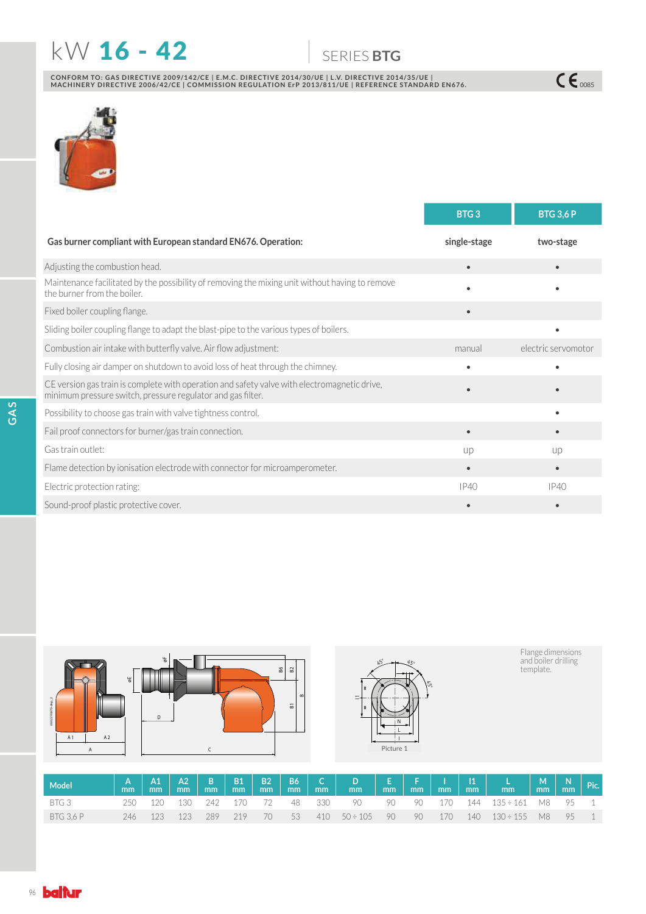# kW 16 - 42

## SERIES BTG

CONFORM TO: GAS DIRECTIVE 2009/142/CE | E.M.C. DIRECTIVE 2014/30/UE | L.V. DIRECTIVE 2014/35/UE | MACHINERY DIRECTIVE 2006/42/CE | COMMISSION REGULATION ErP 2013/811/UE | REFERENCE STANDARD EN676.

CE 0085

| | BTG 3 | BTG 3,6 P |
|---|---|---|
| **Gas burner compliant with European standard EN676. Operation:** | single-stage | two-stage |
| Adjusting the combustion head. | • | • |
| Maintenance facilitated by the possibility of removing the mixing unit without having to remove the burner from the boiler. | • | • |
| Fixed boiler coupling flange. | • | |
| Sliding boiler coupling flange to adapt the blast-pipe to the various types of boilers. | | • |
| Combustion air intake with butterfly valve. Air flow adjustment: | manual | electric servomotor |
| Fully closing air damper on shutdown to avoid loss of heat through the chimney. | • | • |
| CE version gas train is complete with operation and safety valve with electromagnetic drive, minimum pressure switch, pressure regulator and gas filter. | • | • |
| Possibility to choose gas train with valve tightness control. | | • |
| Fail proof connectors for burner/gas train connection. | • | • |
| Gas train outlet: | up | up |
| Flame detection by ionisation electrode with connector for microamperometer. | • | • |
| Electric protection rating: | IP40 | IP40 |
| Sound-proof plastic protective cover. | • | • |

Flange dimensions and boiler drilling template.

Picture 1

| Model | A mm | A1 mm | A2 mm | B mm | B1 mm | B2 mm | B6 mm | C mm | D mm | E mm | F mm | I mm | I1 mm | L mm | M mm | N mm | Pic. |
|---|---|---|---|---|---|---|---|---|---|---|---|---|---|---|---|---|---|
| BTG 3 | 250 | 120 | 130 | 242 | 170 | 72 | 48 | 330 | 90 | 90 | 90 | 170 | 144 | 135 ÷ 161 | M8 | 95 | 1 |
| BTG 3,6 P | 246 | 123 | 123 | 289 | 219 | 70 | 53 | 410 | 50 ÷ 105 | 90 | 90 | 170 | 140 | 130 ÷ 155 | M8 | 95 | 1 |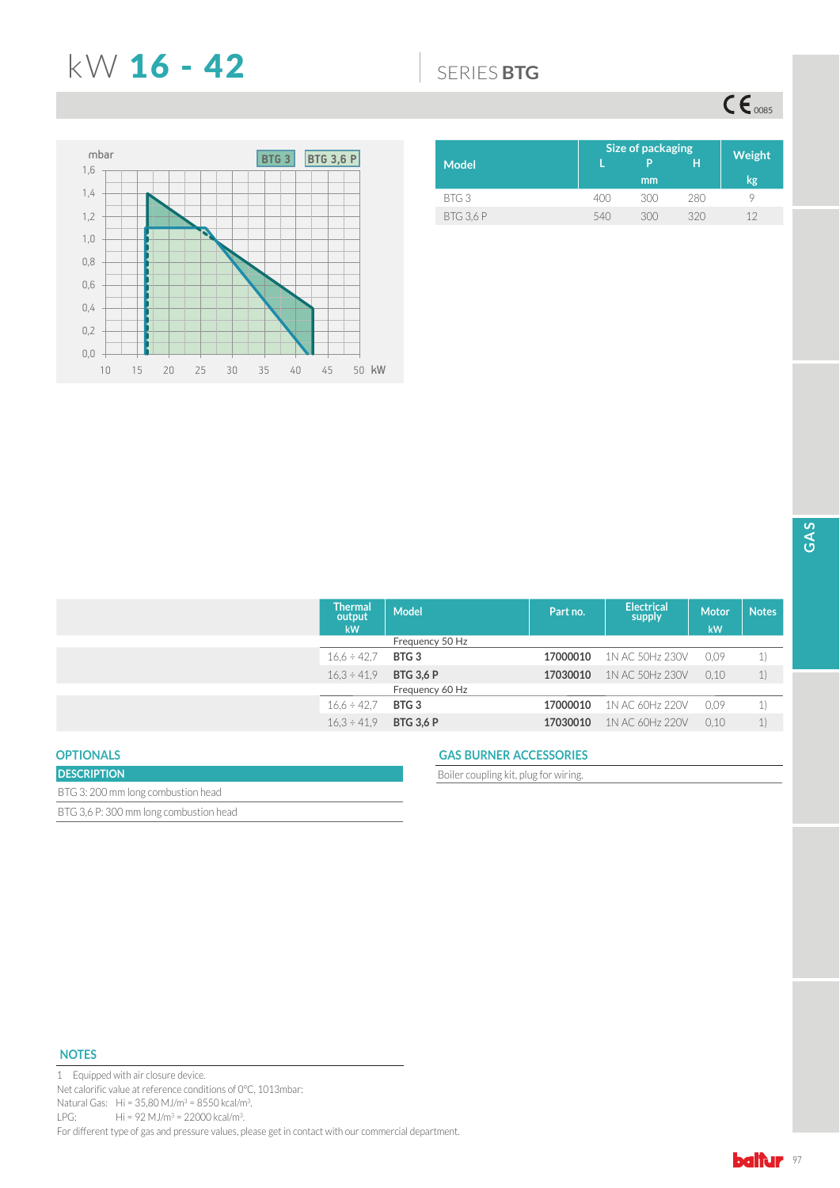# kW 16 - 42

SERIES **BTG**

CE 0085

mbar — BTG 3 / BTG 3,6 P — kW

| Model | Size of packaging L | P | H | Weight |
|---|---|---|---|---|
| | mm | | | kg |
| BTG 3 | 400 | 300 | 280 | 9 |
| BTG 3,6 P | 540 | 300 | 320 | 12 |

| Thermal output kW | Model | Part no. | Electrical supply | Motor kW | Notes |
|---|---|---|---|---|---|
| | Frequency 50 Hz | | | | |
| 16,6 ÷ 42,7 | **BTG 3** | **17000010** | 1N AC 50Hz 230V | 0,09 | 1) |
| 16,3 ÷ 41,9 | **BTG 3,6 P** | **17030010** | 1N AC 50Hz 230V | 0,10 | 1) |
| | Frequency 60 Hz | | | | |
| 16,6 ÷ 42,7 | **BTG 3** | **17000010** | 1N AC 60Hz 220V | 0,09 | 1) |
| 16,3 ÷ 41,9 | **BTG 3,6 P** | **17030010** | 1N AC 60Hz 220V | 0,10 | 1) |

## OPTIONALS

| DESCRIPTION |
|---|
| BTG 3: 200 mm long combustion head |
| BTG 3,6 P: 300 mm long combustion head |

## GAS BURNER ACCESSORIES

Boiler coupling kit, plug for wiring.

## NOTES

1 Equipped with air closure device.

Net calorific value at reference conditions of 0°C, 1013mbar:

Natural Gas: Hi = 35,80 MJ/m³ = 8550 kcal/m³.

LPG: Hi = 92 MJ/m³ = 22000 kcal/m³.

For different type of gas and pressure values, please get in contact with our commercial department.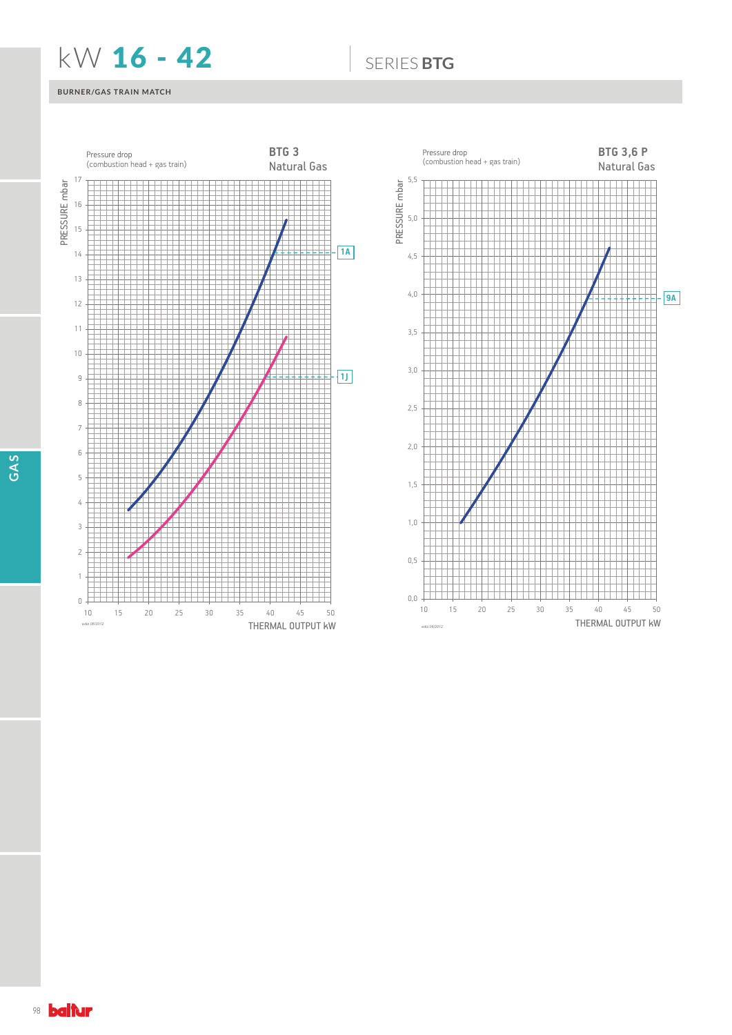# kW 16 - 42

SERIES **BTG**

BURNER/GAS TRAIN MATCH

**BTG 3**
Natural Gas

Pressure drop
(combustion head + gas train)

PRESSURE mbar

THERMAL OUTPUT kW

1A

1J

ediz.06/2012

**BTG 3,6 P**
Natural Gas

Pressure drop
(combustion head + gas train)

PRESSURE mbar

THERMAL OUTPUT kW

9A

ediz.06/2012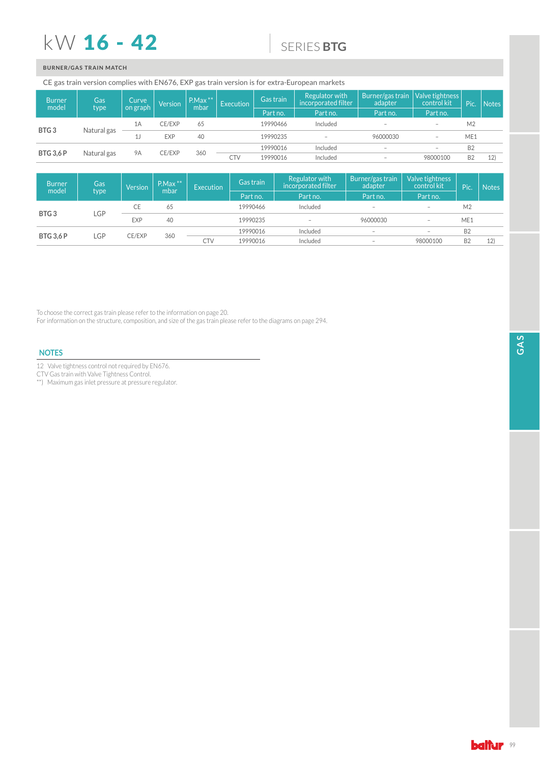# kW **16 - 42**

## SERIES **BTG**

**BURNER/GAS TRAIN MATCH**

CE gas train version complies with EN676, EXP gas train version is for extra-European markets

| Burner model | Gas type | Curve on graph | Version | P.Max ** mbar | Execution | Gas train | Regulator with incorporated filter | Burner/gas train adapter | Valve tightness control kit | Pic. | Notes |
|---|---|---|---|---|---|---|---|---|---|---|---|
| | | | | | | Part no. | Part no. | Part no. | Part no. | | |
| **BTG 3** | Natural gas | 1A | CE/EXP | 65 | | 19990466 | Included | – | – | M2 | |
| | | 1J | EXP | 40 | | 19990235 | – | 96000030 | – | ME1 | |
| **BTG 3,6 P** | Natural gas | 9A | CE/EXP | 360 | | 19990016 | Included | – | – | B2 | |
| | | | | | CTV | 19990016 | Included | – | 98000100 | B2 | 12) |

| Burner model | Gas type | Version | P.Max ** mbar | Execution | Gas train | Regulator with incorporated filter | Burner/gas train adapter | Valve tightness control kit | Pic. | Notes |
|---|---|---|---|---|---|---|---|---|---|---|
| | | | | | Part no. | Part no. | Part no. | Part no. | | |
| **BTG 3** | LGP | CE | 65 | | 19990466 | Included | – | – | M2 | |
| | | EXP | 40 | | 19990235 | – | 96000030 | – | ME1 | |
| **BTG 3,6 P** | LGP | CE/EXP | 360 | | 19990016 | Included | – | – | B2 | |
| | | | | CTV | 19990016 | Included | – | 98000100 | B2 | 12) |

To choose the correct gas train please refer to the information on page 20.
For information on the structure, composition, and size of the gas train please refer to the diagrams on page 294.

## NOTES

12 Valve tightness control not required by EN676.
CTV Gas train with Valve Tightness Control.
**) Maximum gas inlet pressure at pressure regulator.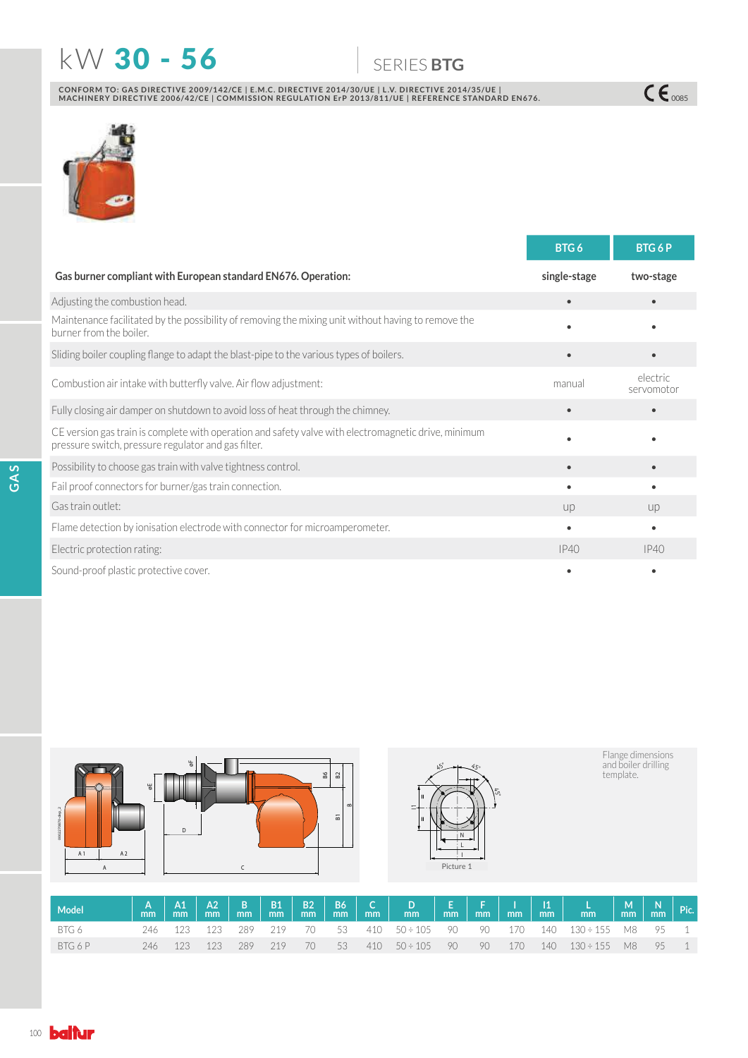# kW 30 - 56

## SERIES BTG

**CONFORM TO: GAS DIRECTIVE 2009/142/CE | E.M.C. DIRECTIVE 2014/30/UE | L.V. DIRECTIVE 2014/35/UE | MACHINERY DIRECTIVE 2006/42/CE | COMMISSION REGULATION ErP 2013/811/UE | REFERENCE STANDARD EN676.**

CE 0085

| | BTG 6 | BTG 6 P |
|---|---|---|
| **Gas burner compliant with European standard EN676. Operation:** | **single-stage** | **two-stage** |
| Adjusting the combustion head. | • | • |
| Maintenance facilitated by the possibility of removing the mixing unit without having to remove the burner from the boiler. | • | • |
| Sliding boiler coupling flange to adapt the blast-pipe to the various types of boilers. | • | • |
| Combustion air intake with butterfly valve. Air flow adjustment: | manual | electric servomotor |
| Fully closing air damper on shutdown to avoid loss of heat through the chimney. | • | • |
| CE version gas train is complete with operation and safety valve with electromagnetic drive, minimum pressure switch, pressure regulator and gas filter. | • | • |
| Possibility to choose gas train with valve tightness control. | • | • |
| Fail proof connectors for burner/gas train connection. | • | • |
| Gas train outlet: | up | up |
| Flame detection by ionisation electrode with connector for microamperometer. | • | • |
| Electric protection rating: | IP40 | IP40 |
| Sound-proof plastic protective cover. | • | • |

Flange dimensions and boiler drilling template.

Picture 1

| Model | A mm | A1 mm | A2 mm | B mm | B1 mm | B2 mm | B6 mm | C mm | D mm | E mm | F mm | I mm | I1 mm | L mm | M mm | N mm | Pic. |
|---|---|---|---|---|---|---|---|---|---|---|---|---|---|---|---|---|---|
| BTG 6 | 246 | 123 | 123 | 289 | 219 | 70 | 53 | 410 | 50 ÷ 105 | 90 | 90 | 170 | 140 | 130 ÷ 155 | M8 | 95 | 1 |
| BTG 6 P | 246 | 123 | 123 | 289 | 219 | 70 | 53 | 410 | 50 ÷ 105 | 90 | 90 | 170 | 140 | 130 ÷ 155 | M8 | 95 | 1 |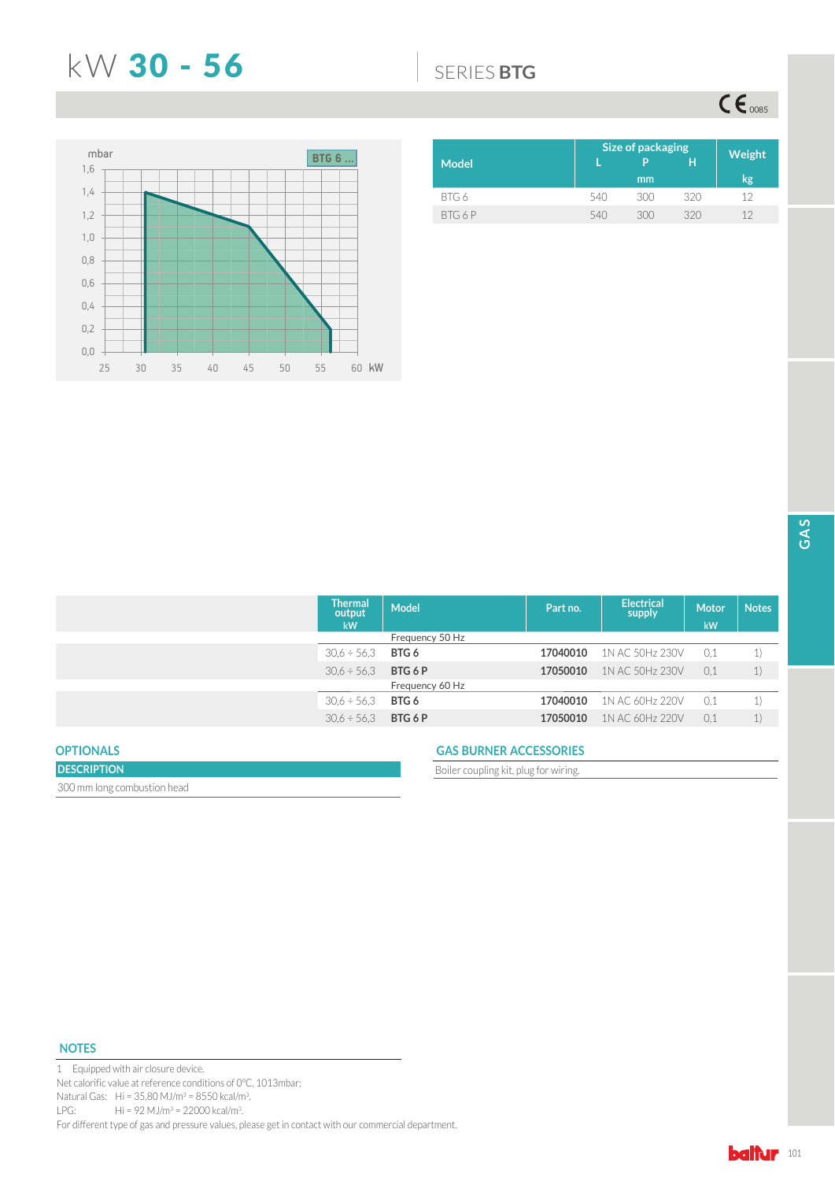# kW 30 - 56

## SERIES BTG

CE 0085

| Model | Size of packaging L | P | H | Weight |
|---|---|---|---|---|
| | mm | | | kg |
| BTG 6 | 540 | 300 | 320 | 12 |
| BTG 6 P | 540 | 300 | 320 | 12 |

| Thermal output kW | Model | Part no. | Electrical supply | Motor kW | Notes |
|---|---|---|---|---|---|
| | Frequency 50 Hz | | | | |
| 30,6 ÷ 56,3 | **BTG 6** | **17040010** | 1N AC 50Hz 230V | 0,1 | 1) |
| 30,6 ÷ 56,3 | **BTG 6 P** | **17050010** | 1N AC 50Hz 230V | 0,1 | 1) |
| | Frequency 60 Hz | | | | |
| 30,6 ÷ 56,3 | **BTG 6** | **17040010** | 1N AC 60Hz 220V | 0,1 | 1) |
| 30,6 ÷ 56,3 | **BTG 6 P** | **17050010** | 1N AC 60Hz 220V | 0,1 | 1) |

### OPTIONALS

| DESCRIPTION |
|---|
| 300 mm long combustion head |

### GAS BURNER ACCESSORIES

Boiler coupling kit, plug for wiring.

### NOTES

1 Equipped with air closure device.

Net calorific value at reference conditions of 0°C, 1013mbar:

Natural Gas: Hi = 35,80 MJ/m³ = 8550 kcal/m³.

LPG: Hi = 92 MJ/m³ = 22000 kcal/m³.

For different type of gas and pressure values, please get in contact with our commercial department.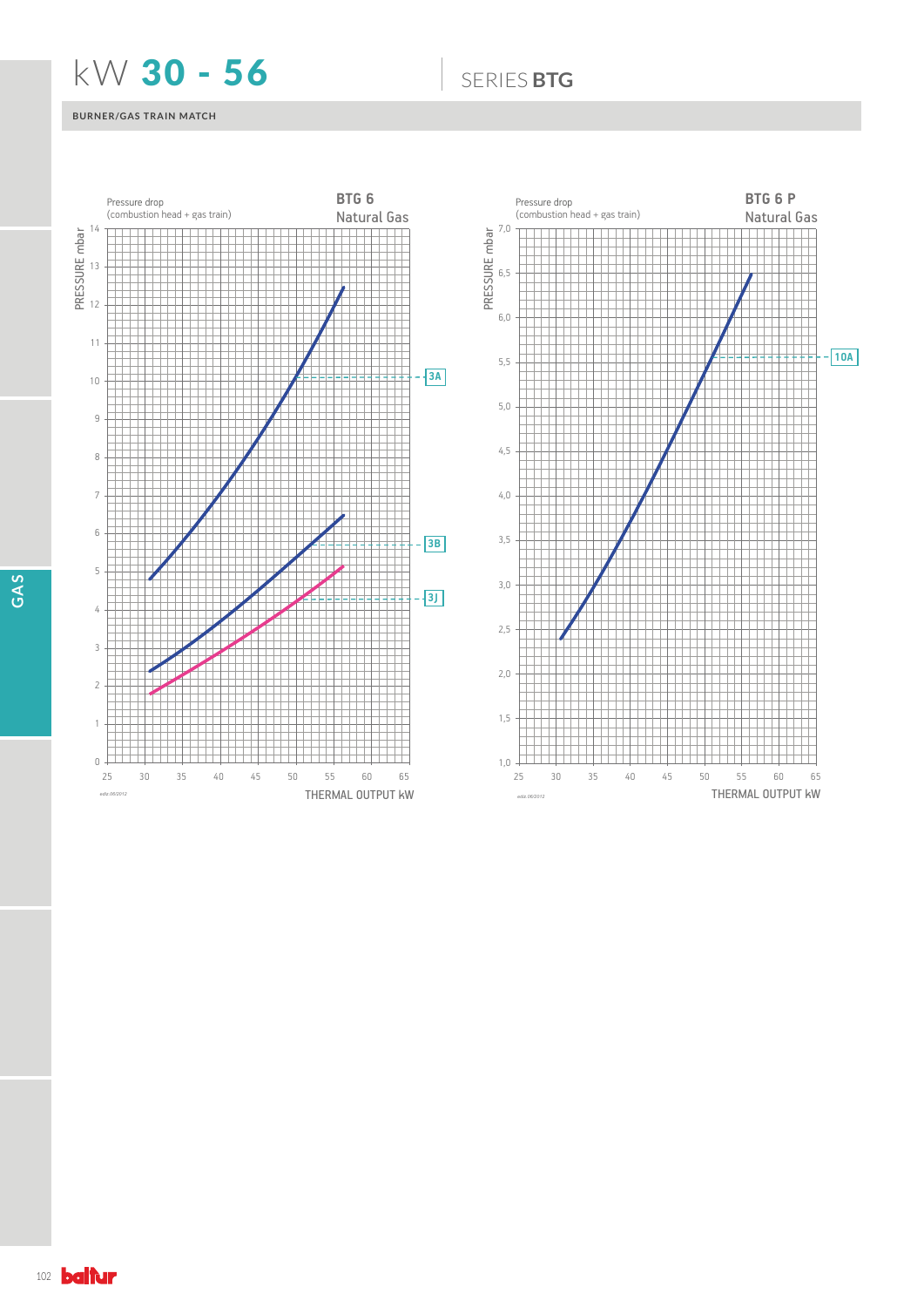# kW 30 - 56

## SERIES BTG

### BURNER/GAS TRAIN MATCH

**BTG 6**
Natural Gas

Pressure drop
(combustion head + gas train)

PRESSURE mbar

0 1 2 3 4 5 6 7 8 9 10 11 12 13 14

25 30 35 40 45 50 55 60 65

THERMAL OUTPUT kW

3A
3B
3J

**BTG 6 P**
Natural Gas

Pressure drop
(combustion head + gas train)

PRESSURE mbar

1,0 1,5 2,0 2,5 3,0 3,5 4,0 4,5 5,0 5,5 6,0 6,5 7,0

25 30 35 40 45 50 55 60 65

THERMAL OUTPUT kW

10A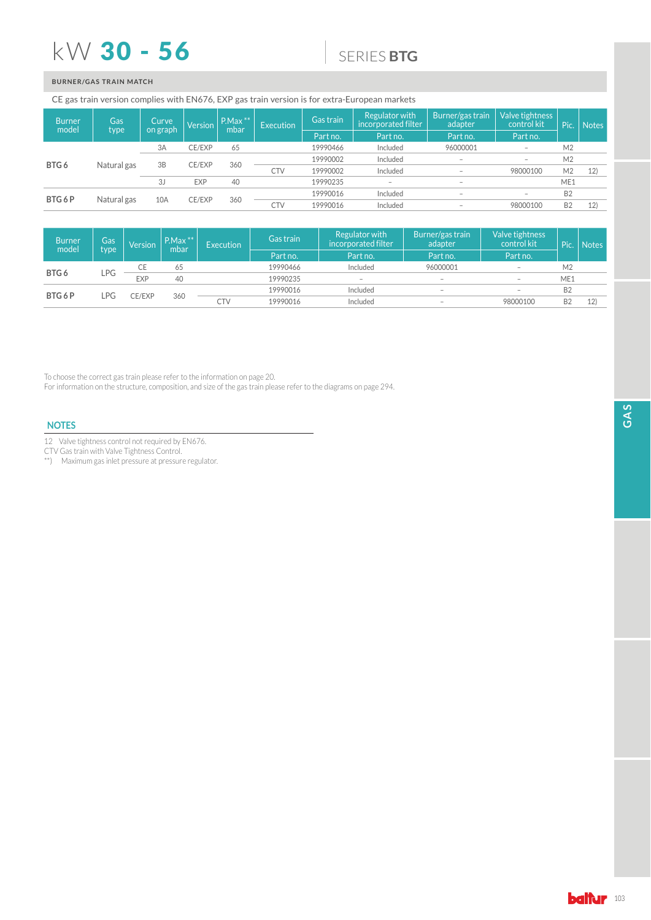# kW 30 - 56

## SERIES BTG

### BURNER/GAS TRAIN MATCH

CE gas train version complies with EN676, EXP gas train version is for extra-European markets

| Burner model | Gas type | Curve on graph | Version | P.Max ** mbar | Execution | Gas train | Regulator with incorporated filter | Burner/gas train adapter | Valve tightness control kit | Pic. | Notes |
|---|---|---|---|---|---|---|---|---|---|---|---|
| | | | | | | Part no. | Part no. | Part no. | Part no. | | |
| BTG 6 | Natural gas | 3A | CE/EXP | 65 | | 19990466 | Included | 96000001 | – | M2 | |
| | | 3B | CE/EXP | 360 | | 19990002 | Included | – | – | M2 | |
| | | | | | CTV | 19990002 | Included | – | 98000100 | M2 | 12) |
| | | 3J | EXP | 40 | | 19990235 | – | – | – | ME1 | |
| BTG 6 P | Natural gas | 10A | CE/EXP | 360 | | 19990016 | Included | – | – | B2 | |
| | | | | | CTV | 19990016 | Included | – | 98000100 | B2 | 12) |

| Burner model | Gas type | Version | P.Max ** mbar | Execution | Gas train | Regulator with incorporated filter | Burner/gas train adapter | Valve tightness control kit | Pic. | Notes |
|---|---|---|---|---|---|---|---|---|---|---|
| | | | | | Part no. | Part no. | Part no. | Part no. | | |
| BTG 6 | LPG | CE | 65 | | 19990466 | Included | 96000001 | – | M2 | |
| | | EXP | 40 | | 19990235 | – | – | – | ME1 | |
| BTG 6 P | LPG | CE/EXP | 360 | | 19990016 | Included | – | – | B2 | |
| | | | | CTV | 19990016 | Included | – | 98000100 | B2 | 12) |

To choose the correct gas train please refer to the information on page 20.
For information on the structure, composition, and size of the gas train please refer to the diagrams on page 294.

### NOTES

12 Valve tightness control not required by EN676.
CTV Gas train with Valve Tightness Control.
**) Maximum gas inlet pressure at pressure regulator.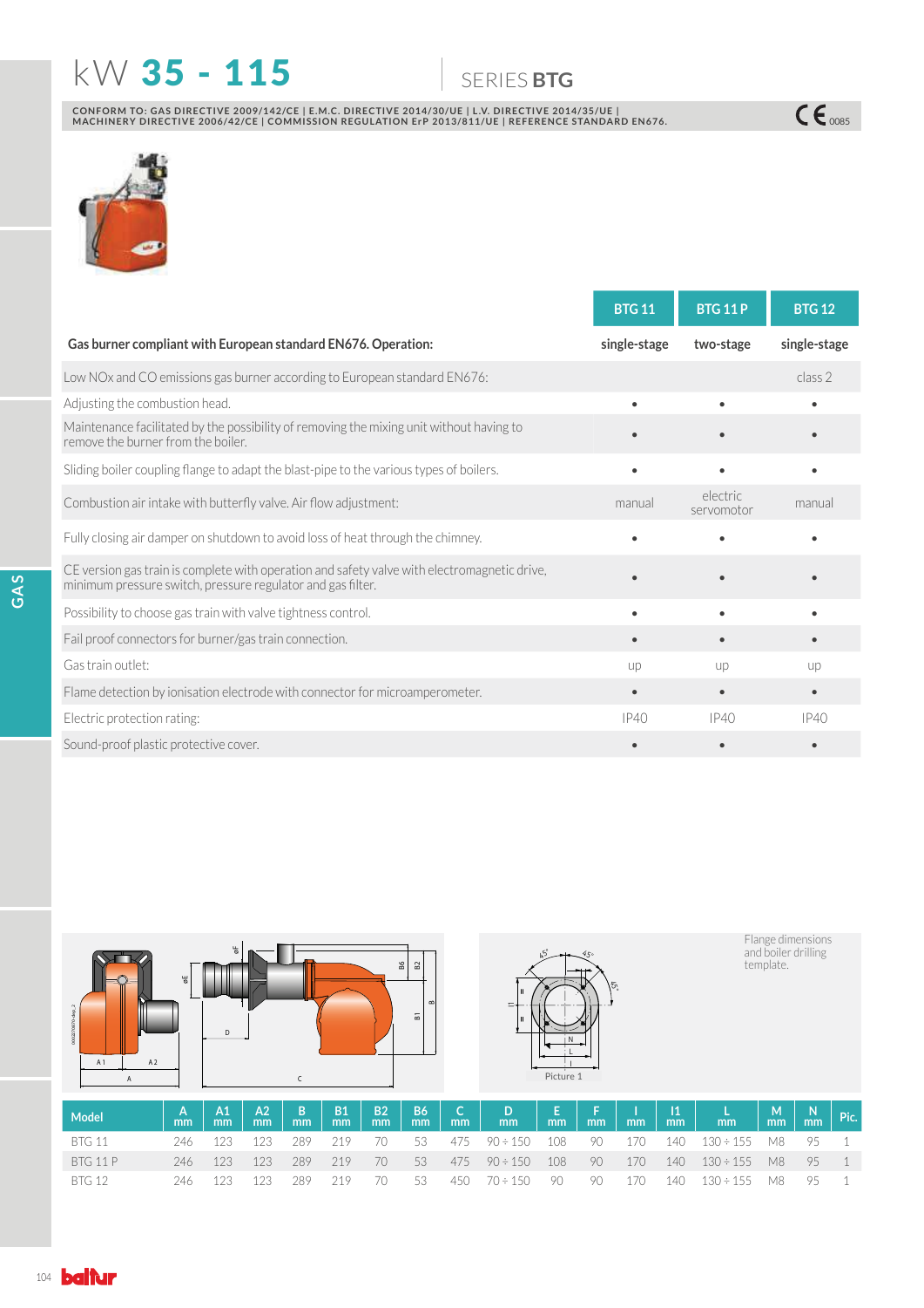# kW 35 - 115

## SERIES BTG

CONFORM TO: GAS DIRECTIVE 2009/142/CE | E.M.C. DIRECTIVE 2014/30/UE | L.V. DIRECTIVE 2014/35/UE | MACHINERY DIRECTIVE 2006/42/CE | COMMISSION REGULATION ErP 2013/811/UE | REFERENCE STANDARD EN676.

CE 0085

| | BTG 11 | BTG 11 P | BTG 12 |
|---|---|---|---|
| **Gas burner compliant with European standard EN676. Operation:** | single-stage | two-stage | single-stage |
| Low NOx and CO emissions gas burner according to European standard EN676: | | | class 2 |
| Adjusting the combustion head. | • | • | • |
| Maintenance facilitated by the possibility of removing the mixing unit without having to remove the burner from the boiler. | • | • | • |
| Sliding boiler coupling flange to adapt the blast-pipe to the various types of boilers. | • | • | • |
| Combustion air intake with butterfly valve. Air flow adjustment: | manual | electric servomotor | manual |
| Fully closing air damper on shutdown to avoid loss of heat through the chimney. | • | • | • |
| CE version gas train is complete with operation and safety valve with electromagnetic drive, minimum pressure switch, pressure regulator and gas filter. | • | • | • |
| Possibility to choose gas train with valve tightness control. | • | • | • |
| Fail proof connectors for burner/gas train connection. | • | • | • |
| Gas train outlet: | up | up | up |
| Flame detection by ionisation electrode with connector for microamperometer. | • | • | • |
| Electric protection rating: | IP40 | IP40 | IP40 |
| Sound-proof plastic protective cover. | • | • | • |

Flange dimensions and boiler drilling template.

Picture 1

| Model | A mm | A1 mm | A2 mm | B mm | B1 mm | B2 mm | B6 mm | C mm | D mm | E mm | F mm | I mm | I1 mm | L mm | M mm | N mm | Pic. |
|---|---|---|---|---|---|---|---|---|---|---|---|---|---|---|---|---|---|
| BTG 11 | 246 | 123 | 123 | 289 | 219 | 70 | 53 | 475 | 90 ÷ 150 | 108 | 90 | 170 | 140 | 130 ÷ 155 | M8 | 95 | 1 |
| BTG 11 P | 246 | 123 | 123 | 289 | 219 | 70 | 53 | 475 | 90 ÷ 150 | 108 | 90 | 170 | 140 | 130 ÷ 155 | M8 | 95 | 1 |
| BTG 12 | 246 | 123 | 123 | 289 | 219 | 70 | 53 | 450 | 70 ÷ 150 | 90 | 90 | 170 | 140 | 130 ÷ 155 | M8 | 95 | 1 |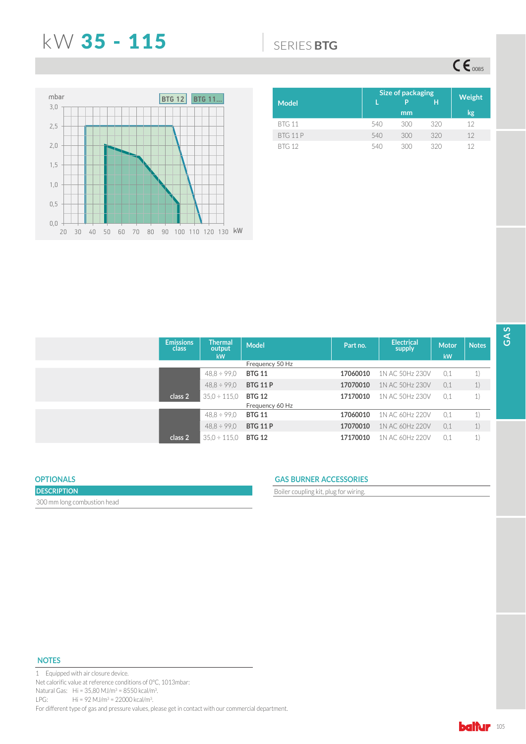# kW 35 - 115

## SERIES BTG

CE 0085

mbar

3,0 / 2,5 / 2,0 / 1,5 / 1,0 / 0,5 / 0,0

20 30 40 50 60 70 80 90 100 110 120 130 kW

BTG 12 | BTG 11...

| Model | Size of packaging L | P | H | Weight |
|---|---|---|---|---|
| | mm | | | kg |
| BTG 11 | 540 | 300 | 320 | 12 |
| BTG 11 P | 540 | 300 | 320 | 12 |
| BTG 12 | 540 | 300 | 320 | 12 |

| Emissions class | Thermal output kW | Model | Part no. | Electrical supply | Motor kW | Notes |
|---|---|---|---|---|---|---|
| | | Frequency 50 Hz | | | | |
| | 48,8 ÷ 99,0 | **BTG 11** | **17060010** | 1N AC 50Hz 230V | 0,1 | 1) |
| | 48,8 ÷ 99,0 | **BTG 11 P** | **17070010** | 1N AC 50Hz 230V | 0,1 | 1) |
| class 2 | 35,0 ÷ 115,0 | **BTG 12** | **17170010** | 1N AC 50Hz 230V | 0,1 | 1) |
| | | Frequency 60 Hz | | | | |
| | 48,8 ÷ 99,0 | **BTG 11** | **17060010** | 1N AC 60Hz 220V | 0,1 | 1) |
| | 48,8 ÷ 99,0 | **BTG 11 P** | **17070010** | 1N AC 60Hz 220V | 0,1 | 1) |
| class 2 | 35,0 ÷ 115,0 | **BTG 12** | **17170010** | 1N AC 60Hz 220V | 0,1 | 1) |

### OPTIONALS

| DESCRIPTION |
|---|
| 300 mm long combustion head |

### GAS BURNER ACCESSORIES

Boiler coupling kit, plug for wiring.

### NOTES

1 Equipped with air closure device.

Net calorific value at reference conditions of 0°C, 1013mbar:

Natural Gas: Hi = 35,80 MJ/m³ = 8550 kcal/m³.

LPG: Hi = 92 MJ/m³ = 22000 kcal/m³.

For different type of gas and pressure values, please get in contact with our commercial department.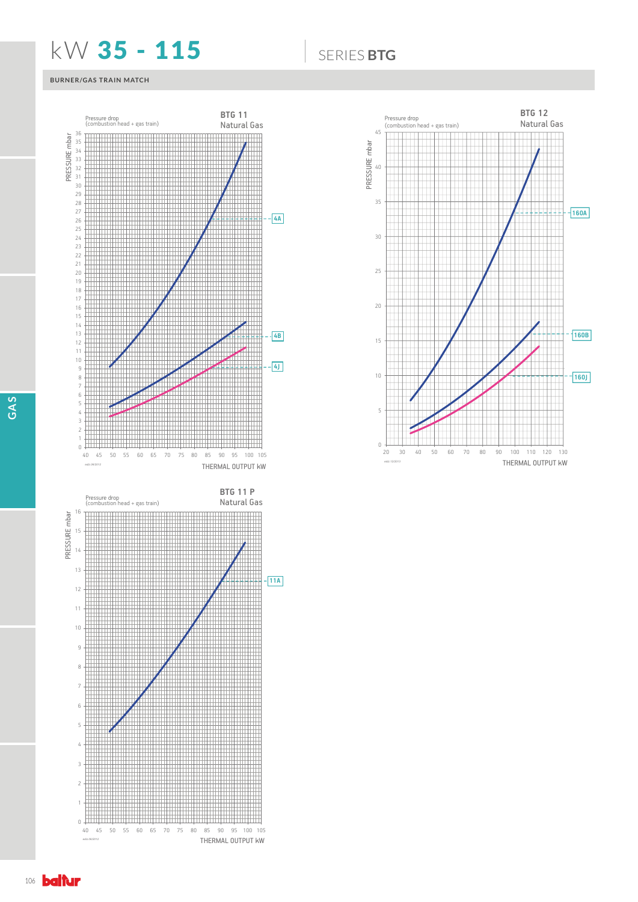# kW 35 - 115

SERIES **BTG**

BURNER/GAS TRAIN MATCH

**BTG 11**
Natural Gas

Pressure drop
(combustion head + gas train)

PRESSURE mbar

THERMAL OUTPUT kW

4A
4B
4J

**BTG 12**
Natural Gas

Pressure drop
(combustion head + gas train)

PRESSURE mbar

THERMAL OUTPUT kW

160A
160B
160J

**BTG 11 P**
Natural Gas

Pressure drop
(combustion head + gas train)

PRESSURE mbar

THERMAL OUTPUT kW

11A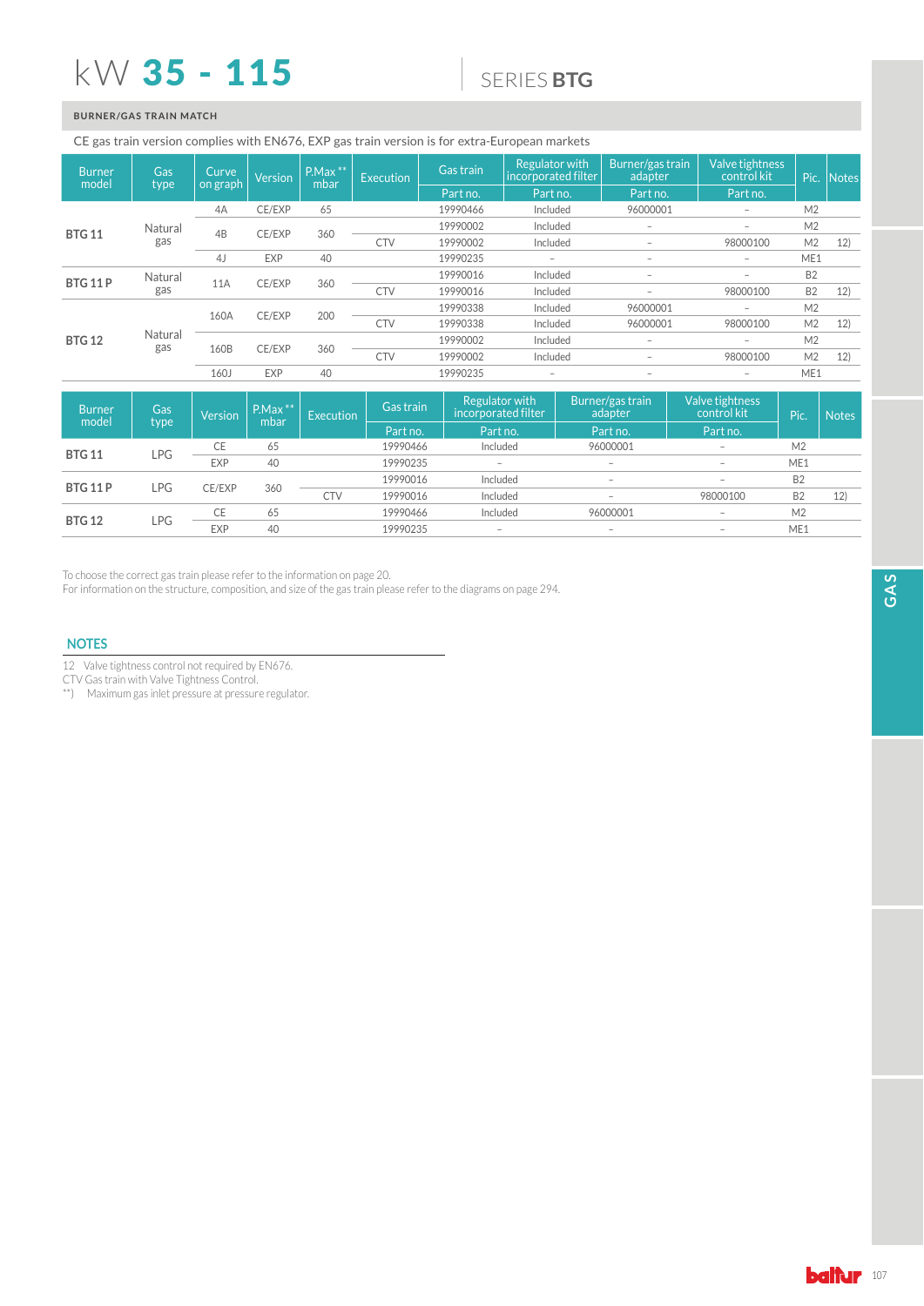# kW 35 - 115

SERIES **BTG**

**BURNER/GAS TRAIN MATCH**

CE gas train version complies with EN676, EXP gas train version is for extra-European markets

| Burner model | Gas type | Curve on graph | Version | P.Max ** mbar | Execution | Gas train | Regulator with incorporated filter | Burner/gas train adapter | Valve tightness control kit | Pic. | Notes |
|---|---|---|---|---|---|---|---|---|---|---|---|
| | | | | | | Part no. | Part no. | Part no. | Part no. | | |
| **BTG 11** | Natural gas | 4A | CE/EXP | 65 | | 19990466 | Included | 96000001 | – | M2 | |
| | | 4B | CE/EXP | 360 | | 19990002 | Included | – | – | M2 | |
| | | | | | CTV | 19990002 | Included | – | 98000100 | M2 | 12) |
| | | 4J | EXP | 40 | | 19990235 | – | – | – | ME1 | |
| **BTG 11 P** | Natural gas | 11A | CE/EXP | 360 | | 19990016 | Included | – | – | B2 | |
| | | | | | CTV | 19990016 | Included | – | 98000100 | B2 | 12) |
| **BTG 12** | Natural gas | 160A | CE/EXP | 200 | | 19990338 | Included | 96000001 | – | M2 | |
| | | | | | CTV | 19990338 | Included | 96000001 | 98000100 | M2 | 12) |
| | | 160B | CE/EXP | 360 | | 19990002 | Included | – | – | M2 | |
| | | | | | CTV | 19990002 | Included | – | 98000100 | M2 | 12) |
| | | 160J | EXP | 40 | | 19990235 | – | – | – | ME1 | |

| Burner model | Gas type | Version | P.Max ** mbar | Execution | Gas train | Regulator with incorporated filter | Burner/gas train adapter | Valve tightness control kit | Pic. | Notes |
|---|---|---|---|---|---|---|---|---|---|---|
| | | | | | Part no. | Part no. | Part no. | Part no. | | |
| **BTG 11** | LPG | CE | 65 | | 19990466 | Included | 96000001 | – | M2 | |
| | | EXP | 40 | | 19990235 | – | – | – | ME1 | |
| **BTG 11 P** | LPG | CE/EXP | 360 | | 19990016 | Included | – | – | B2 | |
| | | | | CTV | 19990016 | Included | – | 98000100 | B2 | 12) |
| **BTG 12** | LPG | CE | 65 | | 19990466 | Included | 96000001 | – | M2 | |
| | | EXP | 40 | | 19990235 | – | – | – | ME1 | |

To choose the correct gas train please refer to the information on page 20.
For information on the structure, composition, and size of the gas train please refer to the diagrams on page 294.

## NOTES

12 Valve tightness control not required by EN676.
CTV Gas train with Valve Tightness Control.
**) Maximum gas inlet pressure at pressure regulator.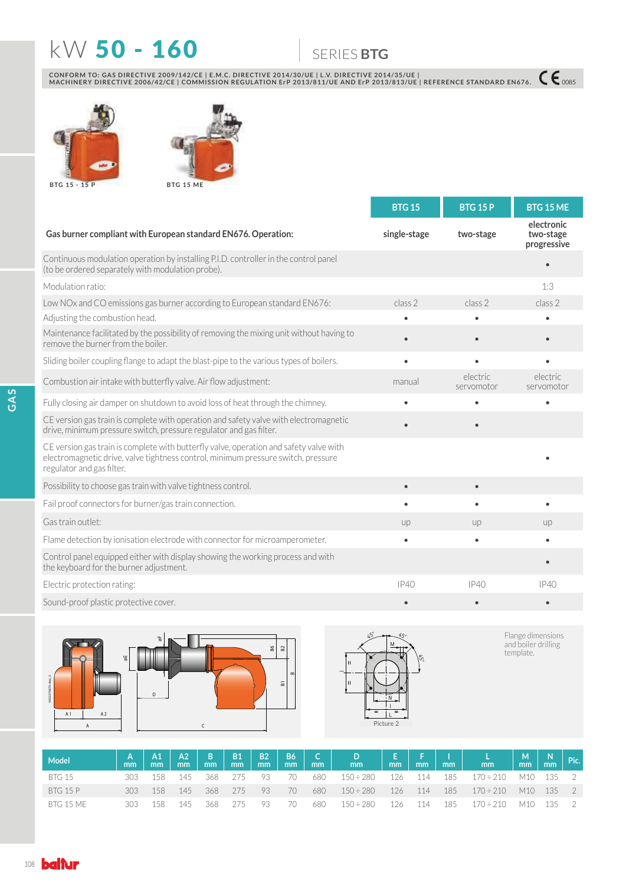# kW 50 - 160

## SERIES BTG

CONFORM TO: GAS DIRECTIVE 2009/142/CE | E.M.C. DIRECTIVE 2014/30/UE | L.V. DIRECTIVE 2014/35/UE | MACHINERY DIRECTIVE 2006/42/CE | COMMISSION REGULATION ErP 2013/811/UE AND ErP 2013/813/UE | REFERENCE STANDARD EN676. CE 0085

BTG 15 - 15 P

BTG 15 ME

| | BTG 15 | BTG 15 P | BTG 15 ME |
|---|---|---|---|
| **Gas burner compliant with European standard EN676. Operation:** | **single-stage** | **two-stage** | **electronic two-stage progressive** |
| Continuous modulation operation by installing P.I.D. controller in the control panel (to be ordered separately with modulation probe). | | | • |
| Modulation ratio: | | | 1:3 |
| Low NOx and CO emissions gas burner according to European standard EN676: | class 2 | class 2 | class 2 |
| Adjusting the combustion head. | • | • | • |
| Maintenance facilitated by the possibility of removing the mixing unit without having to remove the burner from the boiler. | • | • | • |
| Sliding boiler coupling flange to adapt the blast-pipe to the various types of boilers. | • | • | • |
| Combustion air intake with butterfly valve. Air flow adjustment: | manual | electric servomotor | electric servomotor |
| Fully closing air damper on shutdown to avoid loss of heat through the chimney. | • | • | • |
| CE version gas train is complete with operation and safety valve with electromagnetic drive, minimum pressure switch, pressure regulator and gas filter. | • | • | |
| CE version gas train is complete with butterfly valve, operation and safety valve with electromagnetic drive, valve tightness control, minimum pressure switch, pressure regulator and gas filter. | | | • |
| Possibility to choose gas train with valve tightness control. | • | • | |
| Fail proof connectors for burner/gas train connection. | • | • | • |
| Gas train outlet: | up | up | up |
| Flame detection by ionisation electrode with connector for microamperometer. | • | • | • |
| Control panel equipped either with display showing the working process and with the keyboard for the burner adjustment. | | | • |
| Electric protection rating: | IP40 | IP40 | IP40 |
| Sound-proof plastic protective cover. | • | • | • |

Flange dimensions and boiler drilling template.

Picture 2

| Model | A mm | A1 mm | A2 mm | B mm | B1 mm | B2 mm | B6 mm | C mm | D mm | E mm | F mm | I mm | L mm | M mm | N mm | Pic. |
|---|---|---|---|---|---|---|---|---|---|---|---|---|---|---|---|---|
| BTG 15 | 303 | 158 | 145 | 368 | 275 | 93 | 70 | 680 | 150 ÷ 280 | 126 | 114 | 185 | 170 ÷ 210 | M10 | 135 | 2 |
| BTG 15 P | 303 | 158 | 145 | 368 | 275 | 93 | 70 | 680 | 150 ÷ 280 | 126 | 114 | 185 | 170 ÷ 210 | M10 | 135 | 2 |
| BTG 15 ME | 303 | 158 | 145 | 368 | 275 | 93 | 70 | 680 | 150 ÷ 280 | 126 | 114 | 185 | 170 ÷ 210 | M10 | 135 | 2 |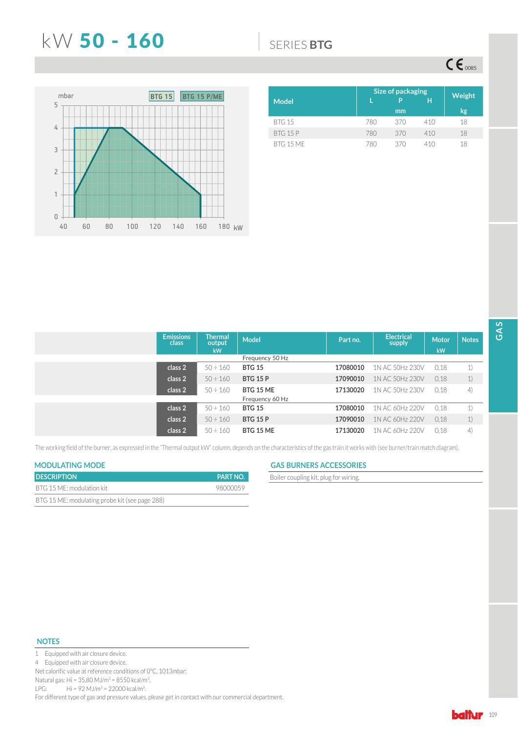# kW 50 - 160

## SERIES BTG

mbar

BTG 15 | BTG 15 P/ME

| Model | Size of packaging L | Size of packaging P | Size of packaging H | Weight |
|---|---|---|---|---|
| | mm | mm | mm | kg |
| BTG 15 | 780 | 370 | 410 | 18 |
| BTG 15 P | 780 | 370 | 410 | 18 |
| BTG 15 ME | 780 | 370 | 410 | 18 |

| Emissions class | Thermal output kW | Model | Part no. | Electrical supply | Motor kW | Notes |
|---|---|---|---|---|---|---|
| | | Frequency 50 Hz | | | | |
| class 2 | 50 ÷ 160 | **BTG 15** | **17080010** | 1N AC 50Hz 230V | 0,18 | 1) |
| class 2 | 50 ÷ 160 | **BTG 15 P** | **17090010** | 1N AC 50Hz 230V | 0,18 | 1) |
| class 2 | 50 ÷ 160 | **BTG 15 ME** | **17130020** | 1N AC 50Hz 230V | 0,18 | 4) |
| | | Frequency 60 Hz | | | | |
| class 2 | 50 ÷ 160 | **BTG 15** | **17080010** | 1N AC 60Hz 220V | 0,18 | 1) |
| class 2 | 50 ÷ 160 | **BTG 15 P** | **17090010** | 1N AC 60Hz 220V | 0,18 | 1) |
| class 2 | 50 ÷ 160 | **BTG 15 ME** | **17130020** | 1N AC 60Hz 220V | 0,18 | 4) |

The working field of the burner, as expressed in the "Thermal output kW" column, depends on the characteristics of the gas train it works with (see burner/train match diagram).

### MODULATING MODE

| DESCRIPTION | PART NO. |
|---|---|
| BTG 15 ME: modulation kit | 98000059 |
| BTG 15 ME: modulating probe kit (see page 288) | |

### GAS BURNERS ACCESSORIES

Boiler coupling kit, plug for wiring.

### NOTES

1 Equipped with air closure device.
4 Equipped with air closure device.
Net calorific value at reference conditions of 0°C, 1013mbar:
Natural gas: Hi = 35,80 MJ/m³ = 8550 kcal/m³.
LPG: Hi = 92 MJ/m³ = 22000 kcal/m³.
For different type of gas and pressure values, please get in contact with our commercial department.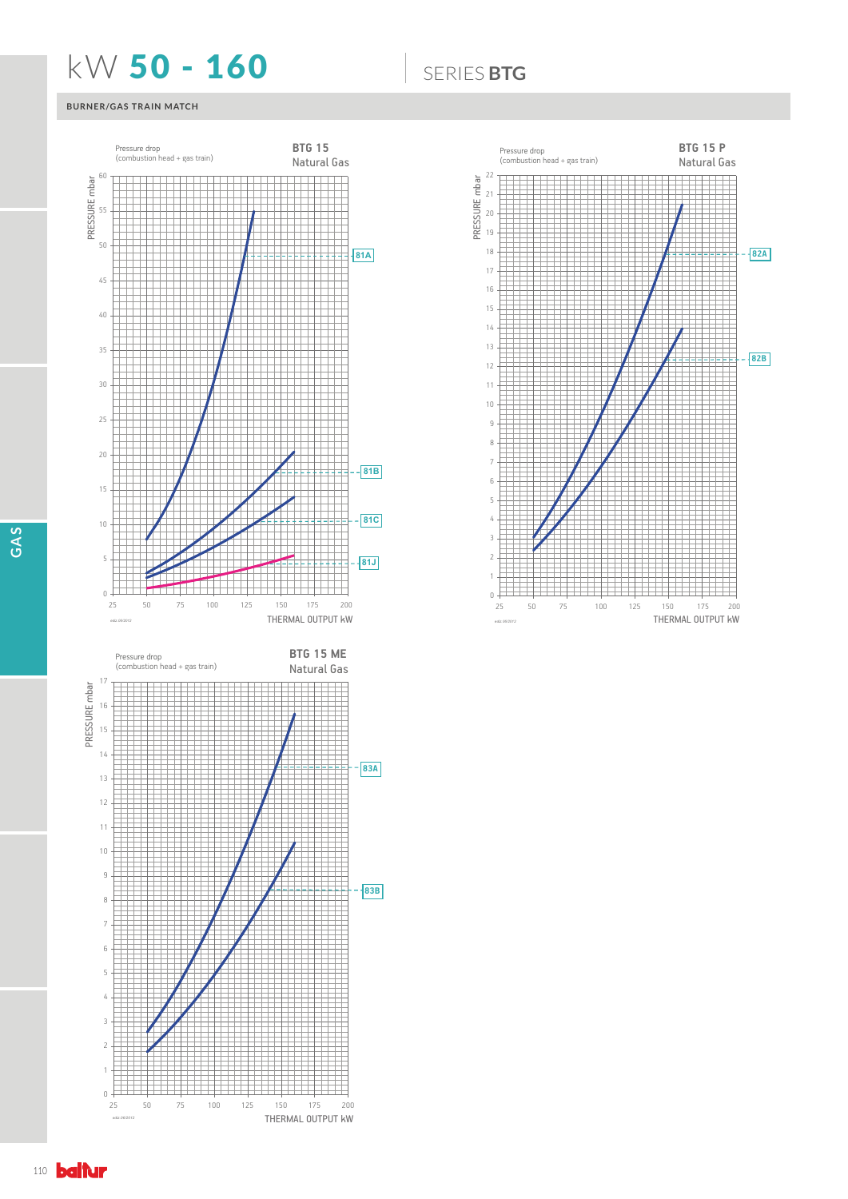# kW 50 - 160

SERIES **BTG**

## BURNER/GAS TRAIN MATCH

Pressure drop (combustion head + gas train)

**BTG 15**
Natural Gas

PRESSURE mbar

0 5 10 15 20 25 30 35 40 45 50 55 60

25 50 75 100 125 150 175 200

THERMAL OUTPUT kW

81A
81B
81C
81J

Pressure drop (combustion head + gas train)

**BTG 15 P**
Natural Gas

PRESSURE mbar

0 1 2 3 4 5 6 7 8 9 10 11 12 13 14 15 16 17 18 19 20 21 22

25 50 75 100 125 150 175 200

THERMAL OUTPUT kW

82A
82B

Pressure drop (combustion head + gas train)

**BTG 15 ME**
Natural Gas

PRESSURE mbar

0 1 2 3 4 5 6 7 8 9 10 11 12 13 14 15 16 17

25 50 75 100 125 150 175 200

THERMAL OUTPUT kW

83A
83B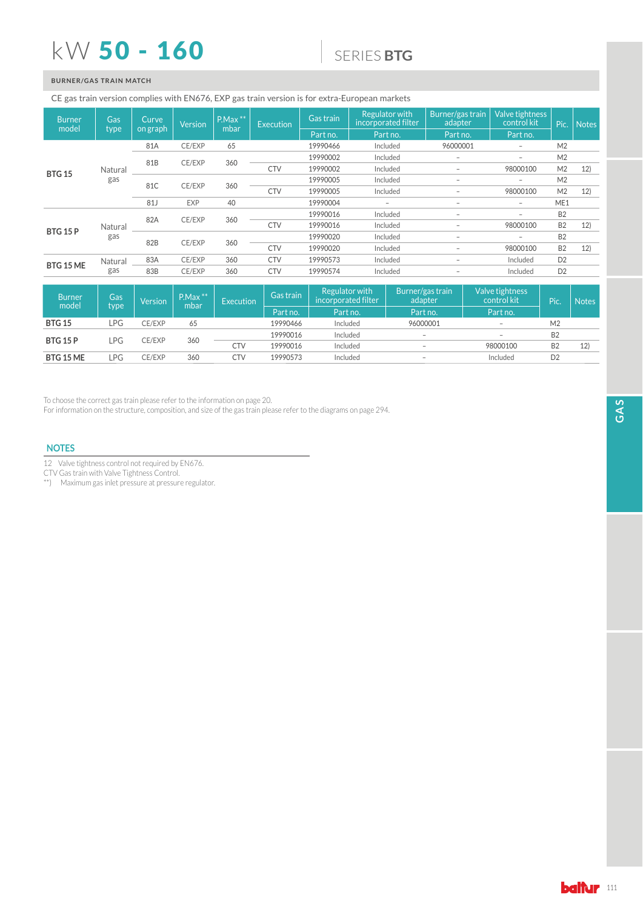# kW **50 - 160**

SERIES **BTG**

**BURNER/GAS TRAIN MATCH**

CE gas train version complies with EN676, EXP gas train version is for extra-European markets

| Burner model | Gas type | Curve on graph | Version | P.Max ** mbar | Execution | Gas train | Regulator with incorporated filter | Burner/gas train adapter | Valve tightness control kit | Pic. | Notes |
|---|---|---|---|---|---|---|---|---|---|---|---|
| | | | | | | Part no. | Part no. | Part no. | Part no. | | |
| **BTG 15** | Natural gas | 81A | CE/EXP | 65 | | 19990466 | Included | 96000001 | – | M2 | |
| | | 81B | CE/EXP | 360 | | 19990002 | Included | – | – | M2 | |
| | | | | | CTV | 19990002 | Included | – | 98000100 | M2 | 12) |
| | | 81C | CE/EXP | 360 | | 19990005 | Included | – | – | M2 | |
| | | | | | CTV | 19990005 | Included | – | 98000100 | M2 | 12) |
| | | 81J | EXP | 40 | | 19990004 | – | – | – | ME1 | |
| **BTG 15 P** | Natural gas | 82A | CE/EXP | 360 | | 19990016 | Included | – | – | B2 | |
| | | | | | CTV | 19990016 | Included | – | 98000100 | B2 | 12) |
| | | 82B | CE/EXP | 360 | | 19990020 | Included | – | – | B2 | |
| | | | | | CTV | 19990020 | Included | – | 98000100 | B2 | 12) |
| **BTG 15 ME** | Natural gas | 83A | CE/EXP | 360 | CTV | 19990573 | Included | – | Included | D2 | |
| | | 83B | CE/EXP | 360 | CTV | 19990574 | Included | – | Included | D2 | |

| Burner model | Gas type | Version | P.Max ** mbar | Execution | Gas train | Regulator with incorporated filter | Burner/gas train adapter | Valve tightness control kit | Pic. | Notes |
|---|---|---|---|---|---|---|---|---|---|---|
| | | | | | Part no. | Part no. | Part no. | Part no. | | |
| **BTG 15** | LPG | CE/EXP | 65 | | 19990466 | Included | 96000001 | – | M2 | |
| **BTG 15 P** | LPG | CE/EXP | 360 | | 19990016 | Included | – | – | B2 | |
| | | | | CTV | 19990016 | Included | – | 98000100 | B2 | 12) |
| **BTG 15 ME** | LPG | CE/EXP | 360 | CTV | 19990573 | Included | – | Included | D2 | |

To choose the correct gas train please refer to the information on page 20.
For information on the structure, composition, and size of the gas train please refer to the diagrams on page 294.

## NOTES

12 Valve tightness control not required by EN676.
CTV Gas train with Valve Tightness Control.
**) Maximum gas inlet pressure at pressure regulator.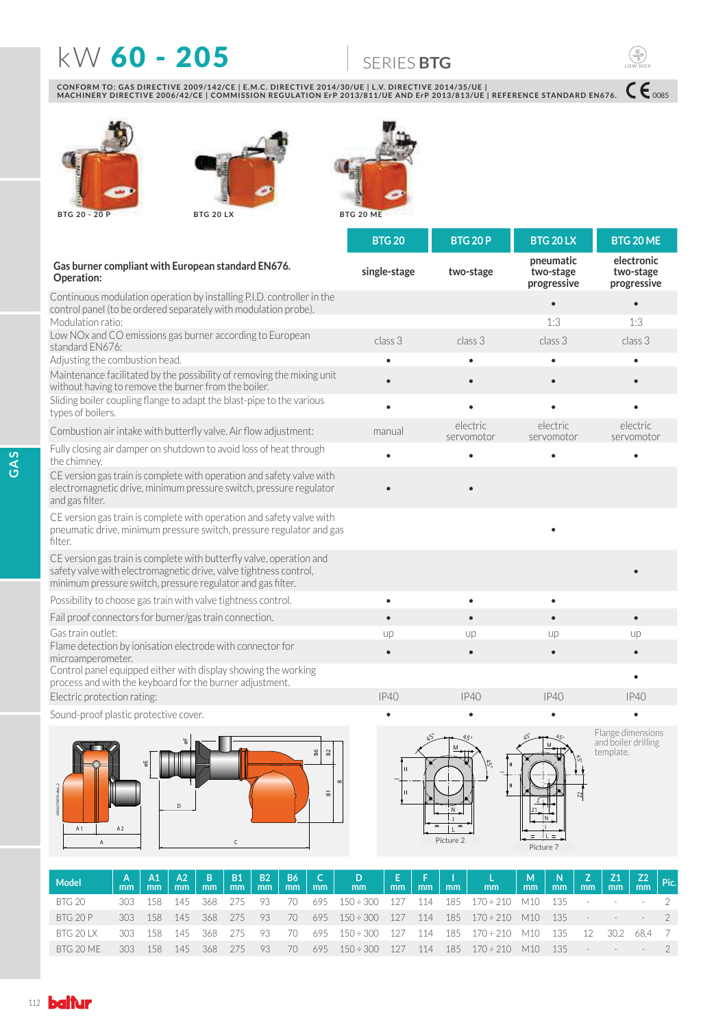# kW 60 - 205

SERIES **BTG**

CONFORM TO: GAS DIRECTIVE 2009/142/CE | E.M.C. DIRECTIVE 2014/30/UE | L.V. DIRECTIVE 2014/35/UE | MACHINERY DIRECTIVE 2006/42/CE | COMMISSION REGULATION ErP 2013/811/UE AND ErP 2013/813/UE | REFERENCE STANDARD EN676. CE 0085

BTG 20 - 20 P

BTG 20 LX

BTG 20 ME

| Gas burner compliant with European standard EN676. Operation: | BTG 20 | BTG 20 P | BTG 20 LX | BTG 20 ME |
|---|---|---|---|---|
| | single-stage | two-stage | pneumatic two-stage progressive | electronic two-stage progressive |
| Continuous modulation operation by installing P.I.D. controller in the control panel (to be ordered separately with modulation probe). | | | • | • |
| Modulation ratio: | | | 1:3 | 1:3 |
| Low NOx and CO emissions gas burner according to European standard EN676: | class 3 | class 3 | class 3 | class 3 |
| Adjusting the combustion head. | • | • | • | • |
| Maintenance facilitated by the possibility of removing the mixing unit without having to remove the burner from the boiler. | • | • | • | • |
| Sliding boiler coupling flange to adapt the blast-pipe to the various types of boilers. | • | • | • | • |
| Combustion air intake with butterfly valve. Air flow adjustment: | manual | electric servomotor | electric servomotor | electric servomotor |
| Fully closing air damper on shutdown to avoid loss of heat through the chimney. | • | • | • | • |
| CE version gas train is complete with operation and safety valve with electromagnetic drive, minimum pressure switch, pressure regulator and gas filter. | • | • | | |
| CE version gas train is complete with operation and safety valve with pneumatic drive, minimum pressure switch, pressure regulator and gas filter. | | | • | |
| CE version gas train is complete with butterfly valve, operation and safety valve with electromagnetic drive, valve tightness control, minimum pressure switch, pressure regulator and gas filter. | | | | • |
| Possibility to choose gas train with valve tightness control. | • | • | • | |
| Fail proof connectors for burner/gas train connection. | • | • | • | • |
| Gas train outlet: | up | up | up | up |
| Flame detection by ionisation electrode with connector for microamperometer. | • | • | • | • |
| Control panel equipped either with display showing the working process and with the keyboard for the burner adjustment. | | | | • |
| Electric protection rating: | IP40 | IP40 | IP40 | IP40 |
| Sound-proof plastic protective cover. | • | • | • | • |

Flange dimensions and boiler drilling template.

Picture 2

Picture 7

| Model | A mm | A1 mm | A2 mm | B mm | B1 mm | B2 mm | B6 mm | C mm | D mm | E mm | F mm | I mm | L mm | M mm | N mm | Z mm | Z1 mm | Z2 mm | Pic. |
|---|---|---|---|---|---|---|---|---|---|---|---|---|---|---|---|---|---|---|---|
| BTG 20 | 303 | 158 | 145 | 368 | 275 | 93 | 70 | 695 | 150 ÷ 300 | 127 | 114 | 185 | 170 ÷ 210 | M10 | 135 | - | - | - | 2 |
| BTG 20 P | 303 | 158 | 145 | 368 | 275 | 93 | 70 | 695 | 150 ÷ 300 | 127 | 114 | 185 | 170 ÷ 210 | M10 | 135 | - | - | - | 2 |
| BTG 20 LX | 303 | 158 | 145 | 368 | 275 | 93 | 70 | 695 | 150 ÷ 300 | 127 | 114 | 185 | 170 ÷ 210 | M10 | 135 | 12 | 30,2 | 68,4 | 7 |
| BTG 20 ME | 303 | 158 | 145 | 368 | 275 | 93 | 70 | 695 | 150 ÷ 300 | 127 | 114 | 185 | 170 ÷ 210 | M10 | 135 | - | - | - | 2 |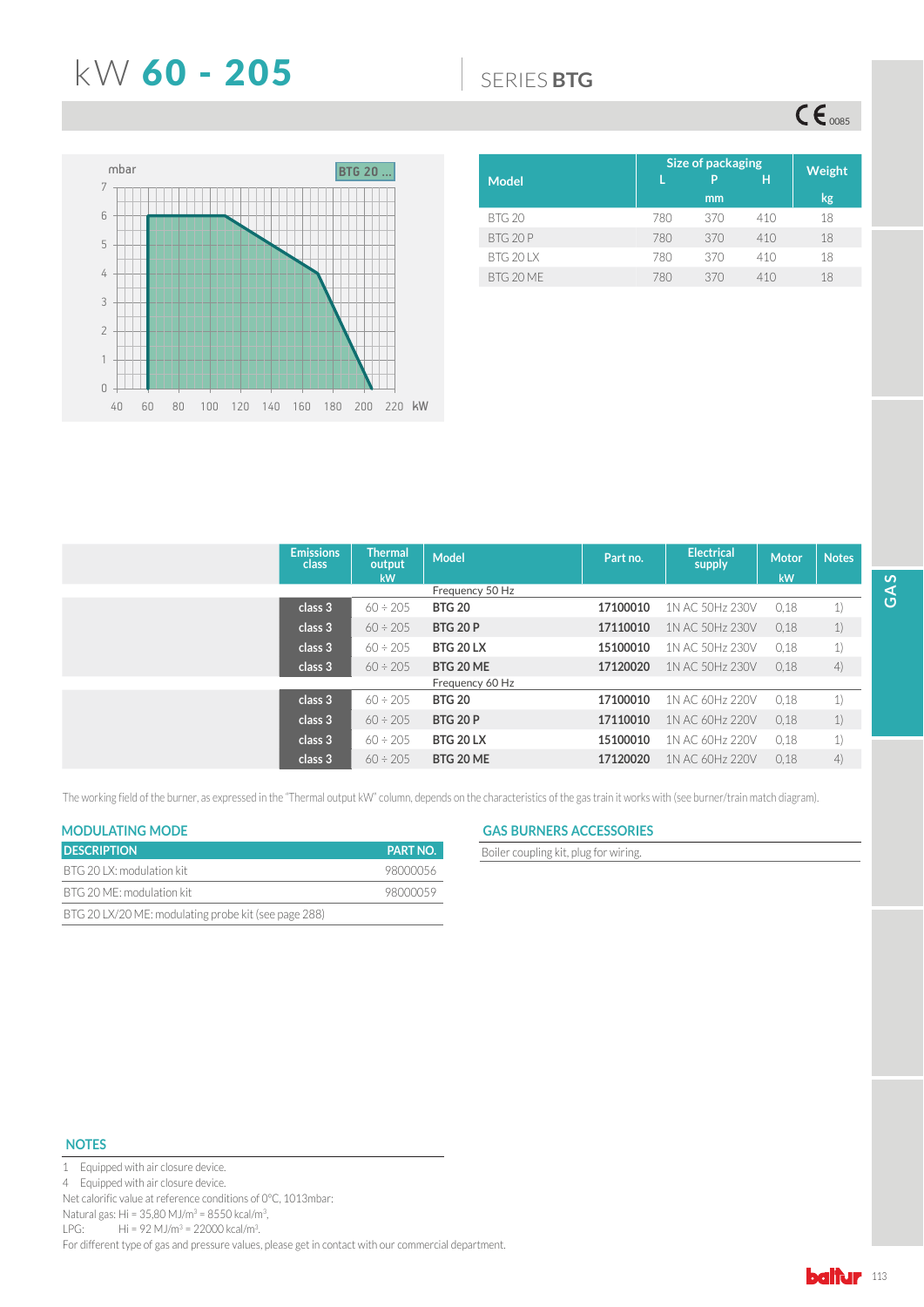# kW 60 - 205

SERIES BTG

mbar

BTG 20 ...

kW

| Model | Size of packaging L (mm) | P (mm) | H (mm) | Weight kg |
|---|---|---|---|---|
| BTG 20 | 780 | 370 | 410 | 18 |
| BTG 20 P | 780 | 370 | 410 | 18 |
| BTG 20 LX | 780 | 370 | 410 | 18 |
| BTG 20 ME | 780 | 370 | 410 | 18 |

| Emissions class | Thermal output kW | Model | Part no. | Electrical supply | Motor kW | Notes |
|---|---|---|---|---|---|---|
| | | Frequency 50 Hz | | | | |
| class 3 | 60 ÷ 205 | **BTG 20** | **17100010** | 1N AC 50Hz 230V | 0,18 | 1) |
| class 3 | 60 ÷ 205 | **BTG 20 P** | **17110010** | 1N AC 50Hz 230V | 0,18 | 1) |
| class 3 | 60 ÷ 205 | **BTG 20 LX** | **15100010** | 1N AC 50Hz 230V | 0,18 | 1) |
| class 3 | 60 ÷ 205 | **BTG 20 ME** | **17120020** | 1N AC 50Hz 230V | 0,18 | 4) |
| | | Frequency 60 Hz | | | | |
| class 3 | 60 ÷ 205 | **BTG 20** | **17100010** | 1N AC 60Hz 220V | 0,18 | 1) |
| class 3 | 60 ÷ 205 | **BTG 20 P** | **17110010** | 1N AC 60Hz 220V | 0,18 | 1) |
| class 3 | 60 ÷ 205 | **BTG 20 LX** | **15100010** | 1N AC 60Hz 220V | 0,18 | 1) |
| class 3 | 60 ÷ 205 | **BTG 20 ME** | **17120020** | 1N AC 60Hz 220V | 0,18 | 4) |

The working field of the burner, as expressed in the "Thermal output kW" column, depends on the characteristics of the gas train it works with (see burner/train match diagram).

## MODULATING MODE

| DESCRIPTION | PART NO. |
|---|---|
| BTG 20 LX: modulation kit | 98000056 |
| BTG 20 ME: modulation kit | 98000059 |
| BTG 20 LX/20 ME: modulating probe kit (see page 288) | |

## GAS BURNERS ACCESSORIES

Boiler coupling kit, plug for wiring.

## NOTES

1 Equipped with air closure device.
4 Equipped with air closure device.
Net calorific value at reference conditions of 0°C, 1013mbar:
Natural gas: Hi = 35,80 MJ/m³ = 8550 kcal/m³.
LPG: Hi = 92 MJ/m³ = 22000 kcal/m³.
For different type of gas and pressure values, please get in contact with our commercial department.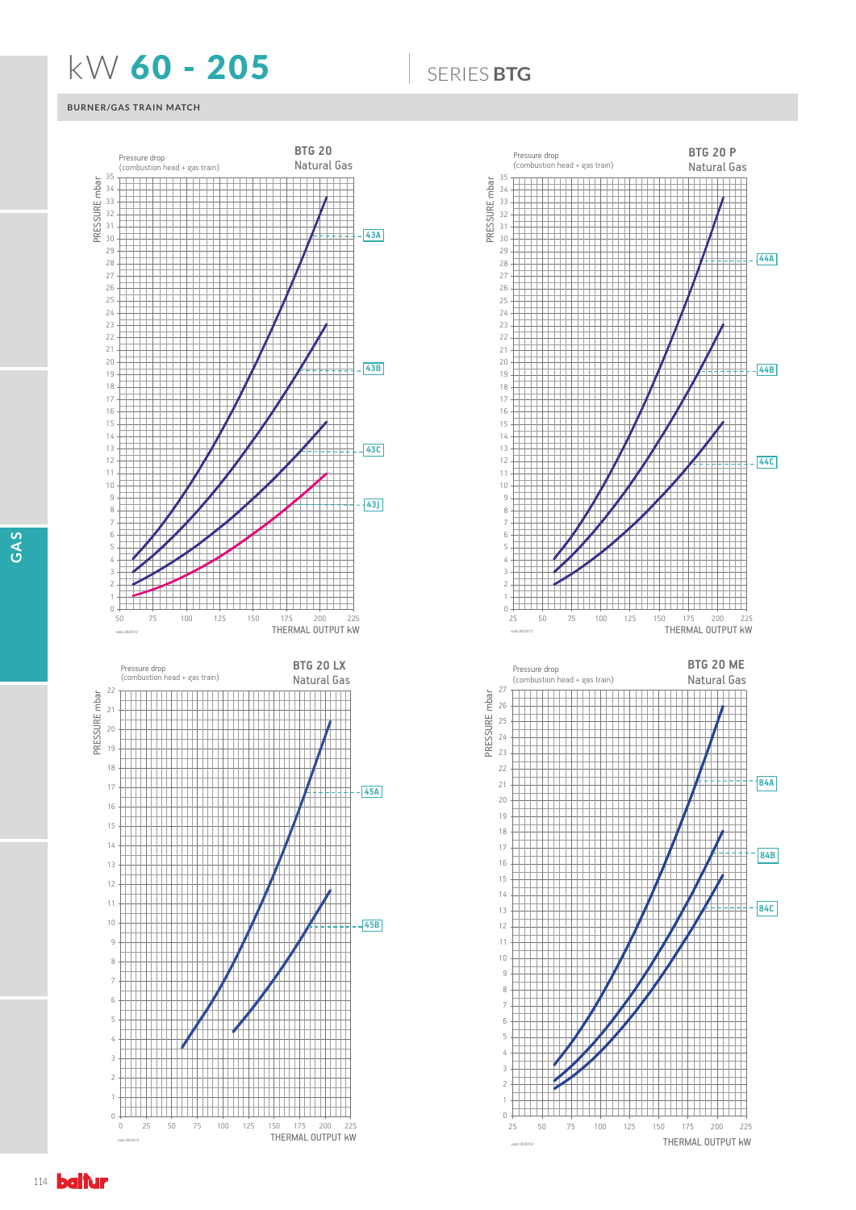# kW **60 - 205**

SERIES **BTG**

BURNER/GAS TRAIN MATCH

### BTG 20
Natural Gas

Pressure drop (combustion head + gas train)

PRESSURE mbar

THERMAL OUTPUT kW

43A
43B
43C
43J

### BTG 20 P
Natural Gas

Pressure drop (combustion head + gas train)

PRESSURE mbar

THERMAL OUTPUT kW

44A
44B
44C

### BTG 20 LX
Natural Gas

Pressure drop (combustion head + gas train)

PRESSURE mbar

THERMAL OUTPUT kW

45A
45B

### BTG 20 ME
Natural Gas

Pressure drop (combustion head + gas train)

PRESSURE mbar

THERMAL OUTPUT kW

84A
84B
84C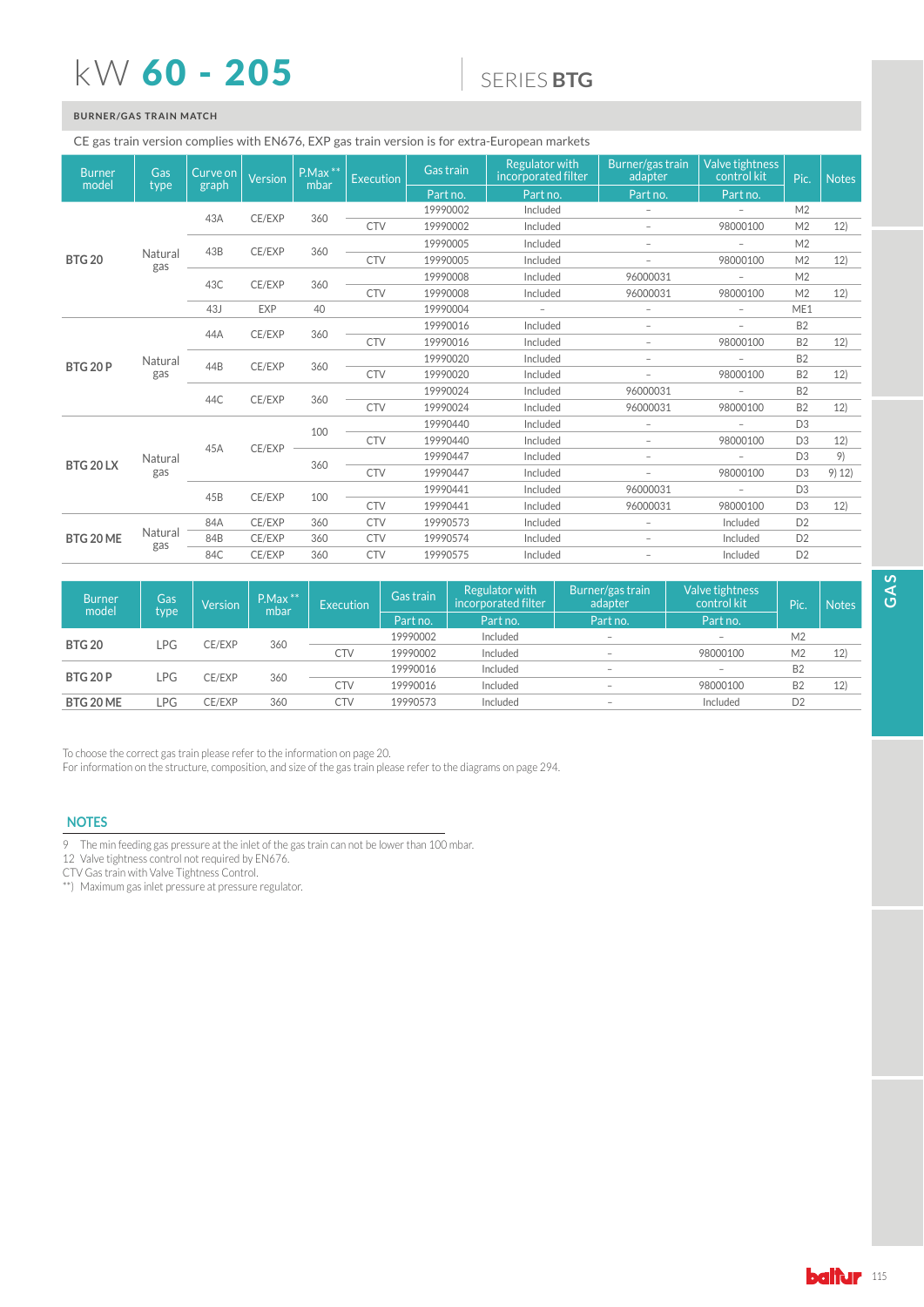# kW 60 - 205

## SERIES BTG

### BURNER/GAS TRAIN MATCH

CE gas train version complies with EN676, EXP gas train version is for extra-European markets

| Burner model | Gas type | Curve on graph | Version | P.Max ** mbar | Execution | Gas train | Regulator with incorporated filter | Burner/gas train adapter | Valve tightness control kit | Pic. | Notes |
|---|---|---|---|---|---|---|---|---|---|---|---|
| | | | | | | Part no. | Part no. | Part no. | Part no. | | |
| BTG 20 | Natural gas | 43A | CE/EXP | 360 | | 19990002 | Included | – | – | M2 | |
| | | | | | CTV | 19990002 | Included | – | 98000100 | M2 | 12) |
| | | 43B | CE/EXP | 360 | | 19990005 | Included | – | – | M2 | |
| | | | | | CTV | 19990005 | Included | – | 98000100 | M2 | 12) |
| | | 43C | CE/EXP | 360 | | 19990008 | Included | 96000031 | – | M2 | |
| | | | | | CTV | 19990008 | Included | 96000031 | 98000100 | M2 | 12) |
| | | 43J | EXP | 40 | | 19990004 | – | – | – | ME1 | |
| BTG 20 P | Natural gas | 44A | CE/EXP | 360 | | 19990016 | Included | – | – | B2 | |
| | | | | | CTV | 19990016 | Included | – | 98000100 | B2 | 12) |
| | | 44B | CE/EXP | 360 | | 19990020 | Included | – | – | B2 | |
| | | | | | CTV | 19990020 | Included | – | 98000100 | B2 | 12) |
| | | 44C | CE/EXP | 360 | | 19990024 | Included | 96000031 | – | B2 | |
| | | | | | CTV | 19990024 | Included | 96000031 | 98000100 | B2 | 12) |
| BTG 20 LX | Natural gas | 45A | CE/EXP | 100 | | 19990440 | Included | – | – | D3 | |
| | | | | | CTV | 19990440 | Included | – | 98000100 | D3 | 12) |
| | | | | 360 | | 19990447 | Included | – | – | D3 | 9) |
| | | | | | CTV | 19990447 | Included | – | 98000100 | D3 | 9) 12) |
| | | 45B | CE/EXP | 100 | | 19990441 | Included | 96000031 | – | D3 | |
| | | | | | CTV | 19990441 | Included | 96000031 | 98000100 | D3 | 12) |
| BTG 20 ME | Natural gas | 84A | CE/EXP | 360 | CTV | 19990573 | Included | – | Included | D2 | |
| | | 84B | CE/EXP | 360 | CTV | 19990574 | Included | – | Included | D2 | |
| | | 84C | CE/EXP | 360 | CTV | 19990575 | Included | – | Included | D2 | |

| Burner model | Gas type | Version | P.Max ** mbar | Execution | Gas train | Regulator with incorporated filter | Burner/gas train adapter | Valve tightness control kit | Pic. | Notes |
|---|---|---|---|---|---|---|---|---|---|---|
| | | | | | Part no. | Part no. | Part no. | Part no. | | |
| BTG 20 | LPG | CE/EXP | 360 | | 19990002 | Included | – | – | M2 | |
| | | | | CTV | 19990002 | Included | – | 98000100 | M2 | 12) |
| BTG 20 P | LPG | CE/EXP | 360 | | 19990016 | Included | – | – | B2 | |
| | | | | CTV | 19990016 | Included | – | 98000100 | B2 | 12) |
| BTG 20 ME | LPG | CE/EXP | 360 | CTV | 19990573 | Included | – | Included | D2 | |

To choose the correct gas train please refer to the information on page 20.
For information on the structure, composition, and size of the gas train please refer to the diagrams on page 294.

### NOTES

9 The min feeding gas pressure at the inlet of the gas train can not be lower than 100 mbar.
12 Valve tightness control not required by EN676.
CTV Gas train with Valve Tightness Control.
**) Maximum gas inlet pressure at pressure regulator.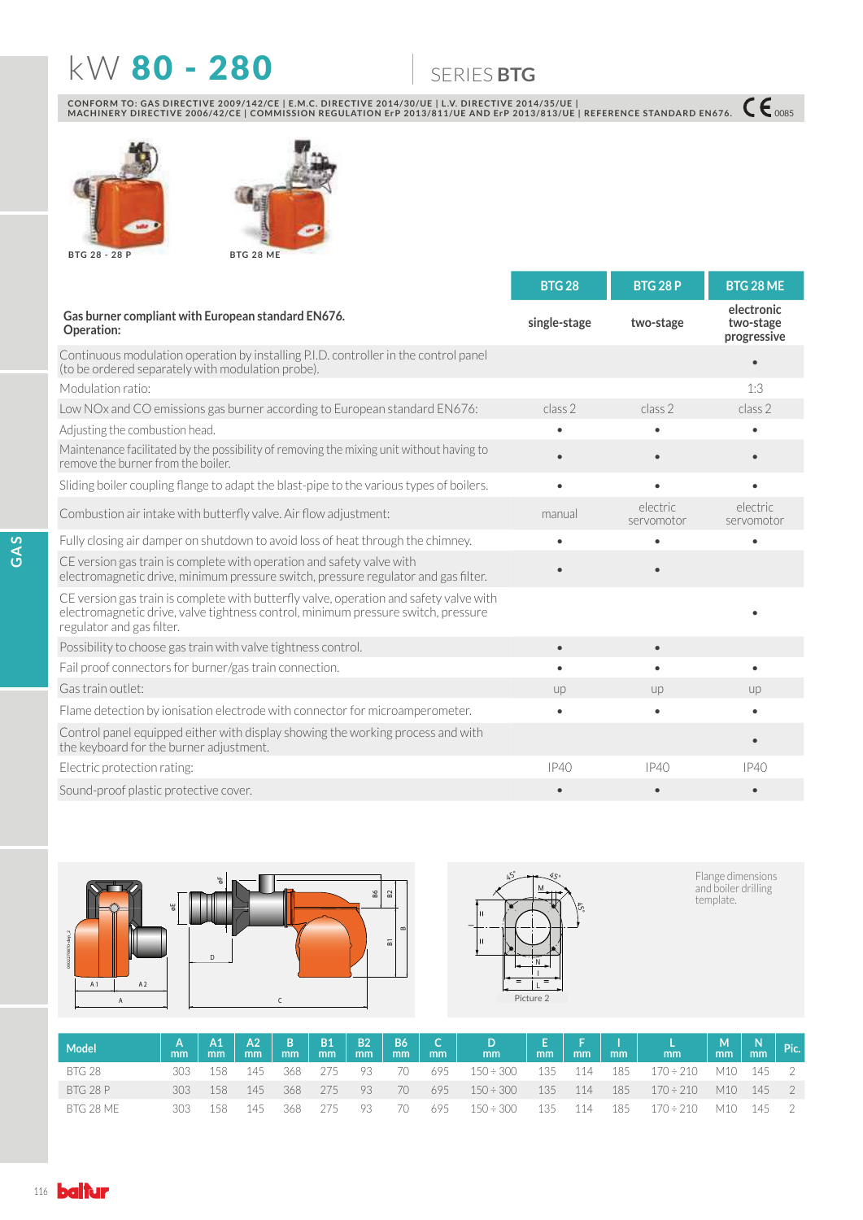# kW 80 - 280

SERIES **BTG**

CONFORM TO: GAS DIRECTIVE 2009/142/CE | E.M.C. DIRECTIVE 2014/30/UE | L.V. DIRECTIVE 2014/35/UE | MACHINERY DIRECTIVE 2006/42/CE | COMMISSION REGULATION ErP 2013/811/UE AND ErP 2013/813/UE | REFERENCE STANDARD EN676. CE 0085

BTG 28 - 28 P

BTG 28 ME

| | BTG 28 | BTG 28 P | BTG 28 ME |
|---|---|---|---|
| **Gas burner compliant with European standard EN676. Operation:** | **single-stage** | **two-stage** | **electronic two-stage progressive** |
| Continuous modulation operation by installing P.I.D. controller in the control panel (to be ordered separately with modulation probe). | | | • |
| Modulation ratio: | | | 1:3 |
| Low NOx and CO emissions gas burner according to European standard EN676: | class 2 | class 2 | class 2 |
| Adjusting the combustion head. | • | • | • |
| Maintenance facilitated by the possibility of removing the mixing unit without having to remove the burner from the boiler. | • | • | • |
| Sliding boiler coupling flange to adapt the blast-pipe to the various types of boilers. | • | • | • |
| Combustion air intake with butterfly valve. Air flow adjustment: | manual | electric servomotor | electric servomotor |
| Fully closing air damper on shutdown to avoid loss of heat through the chimney. | • | • | • |
| CE version gas train is complete with operation and safety valve with electromagnetic drive, minimum pressure switch, pressure regulator and gas filter. | • | • | |
| CE version gas train is complete with butterfly valve, operation and safety valve with electromagnetic drive, valve tightness control, minimum pressure switch, pressure regulator and gas filter. | | | • |
| Possibility to choose gas train with valve tightness control. | • | • | |
| Fail proof connectors for burner/gas train connection. | • | • | • |
| Gas train outlet: | up | up | up |
| Flame detection by ionisation electrode with connector for microamperometer. | • | • | • |
| Control panel equipped either with display showing the working process and with the keyboard for the burner adjustment. | | | • |
| Electric protection rating: | IP40 | IP40 | IP40 |
| Sound-proof plastic protective cover. | • | • | • |

Flange dimensions and boiler drilling template.

Picture 2

| Model | A mm | A1 mm | A2 mm | B mm | B1 mm | B2 mm | B6 mm | C mm | D mm | E mm | F mm | I mm | L mm | M mm | N mm | Pic. |
|---|---|---|---|---|---|---|---|---|---|---|---|---|---|---|---|---|
| BTG 28 | 303 | 158 | 145 | 368 | 275 | 93 | 70 | 695 | 150 ÷ 300 | 135 | 114 | 185 | 170 ÷ 210 | M10 | 145 | 2 |
| BTG 28 P | 303 | 158 | 145 | 368 | 275 | 93 | 70 | 695 | 150 ÷ 300 | 135 | 114 | 185 | 170 ÷ 210 | M10 | 145 | 2 |
| BTG 28 ME | 303 | 158 | 145 | 368 | 275 | 93 | 70 | 695 | 150 ÷ 300 | 135 | 114 | 185 | 170 ÷ 210 | M10 | 145 | 2 |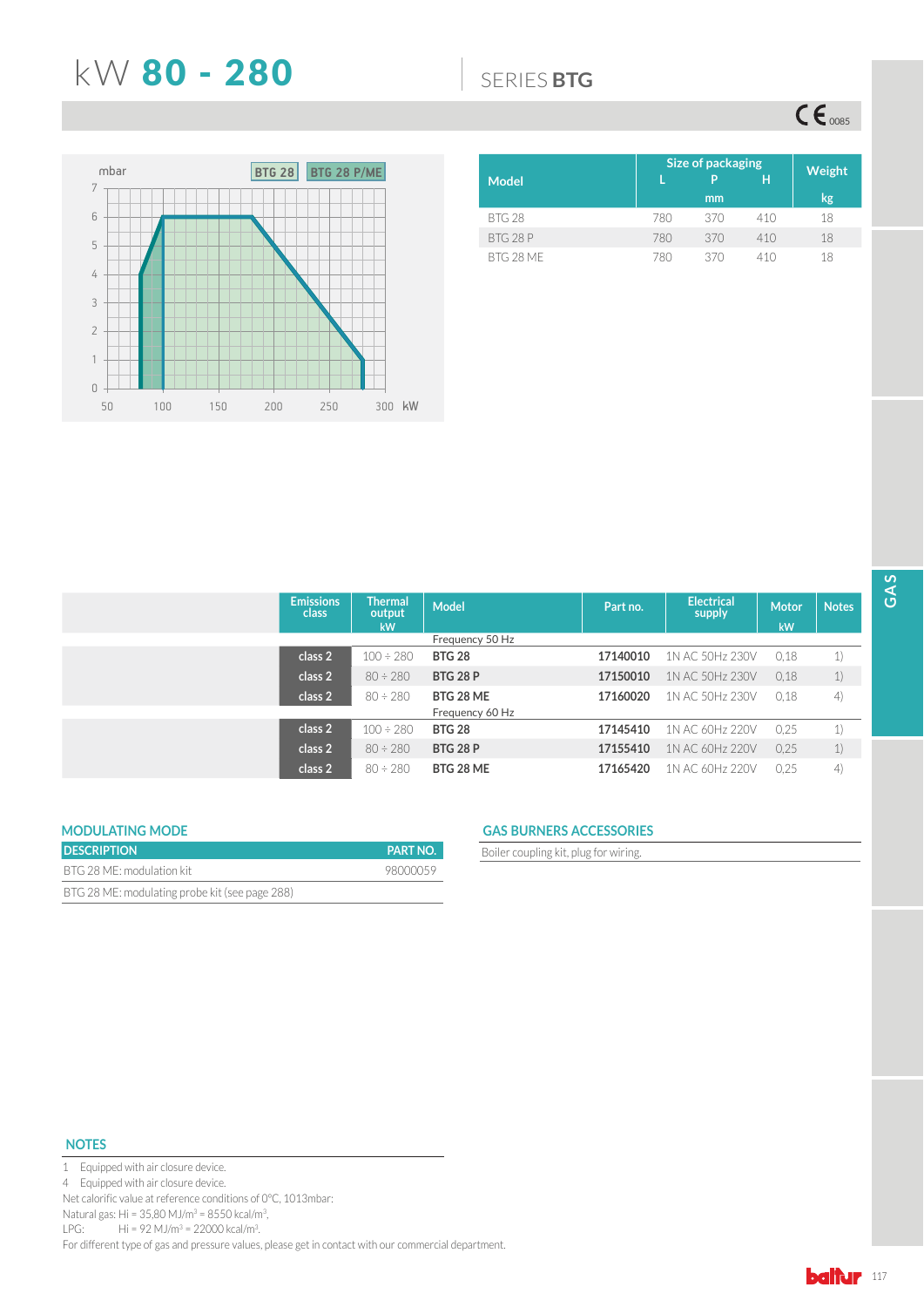# kW 80 - 280

## SERIES BTG

CE 0085

mbar — BTG 28 — BTG 28 P/ME

| Model | Size of packaging L | P | H | Weight |
|---|---|---|---|---|
| | mm | | | kg |
| BTG 28 | 780 | 370 | 410 | 18 |
| BTG 28 P | 780 | 370 | 410 | 18 |
| BTG 28 ME | 780 | 370 | 410 | 18 |

| Emissions class | Thermal output kW | Model | Part no. | Electrical supply | Motor kW | Notes |
|---|---|---|---|---|---|---|
| | | Frequency 50 Hz | | | | |
| class 2 | 100 ÷ 280 | **BTG 28** | **17140010** | 1N AC 50Hz 230V | 0,18 | 1) |
| class 2 | 80 ÷ 280 | **BTG 28 P** | **17150010** | 1N AC 50Hz 230V | 0,18 | 1) |
| class 2 | 80 ÷ 280 | **BTG 28 ME** | **17160020** | 1N AC 50Hz 230V | 0,18 | 4) |
| | | Frequency 60 Hz | | | | |
| class 2 | 100 ÷ 280 | **BTG 28** | **17145410** | 1N AC 60Hz 220V | 0,25 | 1) |
| class 2 | 80 ÷ 280 | **BTG 28 P** | **17155410** | 1N AC 60Hz 220V | 0,25 | 1) |
| class 2 | 80 ÷ 280 | **BTG 28 ME** | **17165420** | 1N AC 60Hz 220V | 0,25 | 4) |

### MODULATING MODE

| DESCRIPTION | PART NO. |
|---|---|
| BTG 28 ME: modulation kit | 98000059 |
| BTG 28 ME: modulating probe kit (see page 288) | |

### GAS BURNERS ACCESSORIES

Boiler coupling kit, plug for wiring.

### NOTES

1 Equipped with air closure device.
4 Equipped with air closure device.
Net calorific value at reference conditions of 0°C, 1013mbar:
Natural gas: Hi = 35,80 MJ/m³ = 8550 kcal/m³.
LPG: Hi = 92 MJ/m³ = 22000 kcal/m³.
For different type of gas and pressure values, please get in contact with our commercial department.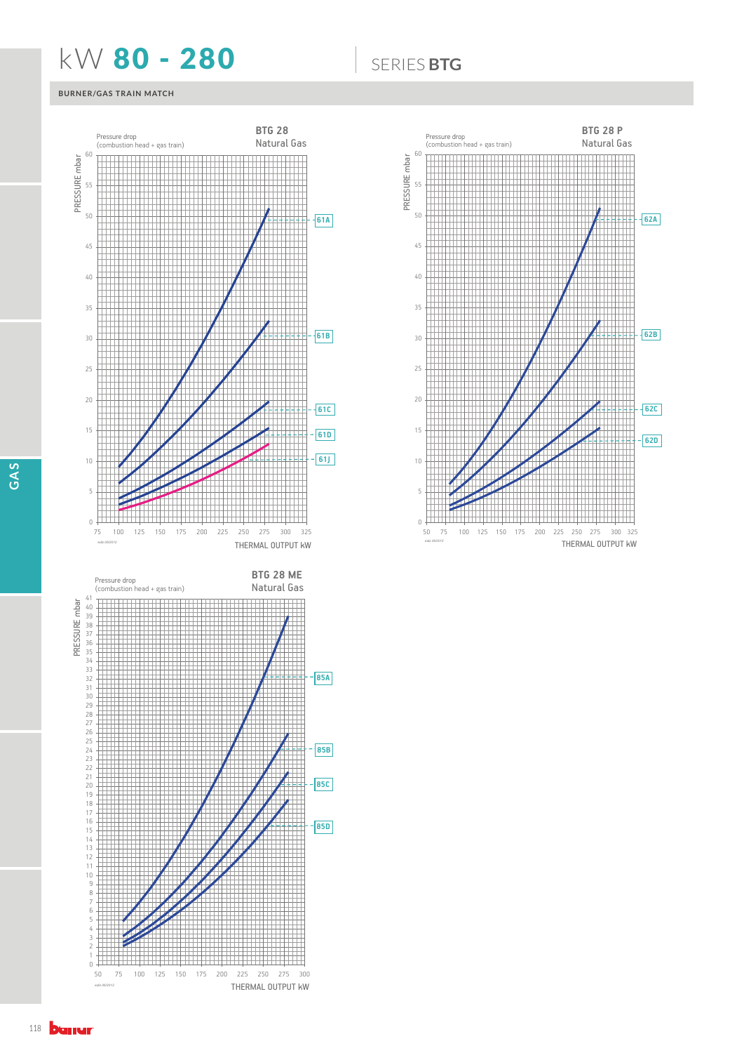# kW **80 - 280**

## SERIES **BTG**

### BURNER/GAS TRAIN MATCH

**BTG 28**
Natural Gas

Pressure drop
(combustion head + gas train)

PRESSURE mbar

THERMAL OUTPUT kW

61A
61B
61C
61D
61J

**BTG 28 P**
Natural Gas

Pressure drop
(combustion head + gas train)

PRESSURE mbar

THERMAL OUTPUT kW

62A
62B
62C
62D

**BTG 28 ME**
Natural Gas

Pressure drop
(combustion head + gas train)

PRESSURE mbar

THERMAL OUTPUT kW

85A
85B
85C
85D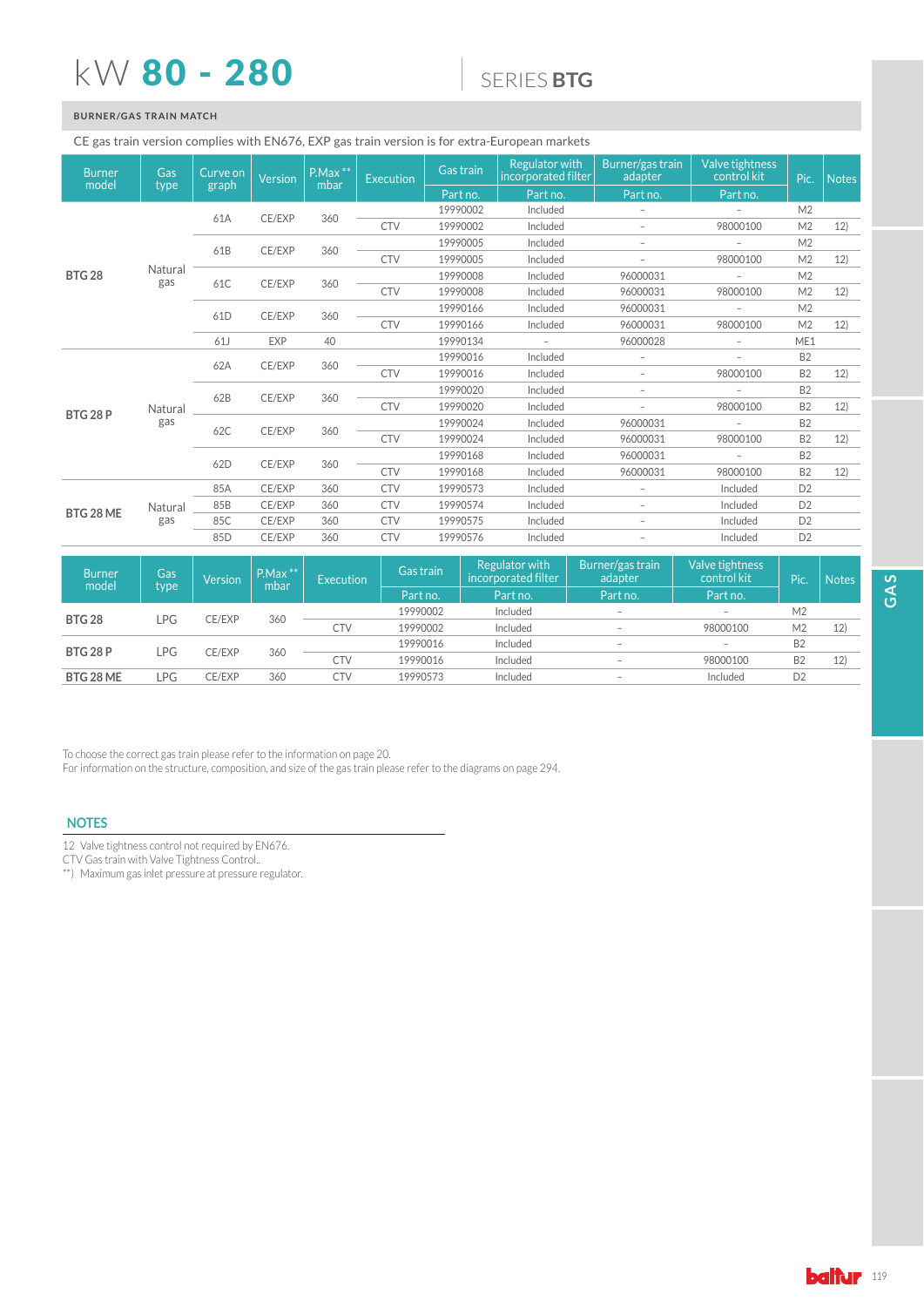# kW 80 - 280

## SERIES BTG

### BURNER/GAS TRAIN MATCH

CE gas train version complies with EN676, EXP gas train version is for extra-European markets

| Burner model | Gas type | Curve on graph | Version | P.Max ** mbar | Execution | Gas train | Regulator with incorporated filter | Burner/gas train adapter | Valve tightness control kit | Pic. | Notes |
|---|---|---|---|---|---|---|---|---|---|---|---|
| | | | | | | Part no. | Part no. | Part no. | Part no. | | |
| BTG 28 | Natural gas | 61A | CE/EXP | 360 | | 19990002 | Included | – | – | M2 | |
| | | | | | CTV | 19990002 | Included | – | 98000100 | M2 | 12) |
| | | 61B | CE/EXP | 360 | | 19990005 | Included | – | – | M2 | |
| | | | | | CTV | 19990005 | Included | – | 98000100 | M2 | 12) |
| | | 61C | CE/EXP | 360 | | 19990008 | Included | 96000031 | – | M2 | |
| | | | | | CTV | 19990008 | Included | 96000031 | 98000100 | M2 | 12) |
| | | 61D | CE/EXP | 360 | | 19990166 | Included | 96000031 | – | M2 | |
| | | | | | CTV | 19990166 | Included | 96000031 | 98000100 | M2 | 12) |
| | | 61J | EXP | 40 | | 19990134 | – | 96000028 | – | ME1 | |
| BTG 28 P | Natural gas | 62A | CE/EXP | 360 | | 19990016 | Included | – | – | B2 | |
| | | | | | CTV | 19990016 | Included | – | 98000100 | B2 | 12) |
| | | 62B | CE/EXP | 360 | | 19990020 | Included | – | – | B2 | |
| | | | | | CTV | 19990020 | Included | – | 98000100 | B2 | 12) |
| | | 62C | CE/EXP | 360 | | 19990024 | Included | 96000031 | – | B2 | |
| | | | | | CTV | 19990024 | Included | 96000031 | 98000100 | B2 | 12) |
| | | 62D | CE/EXP | 360 | | 19990168 | Included | 96000031 | – | B2 | |
| | | | | | CTV | 19990168 | Included | 96000031 | 98000100 | B2 | 12) |
| BTG 28 ME | Natural gas | 85A | CE/EXP | 360 | CTV | 19990573 | Included | – | Included | D2 | |
| | | 85B | CE/EXP | 360 | CTV | 19990574 | Included | – | Included | D2 | |
| | | 85C | CE/EXP | 360 | CTV | 19990575 | Included | – | Included | D2 | |
| | | 85D | CE/EXP | 360 | CTV | 19990576 | Included | – | Included | D2 | |

| Burner model | Gas type | Version | P.Max ** mbar | Execution | Gas train | Regulator with incorporated filter | Burner/gas train adapter | Valve tightness control kit | Pic. | Notes |
|---|---|---|---|---|---|---|---|---|---|---|
| | | | | | Part no. | Part no. | Part no. | Part no. | | |
| BTG 28 | LPG | CE/EXP | 360 | | 19990002 | Included | – | – | M2 | |
| | | | | CTV | 19990002 | Included | – | 98000100 | M2 | 12) |
| BTG 28 P | LPG | CE/EXP | 360 | | 19990016 | Included | – | – | B2 | |
| | | | | CTV | 19990016 | Included | – | 98000100 | B2 | 12) |
| BTG 28 ME | LPG | CE/EXP | 360 | CTV | 19990573 | Included | – | Included | D2 | |

To choose the correct gas train please refer to the information on page 20.
For information on the structure, composition, and size of the gas train please refer to the diagrams on page 294.

### NOTES

12 Valve tightness control not required by EN676.
CTV Gas train with Valve Tightness Control..
**) Maximum gas inlet pressure at pressure regulator.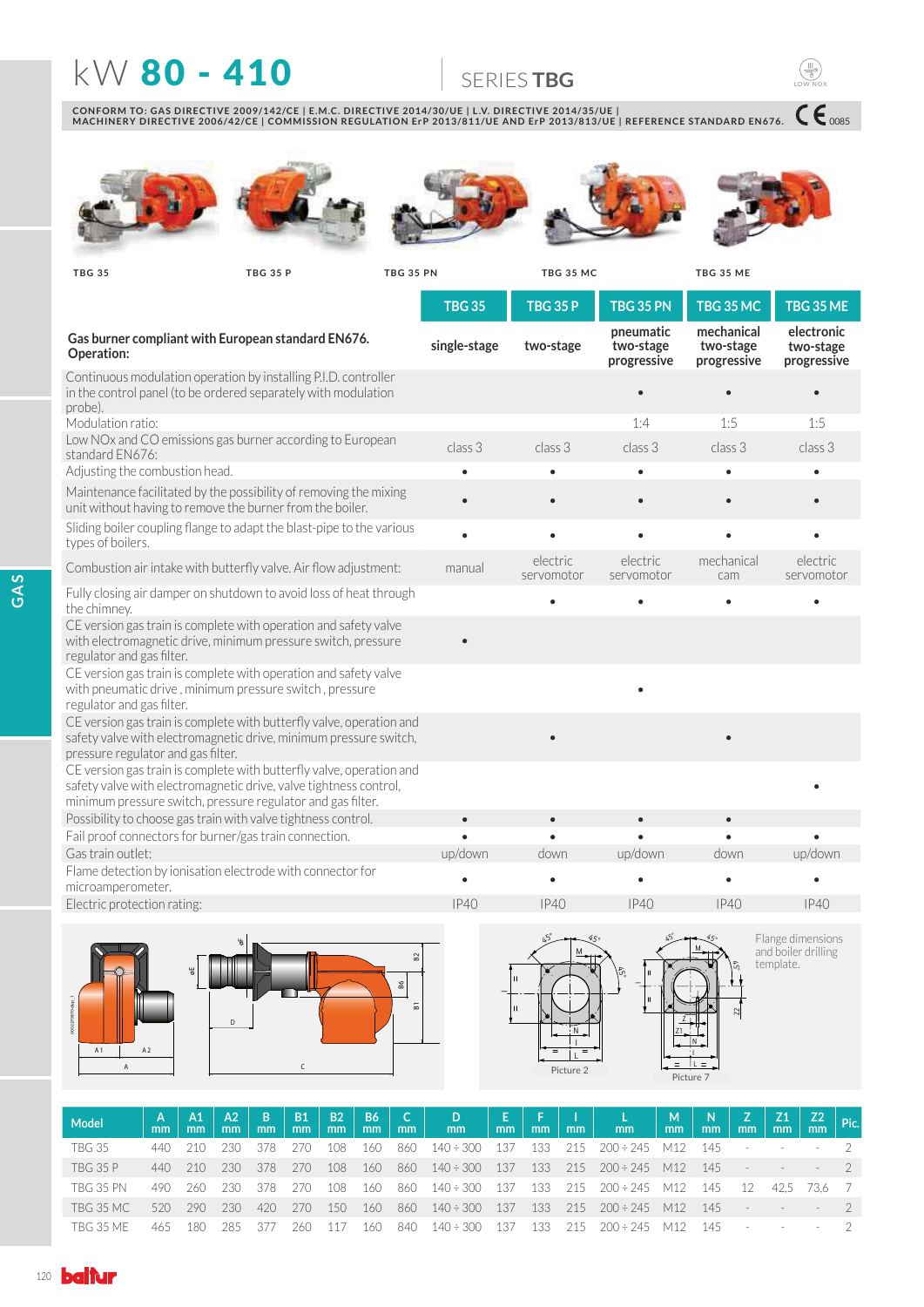# kW 80 - 410

## SERIES TBG

CONFORM TO: GAS DIRECTIVE 2009/142/CE | E.M.C. DIRECTIVE 2014/30/UE | L.V. DIRECTIVE 2014/35/UE | MACHINERY DIRECTIVE 2006/42/CE | COMMISSION REGULATION ErP 2013/811/UE AND ErP 2013/813/UE | REFERENCE STANDARD EN676. CE 0085

TBG 35 | TBG 35 P | TBG 35 PN | TBG 35 MC | TBG 35 ME

| | TBG 35 | TBG 35 P | TBG 35 PN | TBG 35 MC | TBG 35 ME |
|---|---|---|---|---|---|
| **Gas burner compliant with European standard EN676. Operation:** | single-stage | two-stage | pneumatic two-stage progressive | mechanical two-stage progressive | electronic two-stage progressive |
| Continuous modulation operation by installing P.I.D. controller in the control panel (to be ordered separately with modulation probe). | | | • | • | • |
| Modulation ratio: | | | 1:4 | 1:5 | 1:5 |
| Low NOx and CO emissions gas burner according to European standard EN676: | class 3 | class 3 | class 3 | class 3 | class 3 |
| Adjusting the combustion head. | • | • | • | • | • |
| Maintenance facilitated by the possibility of removing the mixing unit without having to remove the burner from the boiler. | • | • | • | • | • |
| Sliding boiler coupling flange to adapt the blast-pipe to the various types of boilers. | • | • | • | • | • |
| Combustion air intake with butterfly valve. Air flow adjustment: | manual | electric servomotor | electric servomotor | mechanical cam | electric servomotor |
| Fully closing air damper on shutdown to avoid loss of heat through the chimney. | | • | • | • | • |
| CE version gas train is complete with operation and safety valve with electromagnetic drive, minimum pressure switch, pressure regulator and gas filter. | • | | | | |
| CE version gas train is complete with operation and safety valve with pneumatic drive , minimum pressure switch , pressure regulator and gas filter. | | | • | | |
| CE version gas train is complete with butterfly valve, operation and safety valve with electromagnetic drive, minimum pressure switch, pressure regulator and gas filter. | | • | | • | |
| CE version gas train is complete with butterfly valve, operation and safety valve with electromagnetic drive, valve tightness control, minimum pressure switch, pressure regulator and gas filter. | | | | | • |
| Possibility to choose gas train with valve tightness control. | • | • | • | • | |
| Fail proof connectors for burner/gas train connection. | • | • | • | • | • |
| Gas train outlet: | up/down | down | up/down | down | up/down |
| Flame detection by ionisation electrode with connector for microamperometer. | • | • | • | • | • |
| Electric protection rating: | IP40 | IP40 | IP40 | IP40 | IP40 |

Flange dimensions and boiler drilling template.

Picture 2 &nbsp;&nbsp; Picture 7

| Model | A mm | A1 mm | A2 mm | B mm | B1 mm | B2 mm | B6 mm | C mm | D mm | E mm | F mm | I mm | L mm | M mm | N mm | Z mm | Z1 mm | Z2 mm | Pic. |
|---|---|---|---|---|---|---|---|---|---|---|---|---|---|---|---|---|---|---|---|
| TBG 35 | 440 | 210 | 230 | 378 | 270 | 108 | 160 | 860 | 140 ÷ 300 | 137 | 133 | 215 | 200 ÷ 245 | M12 | 145 | - | - | - | 2 |
| TBG 35 P | 440 | 210 | 230 | 378 | 270 | 108 | 160 | 860 | 140 ÷ 300 | 137 | 133 | 215 | 200 ÷ 245 | M12 | 145 | - | - | - | 2 |
| TBG 35 PN | 490 | 260 | 230 | 378 | 270 | 108 | 160 | 860 | 140 ÷ 300 | 137 | 133 | 215 | 200 ÷ 245 | M12 | 145 | 12 | 42,5 | 73,6 | 7 |
| TBG 35 MC | 520 | 290 | 230 | 420 | 270 | 150 | 160 | 860 | 140 ÷ 300 | 137 | 133 | 215 | 200 ÷ 245 | M12 | 145 | - | - | - | 2 |
| TBG 35 ME | 465 | 180 | 285 | 377 | 260 | 117 | 160 | 840 | 140 ÷ 300 | 137 | 133 | 215 | 200 ÷ 245 | M12 | 145 | - | - | - | 2 |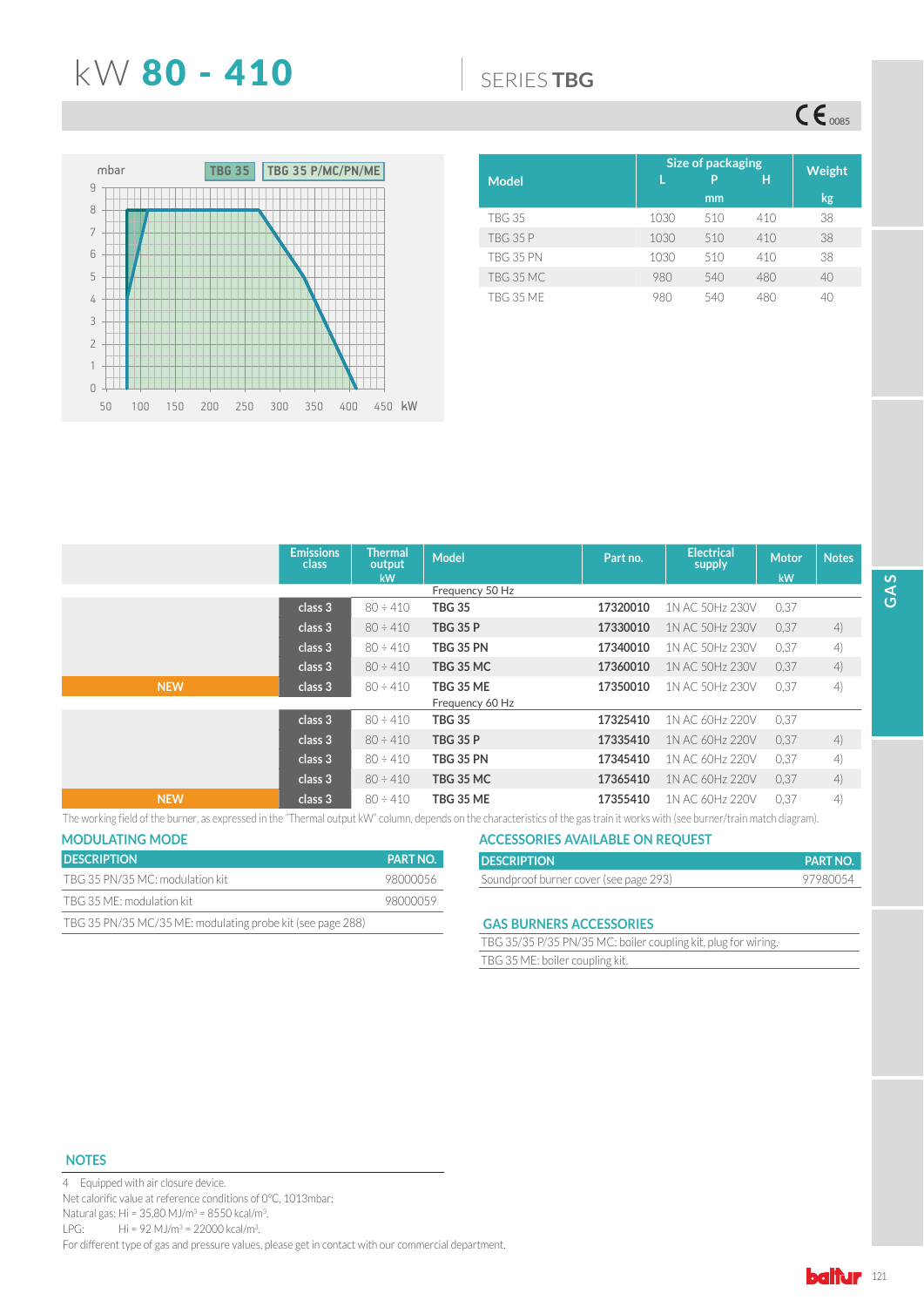# kW 80 - 410

## SERIES TBG

CE 0085

mbar — TBG 35 | TBG 35 P/MC/PN/ME

| Model | Size of packaging L (mm) | P (mm) | H (mm) | Weight (kg) |
|---|---|---|---|---|
| TBG 35 | 1030 | 510 | 410 | 38 |
| TBG 35 P | 1030 | 510 | 410 | 38 |
| TBG 35 PN | 1030 | 510 | 410 | 38 |
| TBG 35 MC | 980 | 540 | 480 | 40 |
| TBG 35 ME | 980 | 540 | 480 | 40 |

GAS

| | Emissions class | Thermal output kW | Model | Part no. | Electrical supply | Motor kW | Notes |
|---|---|---|---|---|---|---|---|
| | | | Frequency 50 Hz | | | | |
| | class 3 | 80 ÷ 410 | **TBG 35** | **17320010** | 1N AC 50Hz 230V | 0,37 | |
| | class 3 | 80 ÷ 410 | **TBG 35 P** | **17330010** | 1N AC 50Hz 230V | 0,37 | 4) |
| | class 3 | 80 ÷ 410 | **TBG 35 PN** | **17340010** | 1N AC 50Hz 230V | 0,37 | 4) |
| | class 3 | 80 ÷ 410 | **TBG 35 MC** | **17360010** | 1N AC 50Hz 230V | 0,37 | 4) |
| NEW | class 3 | 80 ÷ 410 | **TBG 35 ME** | **17350010** | 1N AC 50Hz 230V | 0,37 | 4) |
| | | | Frequency 60 Hz | | | | |
| | class 3 | 80 ÷ 410 | **TBG 35** | **17325410** | 1N AC 60Hz 220V | 0,37 | |
| | class 3 | 80 ÷ 410 | **TBG 35 P** | **17335410** | 1N AC 60Hz 220V | 0,37 | 4) |
| | class 3 | 80 ÷ 410 | **TBG 35 PN** | **17345410** | 1N AC 60Hz 220V | 0,37 | 4) |
| | class 3 | 80 ÷ 410 | **TBG 35 MC** | **17365410** | 1N AC 60Hz 220V | 0,37 | 4) |
| NEW | class 3 | 80 ÷ 410 | **TBG 35 ME** | **17355410** | 1N AC 60Hz 220V | 0,37 | 4) |

The working field of the burner, as expressed in the "Thermal output kW" column, depends on the characteristics of the gas train it works with (see burner/train match diagram).

### MODULATING MODE

| DESCRIPTION | PART NO. |
|---|---|
| TBG 35 PN/35 MC: modulation kit | 98000056 |
| TBG 35 ME: modulation kit | 98000059 |
| TBG 35 PN/35 MC/35 ME: modulating probe kit (see page 288) | |

### ACCESSORIES AVAILABLE ON REQUEST

| DESCRIPTION | PART NO. |
|---|---|
| Soundproof burner cover (see page 293) | 97980054 |

### GAS BURNERS ACCESSORIES

| |
|---|
| TBG 35/35 P/35 PN/35 MC: boiler coupling kit, plug for wiring. |
| TBG 35 ME: boiler coupling kit. |

### NOTES

4 Equipped with air closure device.

Net calorific value at reference conditions of 0°C, 1013mbar:

Natural gas: Hi = 35,80 MJ/m³ = 8550 kcal/m³.

LPG: Hi = 92 MJ/m³ = 22000 kcal/m³.

For different type of gas and pressure values, please get in contact with our commercial department.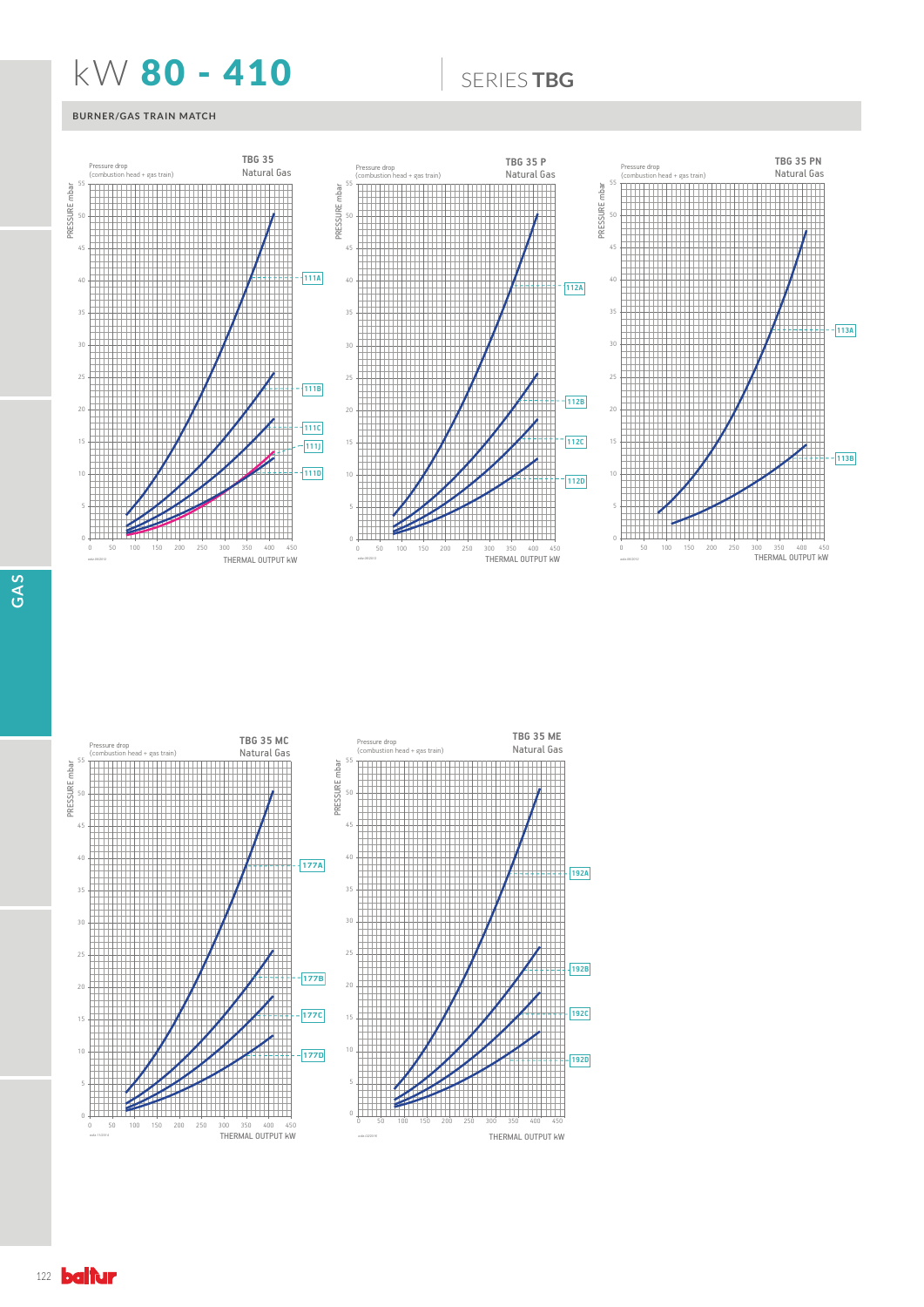# kW 80 - 410

## SERIES TBG

### BURNER/GAS TRAIN MATCH

**TBG 35**
Natural Gas

Pressure drop (combustion head + gas train)

PRESSURE mbar

111A
111B
111C
111J
111D

THERMAL OUTPUT kW

**TBG 35 P**
Natural Gas

Pressure drop (combustion head + gas train)

PRESSURE mbar

112A
112B
112C
112D

THERMAL OUTPUT kW

**TBG 35 PN**
Natural Gas

Pressure drop (combustion head + gas train)

PRESSURE mbar

113A
113B

THERMAL OUTPUT kW

**TBG 35 MC**
Natural Gas

Pressure drop (combustion head + gas train)

PRESSURE mbar

177A
177B
177C
177D

THERMAL OUTPUT kW

**TBG 35 ME**
Natural Gas

Pressure drop (combustion head + gas train)

PRESSURE mbar

192A
192B
192C
192D

THERMAL OUTPUT kW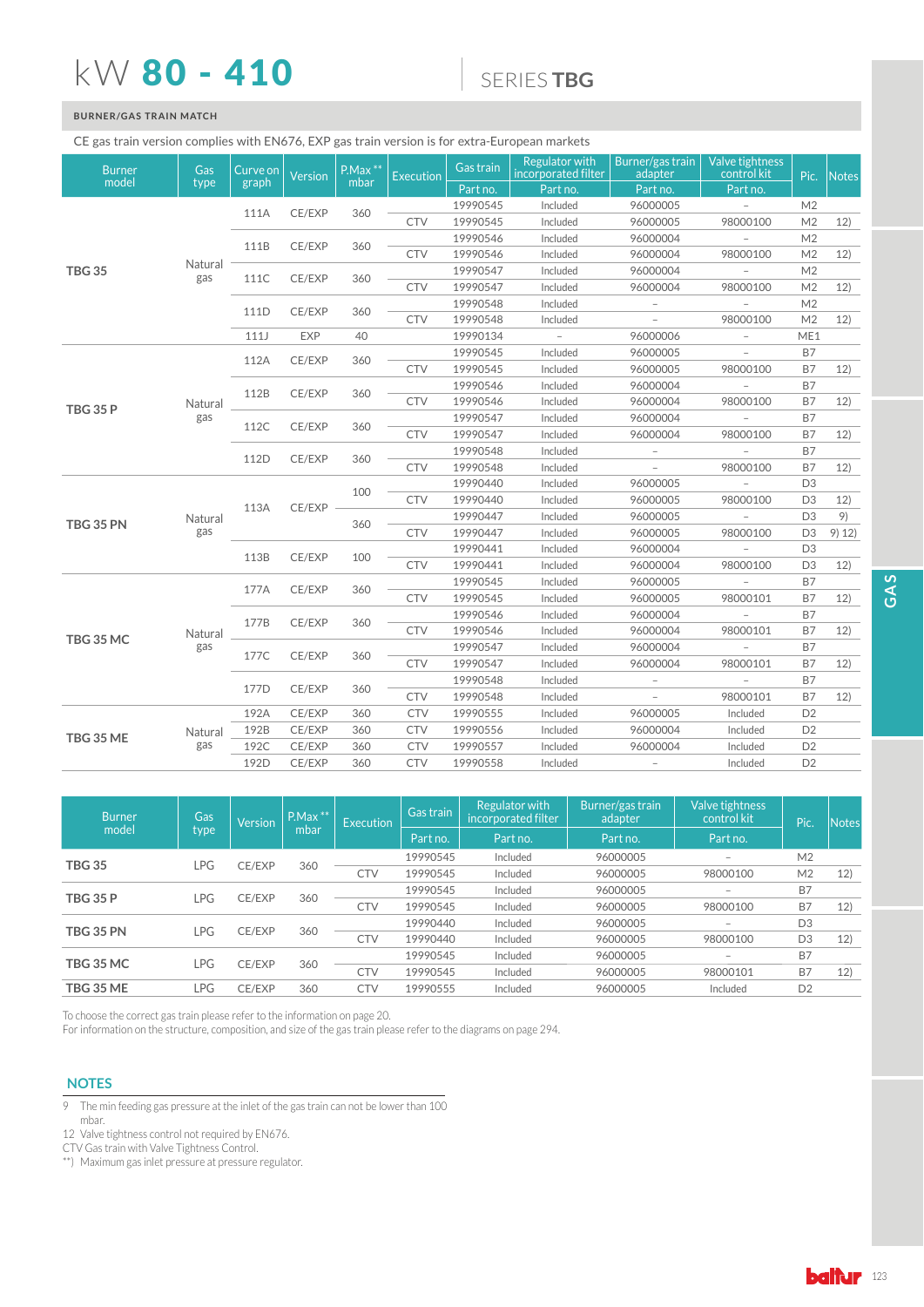# kW 80 - 410

## SERIES TBG

### BURNER/GAS TRAIN MATCH

CE gas train version complies with EN676, EXP gas train version is for extra-European markets

| Burner model | Gas type | Curve on graph | Version | P.Max ** mbar | Execution | Gas train | Regulator with incorporated filter | Burner/gas train adapter | Valve tightness control kit | Pic. | Notes |
|---|---|---|---|---|---|---|---|---|---|---|---|
| | | | | | | Part no. | Part no. | Part no. | Part no. | | |
| TBG 35 | Natural gas | 111A | CE/EXP | 360 | | 19990545 | Included | 96000005 | – | M2 | |
| | | | | | CTV | 19990545 | Included | 96000005 | 98000100 | M2 | 12) |
| | | 111B | CE/EXP | 360 | | 19990546 | Included | 96000004 | – | M2 | |
| | | | | | CTV | 19990546 | Included | 96000004 | 98000100 | M2 | 12) |
| | | 111C | CE/EXP | 360 | | 19990547 | Included | 96000004 | – | M2 | |
| | | | | | CTV | 19990547 | Included | 96000004 | 98000100 | M2 | 12) |
| | | 111D | CE/EXP | 360 | | 19990548 | Included | – | – | M2 | |
| | | | | | CTV | 19990548 | Included | – | 98000100 | M2 | 12) |
| | | 111J | EXP | 40 | | 19990134 | – | 96000006 | – | ME1 | |
| TBG 35 P | Natural gas | 112A | CE/EXP | 360 | | 19990545 | Included | 96000005 | – | B7 | |
| | | | | | CTV | 19990545 | Included | 96000005 | 98000100 | B7 | 12) |
| | | 112B | CE/EXP | 360 | | 19990546 | Included | 96000004 | – | B7 | |
| | | | | | CTV | 19990546 | Included | 96000004 | 98000100 | B7 | 12) |
| | | 112C | CE/EXP | 360 | | 19990547 | Included | 96000004 | – | B7 | |
| | | | | | CTV | 19990547 | Included | 96000004 | 98000100 | B7 | 12) |
| | | 112D | CE/EXP | 360 | | 19990548 | Included | – | – | B7 | |
| | | | | | CTV | 19990548 | Included | – | 98000100 | B7 | 12) |
| TBG 35 PN | Natural gas | 113A | CE/EXP | 100 | | 19990440 | Included | 96000005 | – | D3 | |
| | | | | | CTV | 19990440 | Included | 96000005 | 98000100 | D3 | 12) |
| | | | | 360 | | 19990447 | Included | 96000005 | – | D3 | 9) |
| | | | | | CTV | 19990447 | Included | 96000005 | 98000100 | D3 | 9) 12) |
| | | 113B | CE/EXP | 100 | | 19990441 | Included | 96000004 | – | D3 | |
| | | | | | CTV | 19990441 | Included | 96000004 | 98000100 | D3 | 12) |
| TBG 35 MC | Natural gas | 177A | CE/EXP | 360 | | 19990545 | Included | 96000005 | – | B7 | |
| | | | | | CTV | 19990545 | Included | 96000005 | 98000101 | B7 | 12) |
| | | 177B | CE/EXP | 360 | | 19990546 | Included | 96000004 | – | B7 | |
| | | | | | CTV | 19990546 | Included | 96000004 | 98000101 | B7 | 12) |
| | | 177C | CE/EXP | 360 | | 19990547 | Included | 96000004 | – | B7 | |
| | | | | | CTV | 19990547 | Included | 96000004 | 98000101 | B7 | 12) |
| | | 177D | CE/EXP | 360 | | 19990548 | Included | – | – | B7 | |
| | | | | | CTV | 19990548 | Included | – | 98000101 | B7 | 12) |
| TBG 35 ME | Natural gas | 192A | CE/EXP | 360 | CTV | 19990555 | Included | 96000005 | Included | D2 | |
| | | 192B | CE/EXP | 360 | CTV | 19990556 | Included | 96000004 | Included | D2 | |
| | | 192C | CE/EXP | 360 | CTV | 19990557 | Included | 96000004 | Included | D2 | |
| | | 192D | CE/EXP | 360 | CTV | 19990558 | Included | – | Included | D2 | |

| Burner model | Gas type | Version | P.Max ** mbar | Execution | Gas train | Regulator with incorporated filter | Burner/gas train adapter | Valve tightness control kit | Pic. | Notes |
|---|---|---|---|---|---|---|---|---|---|---|
| | | | | | Part no. | Part no. | Part no. | Part no. | | |
| TBG 35 | LPG | CE/EXP | 360 | | 19990545 | Included | 96000005 | – | M2 | |
| | | | | CTV | 19990545 | Included | 96000005 | 98000100 | M2 | 12) |
| TBG 35 P | LPG | CE/EXP | 360 | | 19990545 | Included | 96000005 | – | B7 | |
| | | | | CTV | 19990545 | Included | 96000005 | 98000100 | B7 | 12) |
| TBG 35 PN | LPG | CE/EXP | 360 | | 19990440 | Included | 96000005 | – | D3 | |
| | | | | CTV | 19990440 | Included | 96000005 | 98000100 | D3 | 12) |
| TBG 35 MC | LPG | CE/EXP | 360 | | 19990545 | Included | 96000005 | – | B7 | |
| | | | | CTV | 19990545 | Included | 96000005 | 98000101 | B7 | 12) |
| TBG 35 ME | LPG | CE/EXP | 360 | CTV | 19990555 | Included | 96000005 | Included | D2 | |

To choose the correct gas train please refer to the information on page 20.
For information on the structure, composition, and size of the gas train please refer to the diagrams on page 294.

## NOTES

9 The min feeding gas pressure at the inlet of the gas train can not be lower than 100 mbar.
12 Valve tightness control not required by EN676.
CTV Gas train with Valve Tightness Control.
**) Maximum gas inlet pressure at pressure regulator.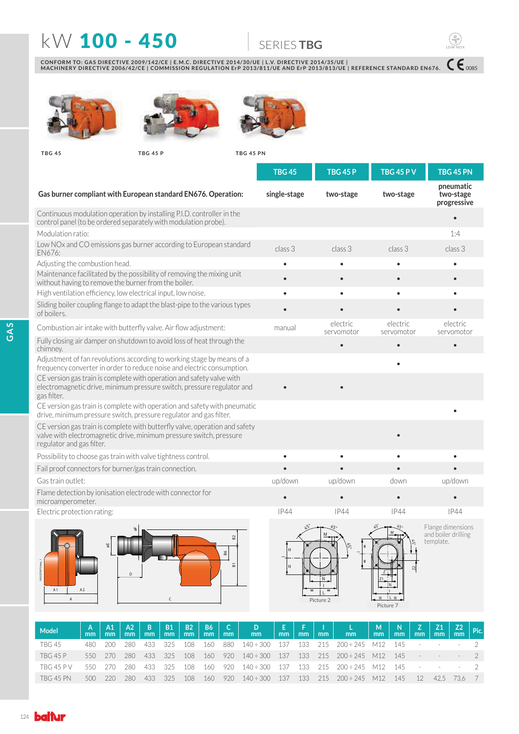# kW 100 - 450

SERIES **TBG**

LOW NOX

**CONFORM TO: GAS DIRECTIVE 2009/142/CE | E.M.C. DIRECTIVE 2014/30/UE | L.V. DIRECTIVE 2014/35/UE | MACHINERY DIRECTIVE 2006/42/CE | COMMISSION REGULATION ErP 2013/811/UE AND ErP 2013/813/UE | REFERENCE STANDARD EN676.** CE 0085

TBG 45 — TBG 45 P — TBG 45 PN

| | TBG 45 | TBG 45 P | TBG 45 P V | TBG 45 PN |
|---|---|---|---|---|
| **Gas burner compliant with European standard EN676. Operation:** | single-stage | two-stage | two-stage | pneumatic two-stage progressive |
| Continuous modulation operation by installing P.I.D. controller in the control panel (to be ordered separately with modulation probe). | | | | • |
| Modulation ratio: | | | | 1:4 |
| Low NOx and CO emissions gas burner according to European standard EN676: | class 3 | class 3 | class 3 | class 3 |
| Adjusting the combustion head. | • | • | • | • |
| Maintenance facilitated by the possibility of removing the mixing unit without having to remove the burner from the boiler. | • | • | • | • |
| High ventilation efficiency, low electrical input, low noise. | • | • | • | • |
| Sliding boiler coupling flange to adapt the blast-pipe to the various types of boilers. | • | • | • | • |
| Combustion air intake with butterfly valve. Air flow adjustment: | manual | electric servomotor | electric servomotor | electric servomotor |
| Fully closing air damper on shutdown to avoid loss of heat through the chimney. | | • | • | • |
| Adjustment of fan revolutions according to working stage by means of a frequency converter in order to reduce noise and electric consumption. | | | • | |
| CE version gas train is complete with operation and safety valve with electromagnetic drive, minimum pressure switch, pressure regulator and gas filter. | • | • | | |
| CE version gas train is complete with operation and safety with pneumatic drive, minimum pressure switch, pressure regulator and gas filter. | | | | • |
| CE version gas train is complete with butterfly valve, operation and safety valve with electromagnetic drive, minimum pressure switch, pressure regulator and gas filter. | | | • | |
| Possibility to choose gas train with valve tightness control. | • | • | • | • |
| Fail proof connectors for burner/gas train connection. | • | • | • | • |
| Gas train outlet: | up/down | up/down | down | up/down |
| Flame detection by ionisation electrode with connector for microamperometer. | • | • | • | • |
| Electric protection rating: | IP44 | IP44 | IP44 | IP44 |

Flange dimensions and boiler drilling template.

Picture 2 — Picture 7

| Model | A mm | A1 mm | A2 mm | B mm | B1 mm | B2 mm | B6 mm | C mm | D mm | E mm | F mm | I mm | L mm | M mm | N mm | Z mm | Z1 mm | Z2 mm | Pic. |
|---|---|---|---|---|---|---|---|---|---|---|---|---|---|---|---|---|---|---|---|
| TBG 45 | 480 | 200 | 280 | 433 | 325 | 108 | 160 | 880 | 140 ÷ 300 | 137 | 133 | 215 | 200 ÷ 245 | M12 | 145 | - | - | - | 2 |
| TBG 45 P | 550 | 270 | 280 | 433 | 325 | 108 | 160 | 920 | 140 ÷ 300 | 137 | 133 | 215 | 200 ÷ 245 | M12 | 145 | - | - | - | 2 |
| TBG 45 P V | 550 | 270 | 280 | 433 | 325 | 108 | 160 | 920 | 140 ÷ 300 | 137 | 133 | 215 | 200 ÷ 245 | M12 | 145 | - | - | - | 2 |
| TBG 45 PN | 500 | 220 | 280 | 433 | 325 | 108 | 160 | 920 | 140 ÷ 300 | 137 | 133 | 215 | 200 ÷ 245 | M12 | 145 | 12 | 42,5 | 73,6 | 7 |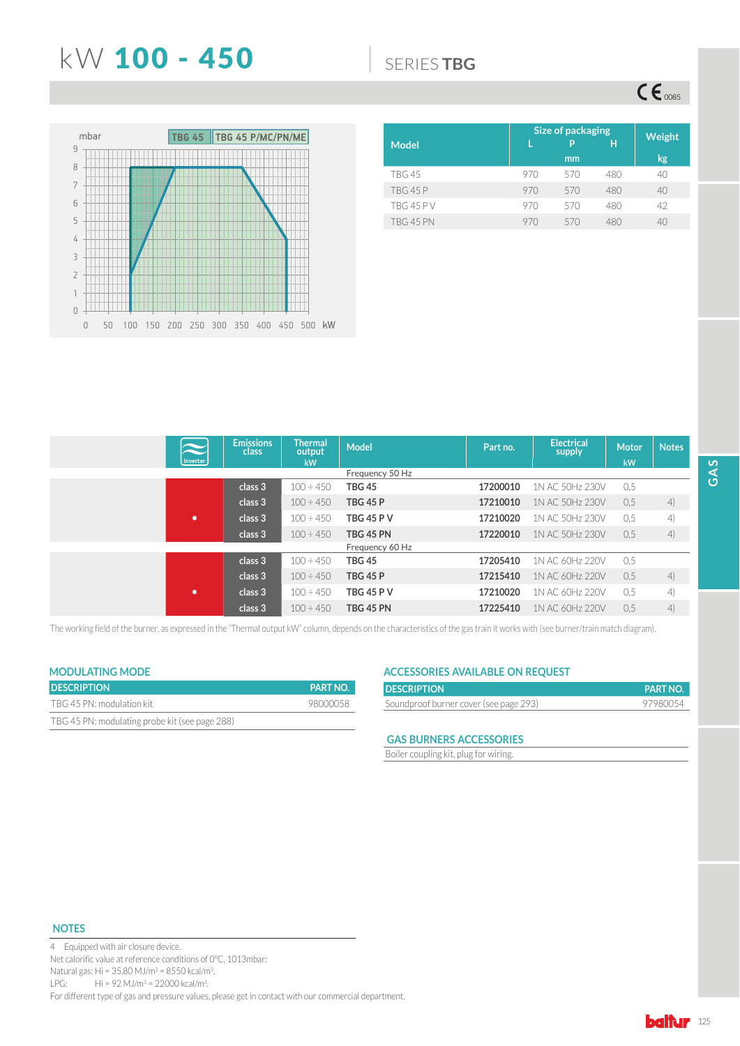# kW 100 - 450

## SERIES TBG

| Model | Size of packaging L (mm) | Size of packaging P (mm) | Size of packaging H (mm) | Weight (kg) |
|---|---|---|---|---|
| TBG 45 | 970 | 570 | 480 | 40 |
| TBG 45 P | 970 | 570 | 480 | 40 |
| TBG 45 P V | 970 | 570 | 480 | 42 |
| TBG 45 PN | 970 | 570 | 480 | 40 |

| Inverter | Emissions class | Thermal output kW | Model | Part no. | Electrical supply | Motor kW | Notes |
|---|---|---|---|---|---|---|---|
| | | | Frequency 50 Hz | | | | |
| | class 3 | 100 ÷ 450 | **TBG 45** | **17200010** | 1N AC 50Hz 230V | 0,5 | |
| | class 3 | 100 ÷ 450 | **TBG 45 P** | **17210010** | 1N AC 50Hz 230V | 0,5 | 4) |
| • | class 3 | 100 ÷ 450 | **TBG 45 P V** | **17210020** | 1N AC 50Hz 230V | 0,5 | 4) |
| | class 3 | 100 ÷ 450 | **TBG 45 PN** | **17220010** | 1N AC 50Hz 230V | 0,5 | 4) |
| | | | Frequency 60 Hz | | | | |
| | class 3 | 100 ÷ 450 | **TBG 45** | **17205410** | 1N AC 60Hz 220V | 0,5 | |
| | class 3 | 100 ÷ 450 | **TBG 45 P** | **17215410** | 1N AC 60Hz 220V | 0,5 | 4) |
| • | class 3 | 100 ÷ 450 | **TBG 45 P V** | **17210020** | 1N AC 60Hz 220V | 0,5 | 4) |
| | class 3 | 100 ÷ 450 | **TBG 45 PN** | **17225410** | 1N AC 60Hz 220V | 0,5 | 4) |

The working field of the burner, as expressed in the "Thermal output kW" column, depends on the characteristics of the gas train it works with (see burner/train match diagram).

### MODULATING MODE

| DESCRIPTION | PART NO. |
|---|---|
| TBG 45 PN: modulation kit | 98000058 |
| TBG 45 PN: modulating probe kit (see page 288) | |

### ACCESSORIES AVAILABLE ON REQUEST

| DESCRIPTION | PART NO. |
|---|---|
| Soundproof burner cover (see page 293) | 97980054 |

### GAS BURNERS ACCESSORIES

Boiler coupling kit, plug for wiring.

### NOTES

4 Equipped with air closure device.
Net calorific value at reference conditions of 0°C, 1013mbar:
Natural gas: Hi = 35,80 MJ/m³ = 8550 kcal/m³.
LPG: Hi = 92 MJ/m³ = 22000 kcal/m³.
For different type of gas and pressure values, please get in contact with our commercial department.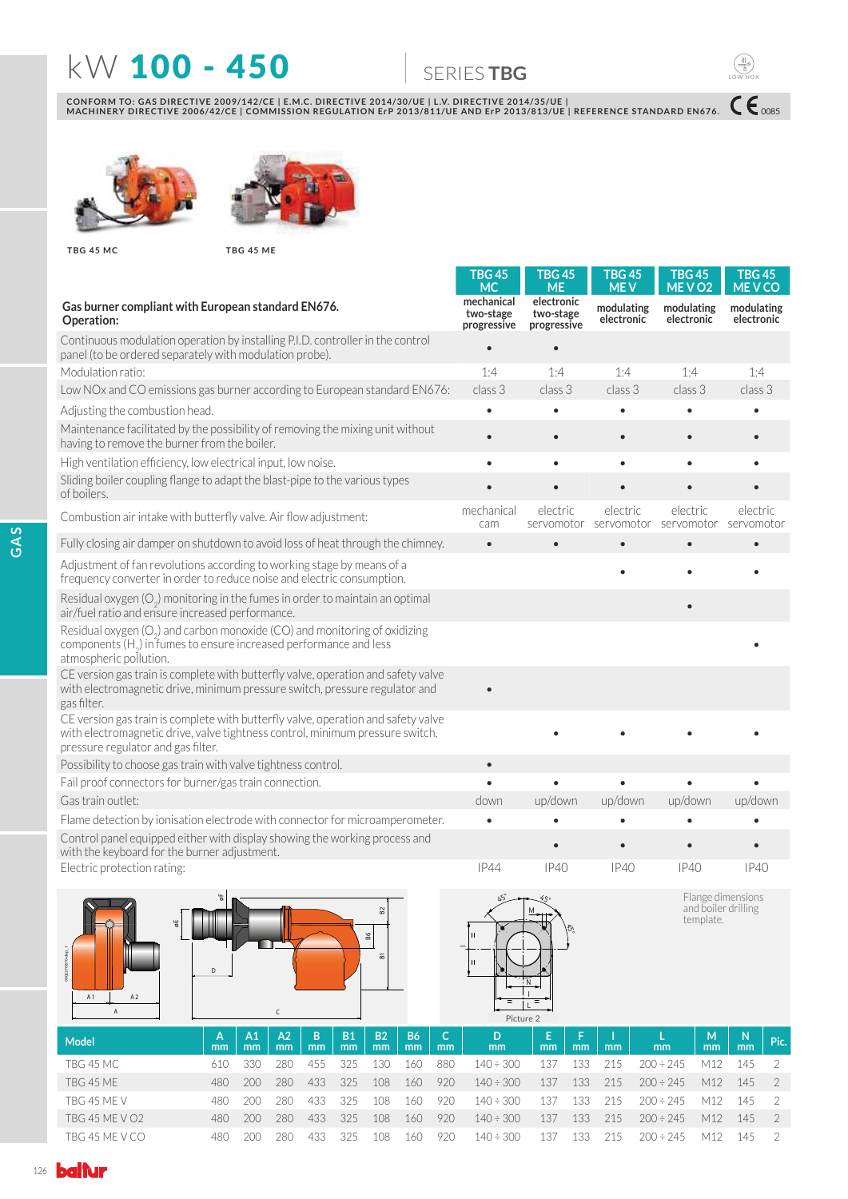# kW 100 - 450

## SERIES TBG

CONFORM TO: GAS DIRECTIVE 2009/142/CE | E.M.C. DIRECTIVE 2014/30/UE | L.V. DIRECTIVE 2014/35/UE | MACHINERY DIRECTIVE 2006/42/CE | COMMISSION REGULATION ErP 2013/811/UE AND ErP 2013/813/UE | REFERENCE STANDARD EN676.

TBG 45 MC

TBG 45 ME

| **Gas burner compliant with European standard EN676. Operation:** | **TBG 45 MC** mechanical two-stage progressive | **TBG 45 ME** electronic two-stage progressive | **TBG 45 ME V** modulating electronic | **TBG 45 ME V O2** modulating electronic | **TBG 45 ME V CO** modulating electronic |
|---|---|---|---|---|---|
| Continuous modulation operation by installing P.I.D. controller in the control panel (to be ordered separately with modulation probe). | • | • | | | |
| Modulation ratio: | 1:4 | 1:4 | 1:4 | 1:4 | 1:4 |
| Low NOx and CO emissions gas burner according to European standard EN676: | class 3 | class 3 | class 3 | class 3 | class 3 |
| Adjusting the combustion head. | • | • | • | • | • |
| Maintenance facilitated by the possibility of removing the mixing unit without having to remove the burner from the boiler. | • | • | • | • | • |
| High ventilation efficiency, low electrical input, low noise. | • | • | • | • | • |
| Sliding boiler coupling flange to adapt the blast-pipe to the various types of boilers. | • | • | • | • | • |
| Combustion air intake with butterfly valve. Air flow adjustment: | mechanical cam | electric servomotor | electric servomotor | electric servomotor | electric servomotor |
| Fully closing air damper on shutdown to avoid loss of heat through the chimney. | • | • | • | • | • |
| Adjustment of fan revolutions according to working stage by means of a frequency converter in order to reduce noise and electric consumption. | | | • | • | • |
| Residual oxygen ($O_2$) monitoring in the fumes in order to maintain an optimal air/fuel ratio and ensure increased performance. | | | | • | |
| Residual oxygen ($O_2$) and carbon monoxide (CO) and monitoring of oxidizing components ($H_2$) in fumes to ensure increased performance and less atmospheric pollution. | | | | | • |
| CE version gas train is complete with butterfly valve, operation and safety valve with electromagnetic drive, minimum pressure switch, pressure regulator and gas filter. | • | | | | |
| CE version gas train is complete with butterfly valve, operation and safety valve with electromagnetic drive, valve tightness control, minimum pressure switch, pressure regulator and gas filter. | | • | • | • | • |
| Possibility to choose gas train with valve tightness control. | • | | | | |
| Fail proof connectors for burner/gas train connection. | • | • | • | • | • |
| Gas train outlet: | down | up/down | up/down | up/down | up/down |
| Flame detection by ionisation electrode with connector for microamperometer. | • | • | • | • | • |
| Control panel equipped either with display showing the working process and with the keyboard for the burner adjustment. | | • | • | • | • |
| Electric protection rating: | IP44 | IP40 | IP40 | IP40 | IP40 |

Flange dimensions and boiler drilling template.

Picture 2

| Model | A mm | A1 mm | A2 mm | B mm | B1 mm | B2 mm | B6 mm | C mm | D mm | E mm | F mm | I mm | L mm | M mm | N mm | Pic. |
|---|---|---|---|---|---|---|---|---|---|---|---|---|---|---|---|---|
| TBG 45 MC | 610 | 330 | 280 | 455 | 325 | 130 | 160 | 880 | 140 ÷ 300 | 137 | 133 | 215 | 200 ÷ 245 | M12 | 145 | 2 |
| TBG 45 ME | 480 | 200 | 280 | 433 | 325 | 108 | 160 | 920 | 140 ÷ 300 | 137 | 133 | 215 | 200 ÷ 245 | M12 | 145 | 2 |
| TBG 45 ME V | 480 | 200 | 280 | 433 | 325 | 108 | 160 | 920 | 140 ÷ 300 | 137 | 133 | 215 | 200 ÷ 245 | M12 | 145 | 2 |
| TBG 45 ME V O2 | 480 | 200 | 280 | 433 | 325 | 108 | 160 | 920 | 140 ÷ 300 | 137 | 133 | 215 | 200 ÷ 245 | M12 | 145 | 2 |
| TBG 45 ME V CO | 480 | 200 | 280 | 433 | 325 | 108 | 160 | 920 | 140 ÷ 300 | 137 | 133 | 215 | 200 ÷ 245 | M12 | 145 | 2 |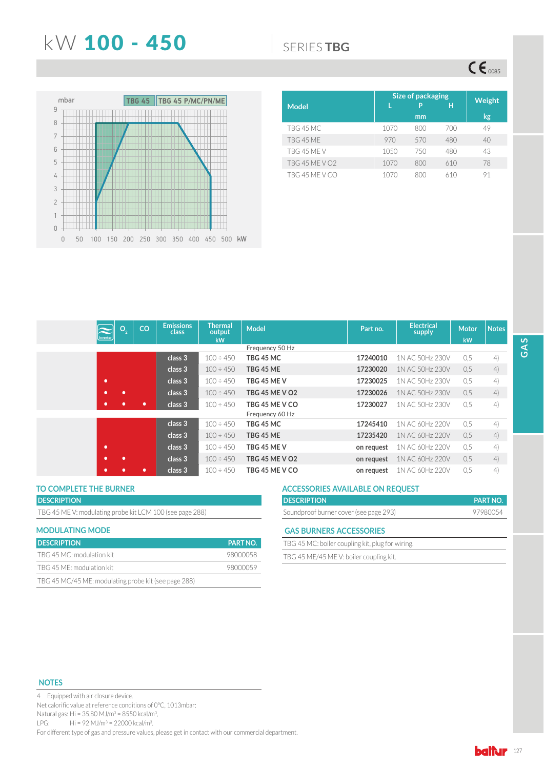# kW 100 - 450

SERIES TBG

CE 0085

mbar — TBG 45 / TBG 45 P/MC/PN/ME

| Model | Size of packaging L (mm) | P (mm) | H (mm) | Weight kg |
|---|---|---|---|---|
| TBG 45 MC | 1070 | 800 | 700 | 49 |
| TBG 45 ME | 970 | 570 | 480 | 40 |
| TBG 45 ME V | 1050 | 750 | 480 | 43 |
| TBG 45 ME V O2 | 1070 | 800 | 610 | 78 |
| TBG 45 ME V CO | 1070 | 800 | 610 | 91 |

| Inverter | $O_2$ | CO | Emissions class | Thermal output kW | Model | Part no. | Electrical supply | Motor kW | Notes |
|---|---|---|---|---|---|---|---|---|---|
| | | | | | Frequency 50 Hz | | | | |
| | | | class 3 | 100 ÷ 450 | **TBG 45 MC** | **17240010** | 1N AC 50Hz 230V | 0,5 | 4) |
| | | | class 3 | 100 ÷ 450 | **TBG 45 ME** | **17230020** | 1N AC 50Hz 230V | 0,5 | 4) |
| • | | | class 3 | 100 ÷ 450 | **TBG 45 ME V** | **17230025** | 1N AC 50Hz 230V | 0,5 | 4) |
| • | • | | class 3 | 100 ÷ 450 | **TBG 45 ME V O2** | **17230026** | 1N AC 50Hz 230V | 0,5 | 4) |
| • | • | • | class 3 | 100 ÷ 450 | **TBG 45 ME V CO** | **17230027** | 1N AC 50Hz 230V | 0,5 | 4) |
| | | | | | Frequency 60 Hz | | | | |
| | | | class 3 | 100 ÷ 450 | **TBG 45 MC** | **17245410** | 1N AC 60Hz 220V | 0,5 | 4) |
| | | | class 3 | 100 ÷ 450 | **TBG 45 ME** | **17235420** | 1N AC 60Hz 220V | 0,5 | 4) |
| • | | | class 3 | 100 ÷ 450 | **TBG 45 ME V** | **on request** | 1N AC 60Hz 220V | 0,5 | 4) |
| • | • | | class 3 | 100 ÷ 450 | **TBG 45 ME V O2** | **on request** | 1N AC 60Hz 220V | 0,5 | 4) |
| • | • | • | class 3 | 100 ÷ 450 | **TBG 45 ME V CO** | **on request** | 1N AC 60Hz 220V | 0,5 | 4) |

## TO COMPLETE THE BURNER

| DESCRIPTION |
|---|
| TBG 45 ME V: modulating probe kit LCM 100 (see page 288) |

## MODULATING MODE

| DESCRIPTION | PART NO. |
|---|---|
| TBG 45 MC: modulation kit | 98000058 |
| TBG 45 ME: modulation kit | 98000059 |
| TBG 45 MC/45 ME: modulating probe kit (see page 288) | |

## ACCESSORIES AVAILABLE ON REQUEST

| DESCRIPTION | PART NO. |
|---|---|
| Soundproof burner cover (see page 293) | 97980054 |

## GAS BURNERS ACCESSORIES

- TBG 45 MC: boiler coupling kit, plug for wiring.
- TBG 45 ME/45 ME V: boiler coupling kit.

## NOTES

4 Equipped with air closure device.

Net calorific value at reference conditions of 0°C, 1013mbar:

Natural gas: Hi = 35,80 MJ/m³ = 8550 kcal/m³.

LPG: Hi = 92 MJ/m³ = 22000 kcal/m³.

For different type of gas and pressure values, please get in contact with our commercial department.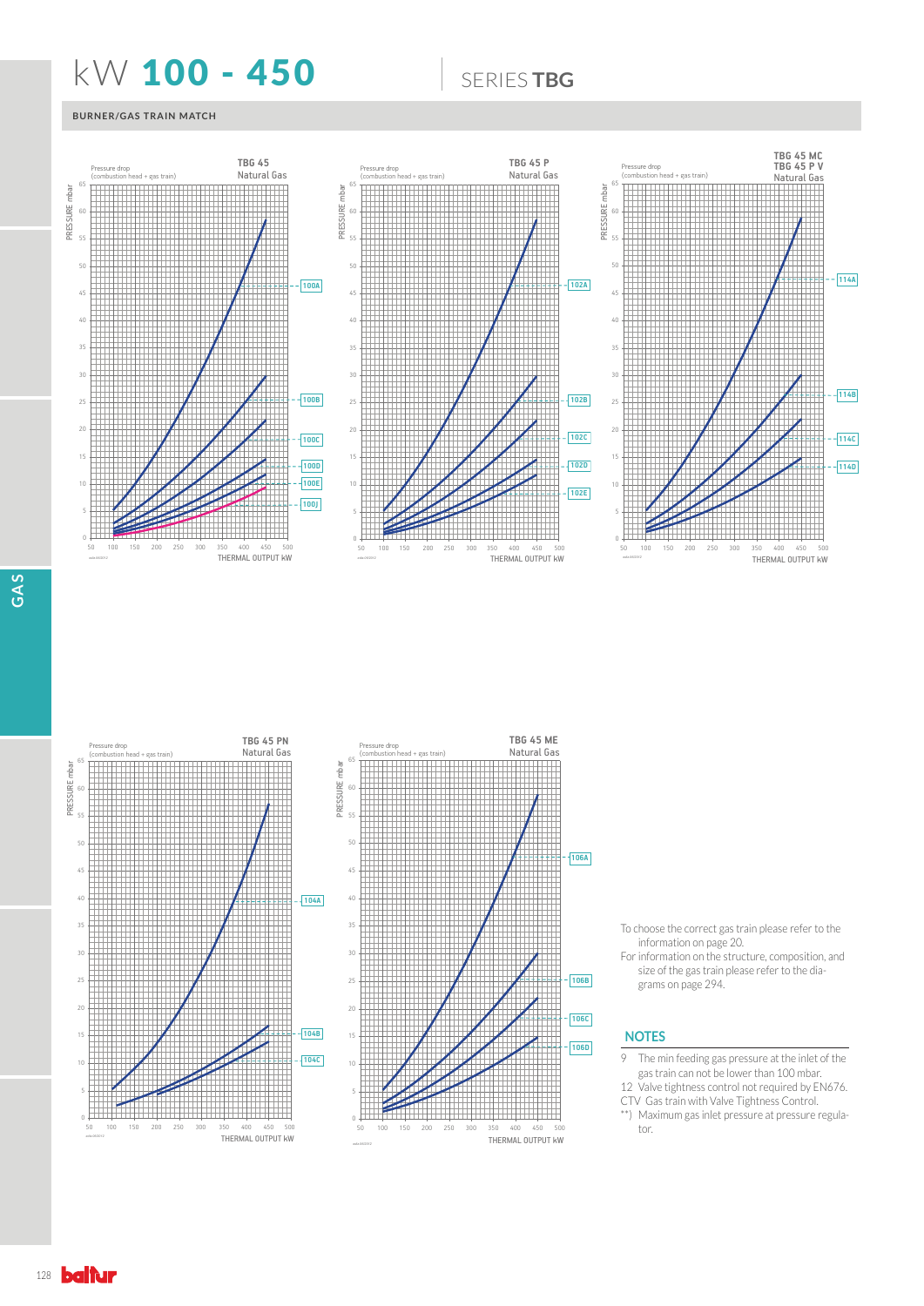# kW 100 - 450

## SERIES TBG

### BURNER/GAS TRAIN MATCH

TBG 45
Natural Gas

Pressure drop (combustion head + gas train)

PRESSURE mbar

THERMAL OUTPUT kW

100A, 100B, 100C, 100D, 100E, 100J

TBG 45 P
Natural Gas

Pressure drop (combustion head + gas train)

PRESSURE mbar

THERMAL OUTPUT kW

102A, 102B, 102C, 102D, 102E

TBG 45 MC
TBG 45 P V
Natural Gas

Pressure drop (combustion head + gas train)

PRESSURE mbar

THERMAL OUTPUT kW

114A, 114B, 114C, 114D

TBG 45 PN
Natural Gas

Pressure drop (combustion head + gas train)

PRESSURE mbar

THERMAL OUTPUT kW

104A, 104B, 104C

TBG 45 ME
Natural Gas

Pressure drop (combustion head + gas train)

PRESSURE mbar

THERMAL OUTPUT kW

106A, 106B, 106C, 106D

To choose the correct gas train please refer to the information on page 20.
For information on the structure, composition, and size of the gas train please refer to the diagrams on page 294.

### NOTES

9 The min feeding gas pressure at the inlet of the gas train can not be lower than 100 mbar.
12 Valve tightness control not required by EN676.
CTV Gas train with Valve Tightness Control.
**) Maximum gas inlet pressure at pressure regulator.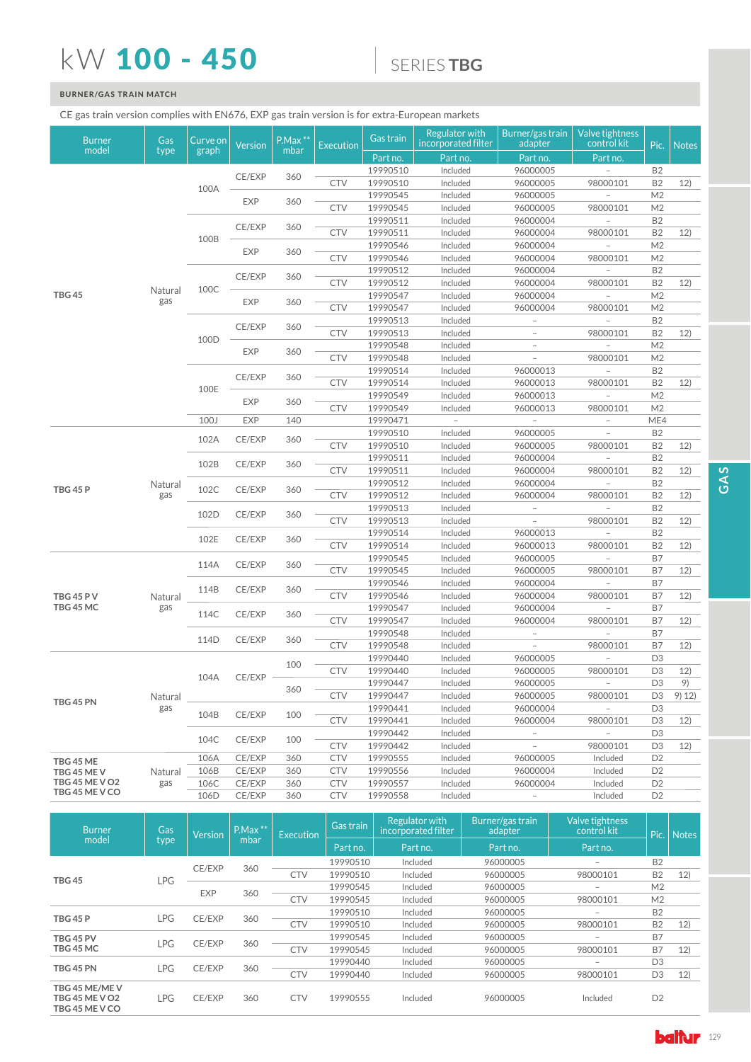# kW **100 - 450**

SERIES **TBG**

**BURNER/GAS TRAIN MATCH**

CE gas train version complies with EN676, EXP gas train version is for extra-European markets

| Burner model | Gas type | Curve on graph | Version | P.Max ** mbar | Execution | Gas train | Regulator with incorporated filter | Burner/gas train adapter | Valve tightness control kit | Pic. | Notes |
|---|---|---|---|---|---|---|---|---|---|---|---|
| | | | | | | Part no. | Part no. | Part no. | Part no. | | |
| TBG 45 | Natural gas | 100A | CE/EXP | 360 | | 19990510 | Included | 96000005 | – | B2 | |
| | | | | | CTV | 19990510 | Included | 96000005 | 98000101 | B2 | 12) |
| | | | EXP | 360 | | 19990545 | Included | 96000005 | – | M2 | |
| | | | | | CTV | 19990545 | Included | 96000005 | 98000101 | M2 | |
| | | 100B | CE/EXP | 360 | | 19990511 | Included | 96000004 | – | B2 | |
| | | | | | CTV | 19990511 | Included | 96000004 | 98000101 | B2 | 12) |
| | | | EXP | 360 | | 19990546 | Included | 96000004 | – | M2 | |
| | | | | | CTV | 19990546 | Included | 96000004 | 98000101 | M2 | |
| | | 100C | CE/EXP | 360 | | 19990512 | Included | 96000004 | – | B2 | |
| | | | | | CTV | 19990512 | Included | 96000004 | 98000101 | B2 | 12) |
| | | | EXP | 360 | | 19990547 | Included | 96000004 | – | M2 | |
| | | | | | CTV | 19990547 | Included | 96000004 | 98000101 | M2 | |
| | | 100D | CE/EXP | 360 | | 19990513 | Included | – | – | B2 | |
| | | | | | CTV | 19990513 | Included | – | 98000101 | B2 | 12) |
| | | | EXP | 360 | | 19990548 | Included | – | – | M2 | |
| | | | | | CTV | 19990548 | Included | – | 98000101 | M2 | |
| | | 100E | CE/EXP | 360 | | 19990514 | Included | 96000013 | – | B2 | |
| | | | | | CTV | 19990514 | Included | 96000013 | 98000101 | B2 | 12) |
| | | | EXP | 360 | | 19990549 | Included | 96000013 | – | M2 | |
| | | | | | CTV | 19990549 | Included | 96000013 | 98000101 | M2 | |
| | | 100J | EXP | 140 | | 19990471 | – | – | – | ME4 | |
| TBG 45 P | Natural gas | 102A | CE/EXP | 360 | | 19990510 | Included | 96000005 | – | B2 | |
| | | | | | CTV | 19990510 | Included | 96000005 | 98000101 | B2 | 12) |
| | | 102B | CE/EXP | 360 | | 19990511 | Included | 96000004 | – | B2 | |
| | | | | | CTV | 19990511 | Included | 96000004 | 98000101 | B2 | 12) |
| | | 102C | CE/EXP | 360 | | 19990512 | Included | 96000004 | – | B2 | |
| | | | | | CTV | 19990512 | Included | 96000004 | 98000101 | B2 | 12) |
| | | 102D | CE/EXP | 360 | | 19990513 | Included | – | – | B2 | |
| | | | | | CTV | 19990513 | Included | – | 98000101 | B2 | 12) |
| | | 102E | CE/EXP | 360 | | 19990514 | Included | 96000013 | – | B2 | |
| | | | | | CTV | 19990514 | Included | 96000013 | 98000101 | B2 | 12) |
| TBG 45 P V<br>TBG 45 MC | Natural gas | 114A | CE/EXP | 360 | | 19990545 | Included | 96000005 | – | B7 | |
| | | | | | CTV | 19990545 | Included | 96000005 | 98000101 | B7 | 12) |
| | | 114B | CE/EXP | 360 | | 19990546 | Included | 96000004 | – | B7 | |
| | | | | | CTV | 19990546 | Included | 96000004 | 98000101 | B7 | 12) |
| | | 114C | CE/EXP | 360 | | 19990547 | Included | 96000004 | – | B7 | |
| | | | | | CTV | 19990547 | Included | 96000004 | 98000101 | B7 | 12) |
| | | 114D | CE/EXP | 360 | | 19990548 | Included | – | – | B7 | |
| | | | | | CTV | 19990548 | Included | – | 98000101 | B7 | 12) |
| TBG 45 PN | Natural gas | 104A | CE/EXP | 100 | | 19990440 | Included | 96000005 | – | D3 | |
| | | | | | CTV | 19990440 | Included | 96000005 | 98000101 | D3 | 12) |
| | | | | 360 | | 19990447 | Included | 96000005 | – | D3 | 9) |
| | | | | | CTV | 19990447 | Included | 96000005 | 98000101 | D3 | 9) 12) |
| | | 104B | CE/EXP | 100 | | 19990441 | Included | 96000004 | – | D3 | |
| | | | | | CTV | 19990441 | Included | 96000004 | 98000101 | D3 | 12) |
| | | 104C | CE/EXP | 100 | | 19990442 | Included | – | – | D3 | |
| | | | | | CTV | 19990442 | Included | – | 98000101 | D3 | 12) |
| TBG 45 ME<br>TBG 45 ME V<br>TBG 45 ME V O2<br>TBG 45 ME V CO | Natural gas | 106A | CE/EXP | 360 | CTV | 19990555 | Included | 96000005 | Included | D2 | |
| | | 106B | CE/EXP | 360 | CTV | 19990556 | Included | 96000004 | Included | D2 | |
| | | 106C | CE/EXP | 360 | CTV | 19990557 | Included | 96000004 | Included | D2 | |
| | | 106D | CE/EXP | 360 | CTV | 19990558 | Included | – | Included | D2 | |

| Burner model | Gas type | Version | P.Max ** mbar | Execution | Gas train | Regulator with incorporated filter | Burner/gas train adapter | Valve tightness control kit | Pic. | Notes |
|---|---|---|---|---|---|---|---|---|---|---|
| | | | | | Part no. | Part no. | Part no. | Part no. | | |
| TBG 45 | LPG | CE/EXP | 360 | | 19990510 | Included | 96000005 | – | B2 | |
| | | | | CTV | 19990510 | Included | 96000005 | 98000101 | B2 | 12) |
| | | EXP | 360 | | 19990545 | Included | 96000005 | – | M2 | |
| | | | | CTV | 19990545 | Included | 96000005 | 98000101 | M2 | |
| TBG 45 P | LPG | CE/EXP | 360 | | 19990510 | Included | 96000005 | – | B2 | |
| | | | | CTV | 19990510 | Included | 96000005 | 98000101 | B2 | 12) |
| TBG 45 PV<br>TBG 45 MC | LPG | CE/EXP | 360 | | 19990545 | Included | 96000005 | – | B7 | |
| | | | | CTV | 19990545 | Included | 96000005 | 98000101 | B7 | 12) |
| TBG 45 PN | LPG | CE/EXP | 360 | | 19990440 | Included | 96000005 | – | D3 | |
| | | | | CTV | 19990440 | Included | 96000005 | 98000101 | D3 | 12) |
| TBG 45 ME/ME V<br>TBG 45 ME V O2<br>TBG 45 ME V CO | LPG | CE/EXP | 360 | CTV | 19990555 | Included | 96000005 | Included | D2 | |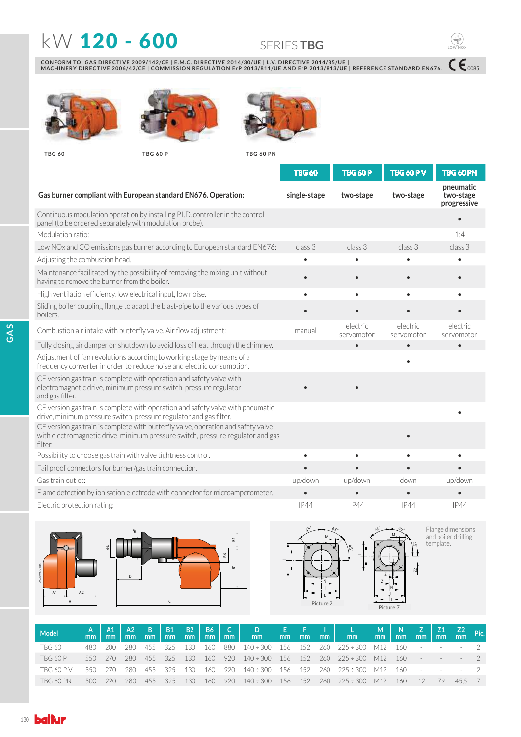# kW 120 - 600

## SERIES TBG

CONFORM TO: GAS DIRECTIVE 2009/142/CE | E.M.C. DIRECTIVE 2014/30/UE | L.V. DIRECTIVE 2014/35/UE | MACHINERY DIRECTIVE 2006/42/CE | COMMISSION REGULATION ErP 2013/811/UE AND ErP 2013/813/UE | REFERENCE STANDARD EN676. CE 0085

TBG 60 TBG 60 P TBG 60 PN

| | TBG 60 | TBG 60 P | TBG 60 P V | TBG 60 PN |
|---|---|---|---|---|
| **Gas burner compliant with European standard EN676. Operation:** | single-stage | two-stage | two-stage | pneumatic two-stage progressive |
| Continuous modulation operation by installing P.I.D. controller in the control panel (to be ordered separately with modulation probe). | | | | • |
| Modulation ratio: | | | | 1:4 |
| Low NOx and CO emissions gas burner according to European standard EN676: | class 3 | class 3 | class 3 | class 3 |
| Adjusting the combustion head. | • | • | • | • |
| Maintenance facilitated by the possibility of removing the mixing unit without having to remove the burner from the boiler. | • | • | • | • |
| High ventilation efficiency, low electrical input, low noise. | • | • | • | • |
| Sliding boiler coupling flange to adapt the blast-pipe to the various types of boilers. | • | • | • | • |
| Combustion air intake with butterfly valve. Air flow adjustment: | manual | electric servomotor | electric servomotor | electric servomotor |
| Fully closing air damper on shutdown to avoid loss of heat through the chimney. | | • | • | • |
| Adjustment of fan revolutions according to working stage by means of a frequency converter in order to reduce noise and electric consumption. | | | • | |
| CE version gas train is complete with operation and safety valve with electromagnetic drive, minimum pressure switch, pressure regulator and gas filter. | • | • | | |
| CE version gas train is complete with operation and safety valve with pneumatic drive, minimum pressure switch, pressure regulator and gas filter. | | | | • |
| CE version gas train is complete with butterfly valve, operation and safety valve with electromagnetic drive, minimum pressure switch, pressure regulator and gas filter. | | | • | |
| Possibility to choose gas train with valve tightness control. | • | • | • | • |
| Fail proof connectors for burner/gas train connection. | • | • | • | • |
| Gas train outlet: | up/down | up/down | down | up/down |
| Flame detection by ionisation electrode with connector for microamperometer. | • | • | • | • |
| Electric protection rating: | IP44 | IP44 | IP44 | IP44 |

Flange dimensions and boiler drilling template.

Picture 2 Picture 7

| Model | A mm | A1 mm | A2 mm | B mm | B1 mm | B2 mm | B6 mm | C mm | D mm | E mm | F mm | I mm | L mm | M mm | N mm | Z mm | Z1 mm | Z2 mm | Pic. |
|---|---|---|---|---|---|---|---|---|---|---|---|---|---|---|---|---|---|---|---|
| TBG 60 | 480 | 200 | 280 | 455 | 325 | 130 | 160 | 880 | 140 ÷ 300 | 156 | 152 | 260 | 225 ÷ 300 | M12 | 160 | - | - | - | 2 |
| TBG 60 P | 550 | 270 | 280 | 455 | 325 | 130 | 160 | 920 | 140 ÷ 300 | 156 | 152 | 260 | 225 ÷ 300 | M12 | 160 | - | - | - | 2 |
| TBG 60 P V | 550 | 270 | 280 | 455 | 325 | 130 | 160 | 920 | 140 ÷ 300 | 156 | 152 | 260 | 225 ÷ 300 | M12 | 160 | - | - | - | 2 |
| TBG 60 PN | 500 | 220 | 280 | 455 | 325 | 130 | 160 | 920 | 140 ÷ 300 | 156 | 152 | 260 | 225 ÷ 300 | M12 | 160 | 12 | 79 | 45,5 | 7 |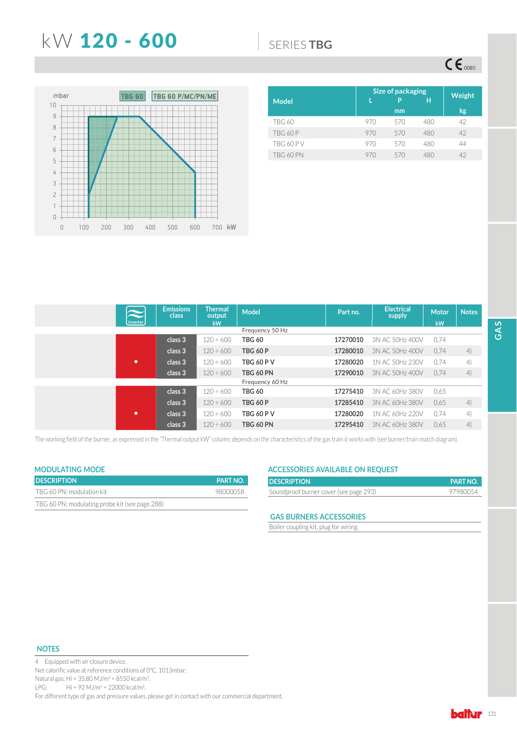# kW **120 - 600**

SERIES **TBG**

CE 0085

mbar | TBG 60 | TBG 60 P/MC/PN/ME

| Model | Size of packaging L (mm) | P (mm) | H (mm) | Weight kg |
|---|---|---|---|---|
| TBG 60 | 970 | 570 | 480 | 42 |
| TBG 60 P | 970 | 570 | 480 | 42 |
| TBG 60 P V | 970 | 570 | 480 | 44 |
| TBG 60 PN | 970 | 570 | 480 | 42 |

| Inverter | Emissions class | Thermal output kW | Model | Part no. | Electrical supply | Motor kW | Notes |
|---|---|---|---|---|---|---|---|
| | | | Frequency 50 Hz | | | | |
| | class 3 | 120 ÷ 600 | **TBG 60** | **17270010** | 3N AC 50Hz 400V | 0,74 | |
| | class 3 | 120 ÷ 600 | **TBG 60 P** | **17280010** | 3N AC 50Hz 400V | 0,74 | 4) |
| • | class 3 | 120 ÷ 600 | **TBG 60 P V** | **17280020** | 1N AC 50Hz 230V | 0,74 | 4) |
| | class 3 | 120 ÷ 600 | **TBG 60 PN** | **17290010** | 3N AC 50Hz 400V | 0,74 | 4) |
| | | | Frequency 60 Hz | | | | |
| | class 3 | 120 ÷ 600 | **TBG 60** | **17275410** | 3N AC 60Hz 380V | 0,65 | |
| | class 3 | 120 ÷ 600 | **TBG 60 P** | **17285410** | 3N AC 60Hz 380V | 0,65 | 4) |
| • | class 3 | 120 ÷ 600 | **TBG 60 P V** | **17280020** | 1N AC 60Hz 220V | 0,74 | 4) |
| | class 3 | 120 ÷ 600 | **TBG 60 PN** | **17295410** | 3N AC 60Hz 380V | 0,65 | 4) |

The working field of the burner, as expressed in the "Thermal output kW" column, depends on the characteristics of the gas train it works with (see burner/train match diagram).

## MODULATING MODE

| DESCRIPTION | PART NO. |
|---|---|
| TBG 60 PN: modulation kit | 98000058 |
| TBG 60 PN: modulating probe kit (see page 288) | |

## ACCESSORIES AVAILABLE ON REQUEST

| DESCRIPTION | PART NO. |
|---|---|
| Soundproof burner cover (see page 293) | 97980054 |

## GAS BURNERS ACCESSORIES

Boiler coupling kit, plug for wiring.

GAS

## NOTES

4 Equipped with air closure device.
Net calorific value at reference conditions of 0°C, 1013mbar:
Natural gas: Hi = 35,80 MJ/m³ = 8550 kcal/m³.
LPG: Hi = 92 MJ/m³ = 22000 kcal/m³.
For different type of gas and pressure values, please get in contact with our commercial department.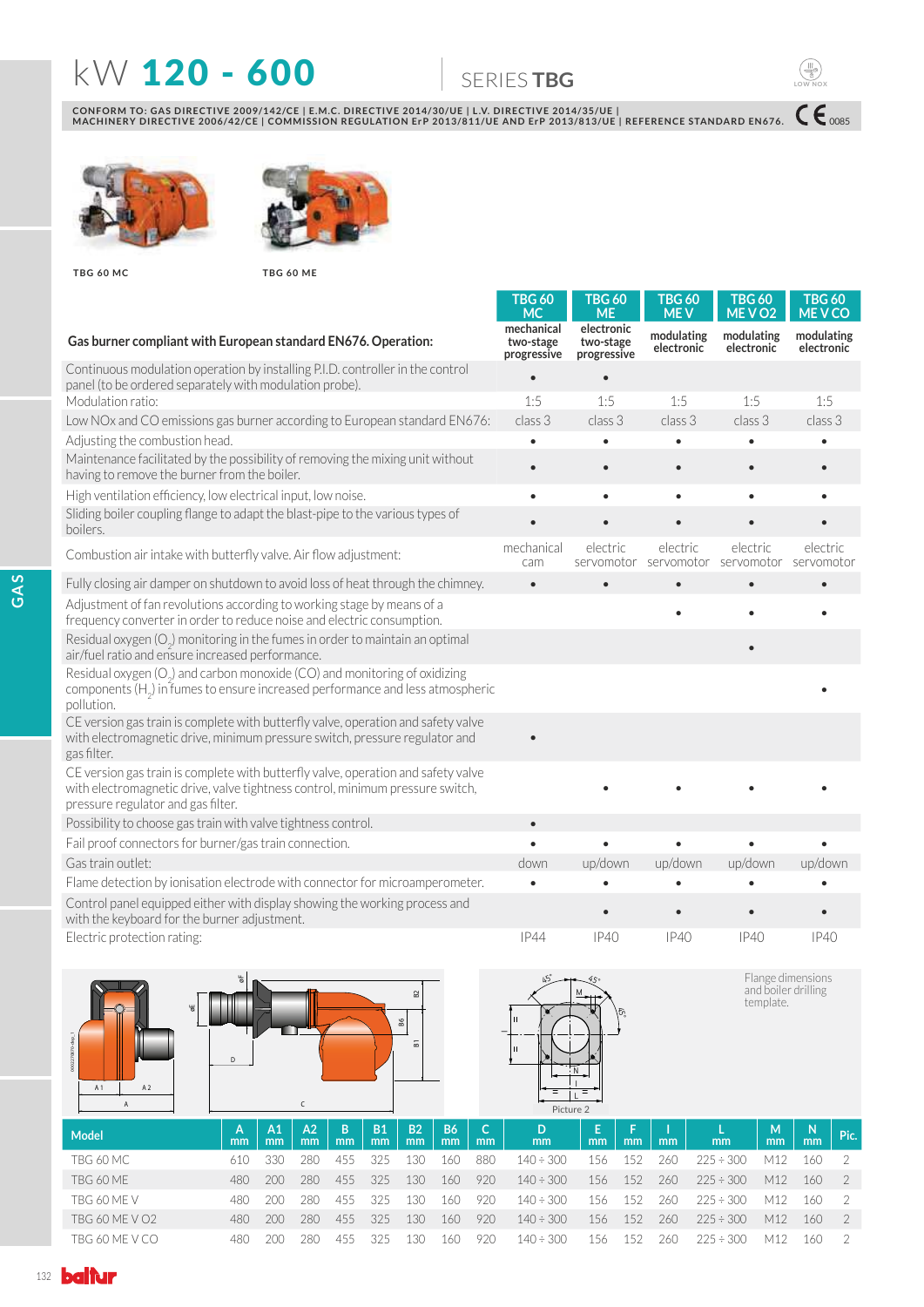# kW 120 - 600

SERIES **TBG**

LOW NOX

CONFORM TO: GAS DIRECTIVE 2009/142/CE | E.M.C. DIRECTIVE 2014/30/UE | L.V. DIRECTIVE 2014/35/UE | MACHINERY DIRECTIVE 2006/42/CE | COMMISSION REGULATION ErP 2013/811/UE AND ErP 2013/813/UE | REFERENCE STANDARD EN676. CE 0085

TBG 60 MC

TBG 60 ME

| Gas burner compliant with European standard EN676. Operation: | TBG 60 MC mechanical two-stage progressive | TBG 60 ME electronic two-stage progressive | TBG 60 ME V modulating electronic | TBG 60 ME V O2 modulating electronic | TBG 60 ME V CO modulating electronic |
|---|---|---|---|---|---|
| Continuous modulation operation by installing P.I.D. controller in the control panel (to be ordered separately with modulation probe). | • | • | | | |
| Modulation ratio: | 1:5 | 1:5 | 1:5 | 1:5 | 1:5 |
| Low NOx and CO emissions gas burner according to European standard EN676: | class 3 | class 3 | class 3 | class 3 | class 3 |
| Adjusting the combustion head. | • | • | • | • | • |
| Maintenance facilitated by the possibility of removing the mixing unit without having to remove the burner from the boiler. | • | • | • | • | • |
| High ventilation efficiency, low electrical input, low noise. | • | • | • | • | • |
| Sliding boiler coupling flange to adapt the blast-pipe to the various types of boilers. | • | • | • | • | • |
| Combustion air intake with butterfly valve. Air flow adjustment: | mechanical cam | electric servomotor | electric servomotor | electric servomotor | electric servomotor |
| Fully closing air damper on shutdown to avoid loss of heat through the chimney. | • | • | • | • | • |
| Adjustment of fan revolutions according to working stage by means of a frequency converter in order to reduce noise and electric consumption. | | | • | • | • |
| Residual oxygen ($O_2$) monitoring in the fumes in order to maintain an optimal air/fuel ratio and ensure increased performance. | | | | • | |
| Residual oxygen ($O_2$) and carbon monoxide (CO) and monitoring of oxidizing components ($H_2$) in fumes to ensure increased performance and less atmospheric pollution. | | | | | • |
| CE version gas train is complete with butterfly valve, operation and safety valve with electromagnetic drive, minimum pressure switch, pressure regulator and gas filter. | • | | | | |
| CE version gas train is complete with butterfly valve, operation and safety valve with electromagnetic drive, valve tightness control, minimum pressure switch, pressure regulator and gas filter. | | • | • | • | • |
| Possibility to choose gas train with valve tightness control. | • | | | | |
| Fail proof connectors for burner/gas train connection. | • | • | • | • | • |
| Gas train outlet: | down | up/down | up/down | up/down | up/down |
| Flame detection by ionisation electrode with connector for microamperometer. | • | • | • | • | • |
| Control panel equipped either with display showing the working process and with the keyboard for the burner adjustment. | | • | • | • | • |
| Electric protection rating: | IP44 | IP40 | IP40 | IP40 | IP40 |

Flange dimensions and boiler drilling template.

Picture 2

| Model | A mm | A1 mm | A2 mm | B mm | B1 mm | B2 mm | B6 mm | C mm | D mm | E mm | F mm | I mm | L mm | M mm | N mm | Pic. |
|---|---|---|---|---|---|---|---|---|---|---|---|---|---|---|---|---|
| TBG 60 MC | 610 | 330 | 280 | 455 | 325 | 130 | 160 | 880 | 140 ÷ 300 | 156 | 152 | 260 | 225 ÷ 300 | M12 | 160 | 2 |
| TBG 60 ME | 480 | 200 | 280 | 455 | 325 | 130 | 160 | 920 | 140 ÷ 300 | 156 | 152 | 260 | 225 ÷ 300 | M12 | 160 | 2 |
| TBG 60 ME V | 480 | 200 | 280 | 455 | 325 | 130 | 160 | 920 | 140 ÷ 300 | 156 | 152 | 260 | 225 ÷ 300 | M12 | 160 | 2 |
| TBG 60 ME V O2 | 480 | 200 | 280 | 455 | 325 | 130 | 160 | 920 | 140 ÷ 300 | 156 | 152 | 260 | 225 ÷ 300 | M12 | 160 | 2 |
| TBG 60 ME V CO | 480 | 200 | 280 | 455 | 325 | 130 | 160 | 920 | 140 ÷ 300 | 156 | 152 | 260 | 225 ÷ 300 | M12 | 160 | 2 |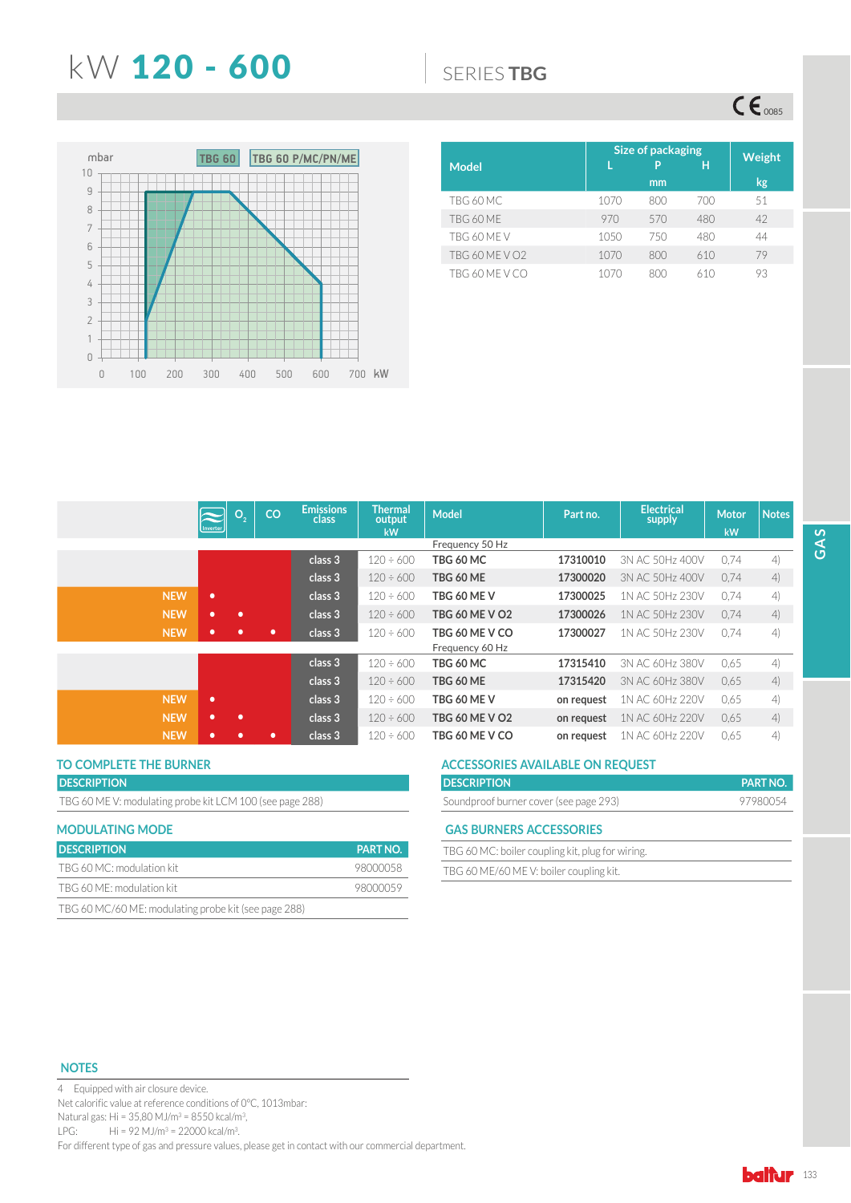# kW 120 - 600

SERIES **TBG**

CE 0085

mbar / kW — TBG 60 / TBG 60 P/MC/PN/ME

| Model | Size of packaging L (mm) | P (mm) | H (mm) | Weight kg |
|---|---|---|---|---|
| TBG 60 MC | 1070 | 800 | 700 | 51 |
| TBG 60 ME | 970 | 570 | 480 | 42 |
| TBG 60 ME V | 1050 | 750 | 480 | 44 |
| TBG 60 ME V O2 | 1070 | 800 | 610 | 79 |
| TBG 60 ME V CO | 1070 | 800 | 610 | 93 |

| | Inverter | $O_2$ | CO | Emissions class | Thermal output kW | Model | Part no. | Electrical supply | Motor kW | Notes |
|---|---|---|---|---|---|---|---|---|---|---|
| | | | | | | Frequency 50 Hz | | | | |
| | | | | class 3 | 120 ÷ 600 | **TBG 60 MC** | **17310010** | 3N AC 50Hz 400V | 0,74 | 4) |
| | | | | class 3 | 120 ÷ 600 | **TBG 60 ME** | **17300020** | 3N AC 50Hz 400V | 0,74 | 4) |
| NEW | • | | | class 3 | 120 ÷ 600 | **TBG 60 ME V** | **17300025** | 1N AC 50Hz 230V | 0,74 | 4) |
| NEW | • | • | | class 3 | 120 ÷ 600 | **TBG 60 ME V O2** | **17300026** | 1N AC 50Hz 230V | 0,74 | 4) |
| NEW | • | • | • | class 3 | 120 ÷ 600 | **TBG 60 ME V CO** | **17300027** | 1N AC 50Hz 230V | 0,74 | 4) |
| | | | | | | Frequency 60 Hz | | | | |
| | | | | class 3 | 120 ÷ 600 | **TBG 60 MC** | **17315410** | 3N AC 60Hz 380V | 0,65 | 4) |
| | | | | class 3 | 120 ÷ 600 | **TBG 60 ME** | **17315420** | 3N AC 60Hz 380V | 0,65 | 4) |
| NEW | • | | | class 3 | 120 ÷ 600 | **TBG 60 ME V** | **on request** | 1N AC 60Hz 220V | 0,65 | 4) |
| NEW | • | • | | class 3 | 120 ÷ 600 | **TBG 60 ME V O2** | **on request** | 1N AC 60Hz 220V | 0,65 | 4) |
| NEW | • | • | • | class 3 | 120 ÷ 600 | **TBG 60 ME V CO** | **on request** | 1N AC 60Hz 220V | 0,65 | 4) |

## TO COMPLETE THE BURNER

| DESCRIPTION |
|---|
| TBG 60 ME V: modulating probe kit LCM 100 (see page 288) |

## MODULATING MODE

| DESCRIPTION | PART NO. |
|---|---|
| TBG 60 MC: modulation kit | 98000058 |
| TBG 60 ME: modulation kit | 98000059 |
| TBG 60 MC/60 ME: modulating probe kit (see page 288) | |

## ACCESSORIES AVAILABLE ON REQUEST

| DESCRIPTION | PART NO. |
|---|---|
| Soundproof burner cover (see page 293) | 97980054 |

## GAS BURNERS ACCESSORIES

- TBG 60 MC: boiler coupling kit, plug for wiring.
- TBG 60 ME/60 ME V: boiler coupling kit.

## NOTES

4 Equipped with air closure device.
Net calorific value at reference conditions of 0°C, 1013mbar:
Natural gas: Hi = 35,80 MJ/m³ = 8550 kcal/m³.
LPG: Hi = 92 MJ/m³ = 22000 kcal/m³.
For different type of gas and pressure values, please get in contact with our commercial department.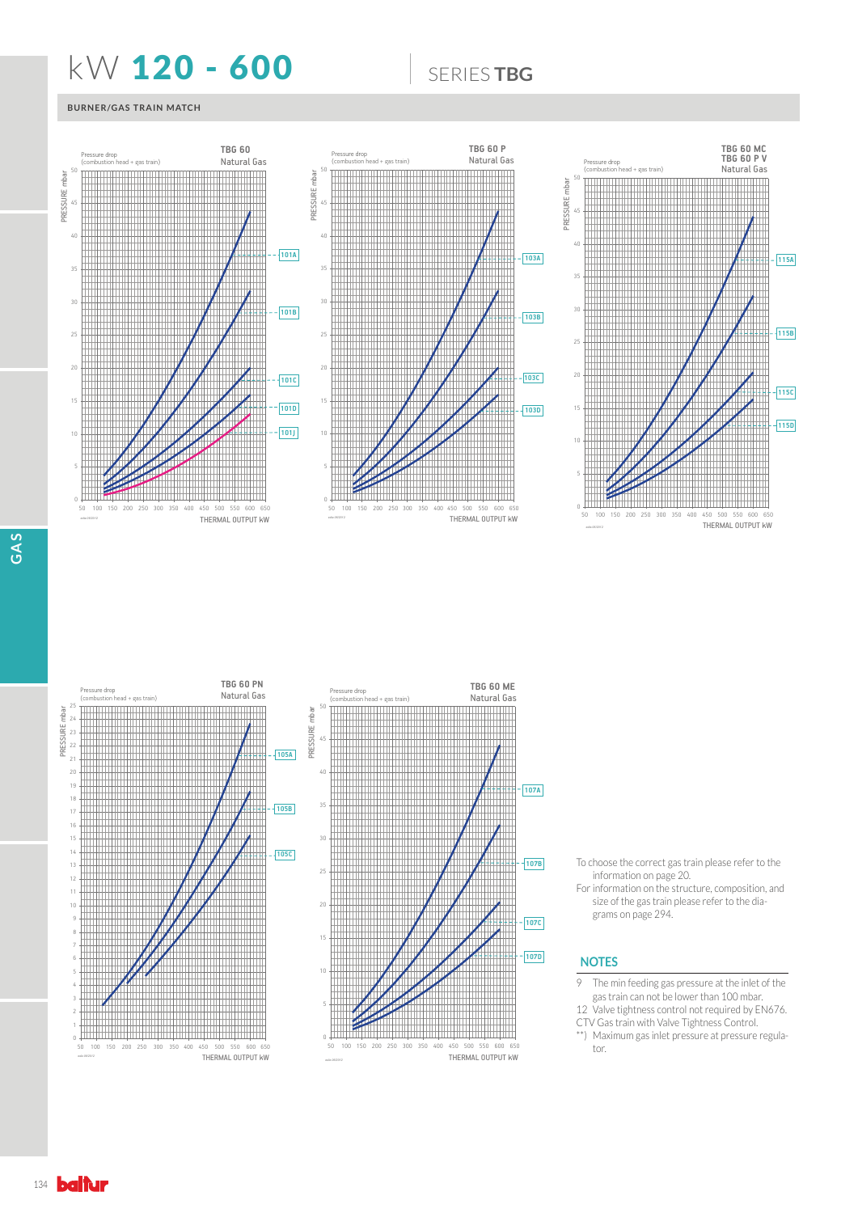# kW 120 - 600

## SERIES TBG

### BURNER/GAS TRAIN MATCH

**TBG 60** Natural Gas

Pressure drop (combustion head + gas train)

PRESSURE mbar

THERMAL OUTPUT kW

101A, 101B, 101C, 101D, 101J

**TBG 60 P** Natural Gas

Pressure drop (combustion head + gas train)

PRESSURE mbar

THERMAL OUTPUT kW

103A, 103B, 103C, 103D

**TBG 60 MC**
**TBG 60 P V**
Natural Gas

Pressure drop (combustion head + gas train)

PRESSURE mbar

THERMAL OUTPUT kW

115A, 115B, 115C, 115D

**TBG 60 PN** Natural Gas

Pressure drop (combustion head + gas train)

PRESSURE mbar

THERMAL OUTPUT kW

105A, 105B, 105C

**TBG 60 ME** Natural Gas

Pressure drop (combustion head + gas train)

PRESSURE mbar

THERMAL OUTPUT kW

107A, 107B, 107C, 107D

To choose the correct gas train please refer to the information on page 20.

For information on the structure, composition, and size of the gas train please refer to the diagrams on page 294.

## NOTES

9 The min feeding gas pressure at the inlet of the gas train can not be lower than 100 mbar.

12 Valve tightness control not required by EN676.

CTV Gas train with Valve Tightness Control.

**) Maximum gas inlet pressure at pressure regulator.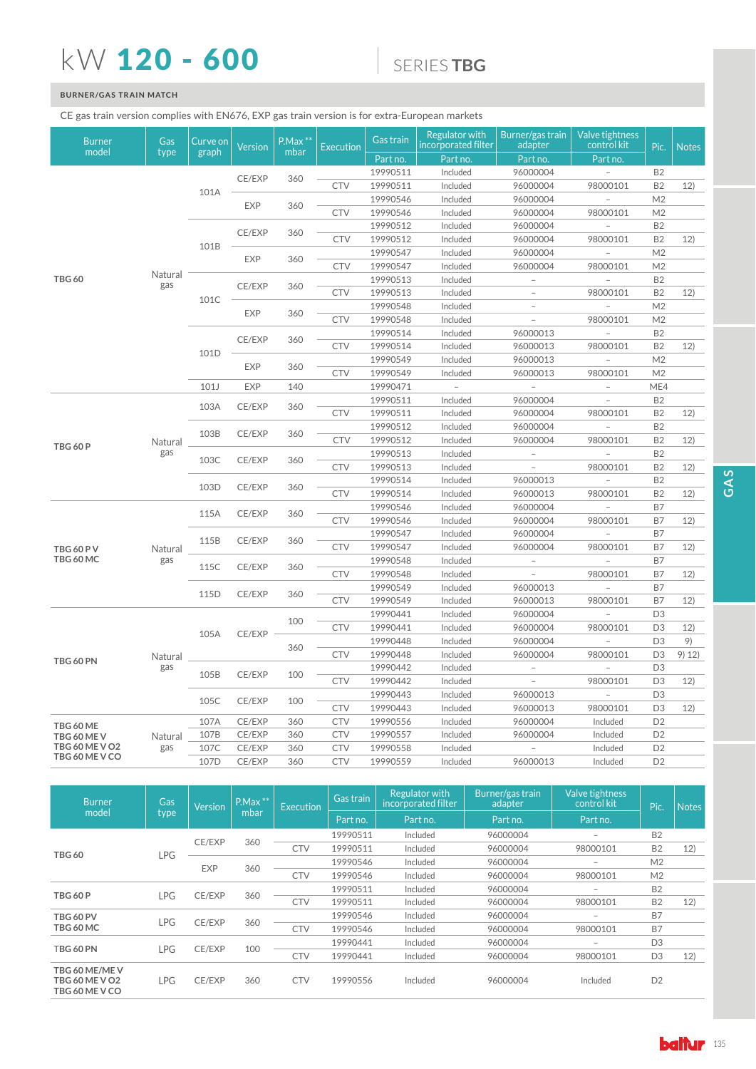# kW 120 - 600

SERIES **TBG**

**BURNER/GAS TRAIN MATCH**

CE gas train version complies with EN676, EXP gas train version is for extra-European markets

| Burner model | Gas type | Curve on graph | Version | P.Max ** mbar | Execution | Gas train | Regulator with incorporated filter | Burner/gas train adapter | Valve tightness control kit | Pic. | Notes |
|---|---|---|---|---|---|---|---|---|---|---|---|
| | | | | | | Part no. | Part no. | Part no. | Part no. | | |
| TBG 60 | Natural gas | 101A | CE/EXP | 360 | | 19990511 | Included | 96000004 | – | B2 | |
| | | | | | CTV | 19990511 | Included | 96000004 | 98000101 | B2 | 12) |
| | | | EXP | 360 | | 19990546 | Included | 96000004 | – | M2 | |
| | | | | | CTV | 19990546 | Included | 96000004 | 98000101 | M2 | |
| | | 101B | CE/EXP | 360 | | 19990512 | Included | 96000004 | – | B2 | |
| | | | | | CTV | 19990512 | Included | 96000004 | 98000101 | B2 | 12) |
| | | | EXP | 360 | | 19990547 | Included | 96000004 | – | M2 | |
| | | | | | CTV | 19990547 | Included | 96000004 | 98000101 | M2 | |
| | | 101C | CE/EXP | 360 | | 19990513 | Included | – | – | B2 | |
| | | | | | CTV | 19990513 | Included | – | 98000101 | B2 | 12) |
| | | | EXP | 360 | | 19990548 | Included | – | – | M2 | |
| | | | | | CTV | 19990548 | Included | – | 98000101 | M2 | |
| | | 101D | CE/EXP | 360 | | 19990514 | Included | 96000013 | – | B2 | |
| | | | | | CTV | 19990514 | Included | 96000013 | 98000101 | B2 | 12) |
| | | | EXP | 360 | | 19990549 | Included | 96000013 | – | M2 | |
| | | | | | CTV | 19990549 | Included | 96000013 | 98000101 | M2 | |
| | | 101J | EXP | 140 | | 19990471 | – | – | – | ME4 | |
| TBG 60 P | Natural gas | 103A | CE/EXP | 360 | | 19990511 | Included | 96000004 | – | B2 | |
| | | | | | CTV | 19990511 | Included | 96000004 | 98000101 | B2 | 12) |
| | | 103B | CE/EXP | 360 | | 19990512 | Included | 96000004 | – | B2 | |
| | | | | | CTV | 19990512 | Included | 96000004 | 98000101 | B2 | 12) |
| | | 103C | CE/EXP | 360 | | 19990513 | Included | – | – | B2 | |
| | | | | | CTV | 19990513 | Included | – | 98000101 | B2 | 12) |
| | | 103D | CE/EXP | 360 | | 19990514 | Included | 96000013 | – | B2 | |
| | | | | | CTV | 19990514 | Included | 96000013 | 98000101 | B2 | 12) |
| TBG 60 P V<br>TBG 60 MC | Natural gas | 115A | CE/EXP | 360 | | 19990546 | Included | 96000004 | – | B7 | |
| | | | | | CTV | 19990546 | Included | 96000004 | 98000101 | B7 | 12) |
| | | 115B | CE/EXP | 360 | | 19990547 | Included | 96000004 | – | B7 | |
| | | | | | CTV | 19990547 | Included | 96000004 | 98000101 | B7 | 12) |
| | | 115C | CE/EXP | 360 | | 19990548 | Included | – | – | B7 | |
| | | | | | CTV | 19990548 | Included | – | 98000101 | B7 | 12) |
| | | 115D | CE/EXP | 360 | | 19990549 | Included | 96000013 | – | B7 | |
| | | | | | CTV | 19990549 | Included | 96000013 | 98000101 | B7 | 12) |
| TBG 60 PN | Natural gas | 105A | CE/EXP | 100 | | 19990441 | Included | 96000004 | – | D3 | |
| | | | | | CTV | 19990441 | Included | 96000004 | 98000101 | D3 | 12) |
| | | | | 360 | | 19990448 | Included | 96000004 | – | D3 | 9) |
| | | | | | CTV | 19990448 | Included | 96000004 | 98000101 | D3 | 9) 12) |
| | | 105B | CE/EXP | 100 | | 19990442 | Included | – | – | D3 | |
| | | | | | CTV | 19990442 | Included | – | 98000101 | D3 | 12) |
| | | 105C | CE/EXP | 100 | | 19990443 | Included | 96000013 | – | D3 | |
| | | | | | CTV | 19990443 | Included | 96000013 | 98000101 | D3 | 12) |
| TBG 60 ME<br>TBG 60 ME V<br>TBG 60 ME V O2<br>TBG 60 ME V CO | Natural gas | 107A | CE/EXP | 360 | CTV | 19990556 | Included | 96000004 | Included | D2 | |
| | | 107B | CE/EXP | 360 | CTV | 19990557 | Included | 96000004 | Included | D2 | |
| | | 107C | CE/EXP | 360 | CTV | 19990558 | Included | – | Included | D2 | |
| | | 107D | CE/EXP | 360 | CTV | 19990559 | Included | 96000013 | Included | D2 | |

| Burner model | Gas type | Version | P.Max ** mbar | Execution | Gas train | Regulator with incorporated filter | Burner/gas train adapter | Valve tightness control kit | Pic. | Notes |
|---|---|---|---|---|---|---|---|---|---|---|
| | | | | | Part no. | Part no. | Part no. | Part no. | | |
| TBG 60 | LPG | CE/EXP | 360 | | 19990511 | Included | 96000004 | – | B2 | |
| | | | | CTV | 19990511 | Included | 96000004 | 98000101 | B2 | 12) |
| | | EXP | 360 | | 19990546 | Included | 96000004 | – | M2 | |
| | | | | CTV | 19990546 | Included | 96000004 | 98000101 | M2 | |
| TBG 60 P | LPG | CE/EXP | 360 | | 19990511 | Included | 96000004 | – | B2 | |
| | | | | CTV | 19990511 | Included | 96000004 | 98000101 | B2 | 12) |
| TBG 60 PV<br>TBG 60 MC | LPG | CE/EXP | 360 | | 19990546 | Included | 96000004 | – | B7 | |
| | | | | CTV | 19990546 | Included | 96000004 | 98000101 | B7 | |
| TBG 60 PN | LPG | CE/EXP | 100 | | 19990441 | Included | 96000004 | – | D3 | |
| | | | | CTV | 19990441 | Included | 96000004 | 98000101 | D3 | 12) |
| TBG 60 ME/ME V<br>TBG 60 ME V O2<br>TBG 60 ME V CO | LPG | CE/EXP | 360 | CTV | 19990556 | Included | 96000004 | Included | D2 | |